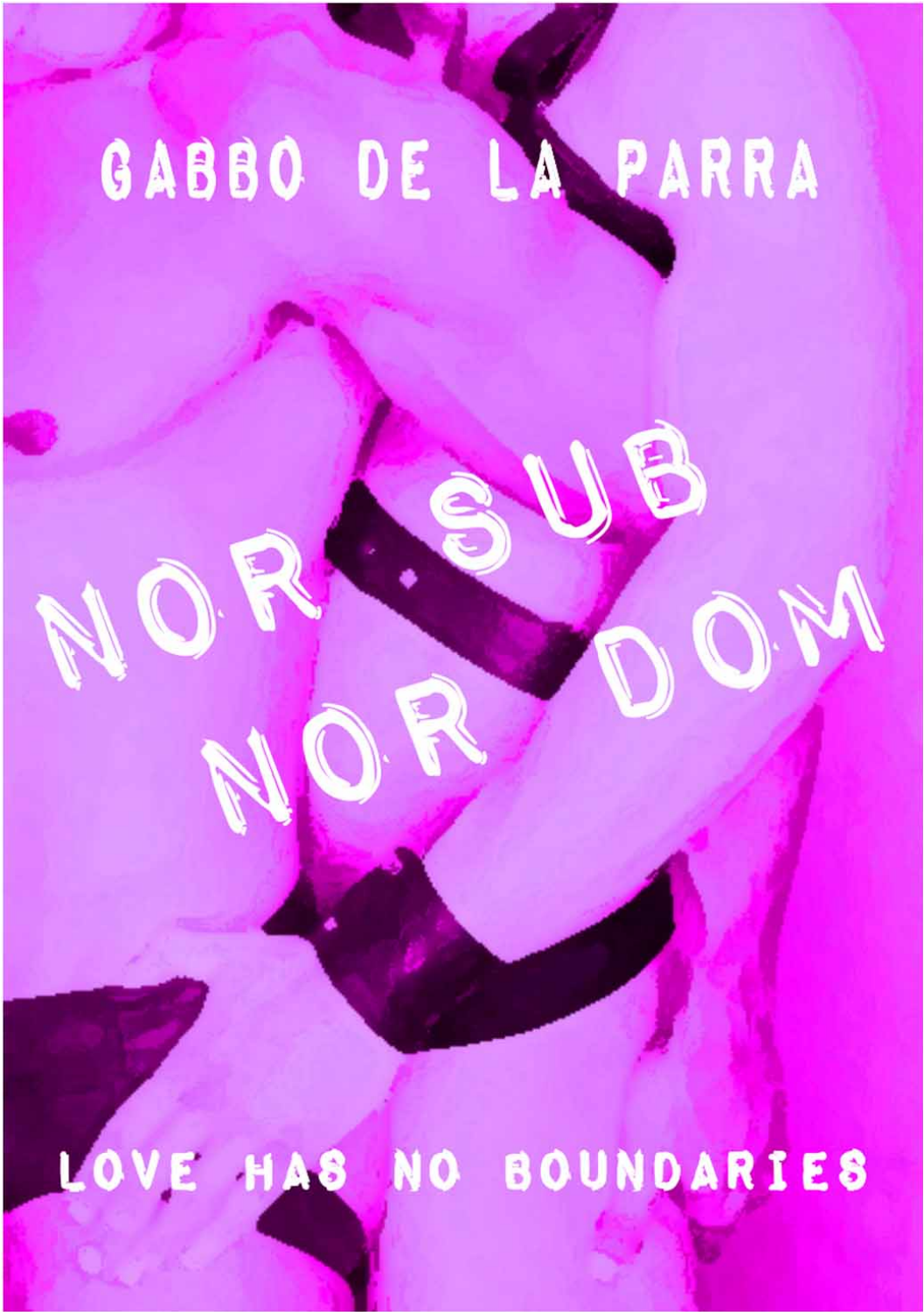GABBO DE LA PARRA

# NOR SUB NOR DOM

LOVE HAS NO BOUNDARIES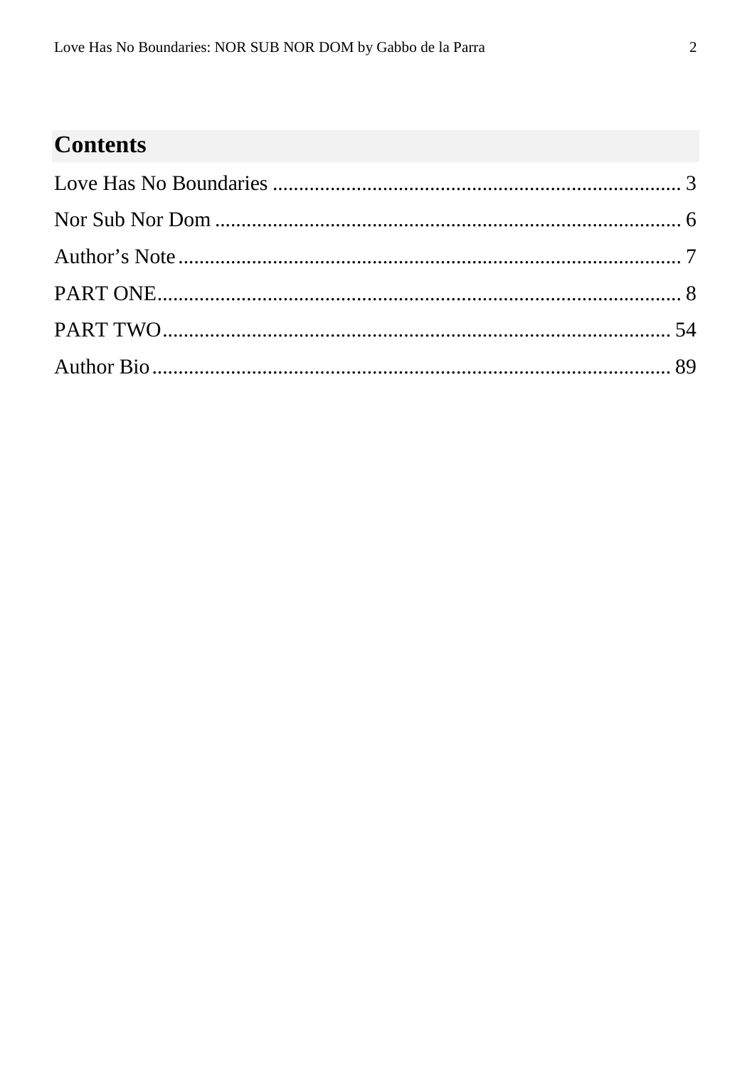# Contents

Love Has No Boundaries ............................................................................ 3

Nor Sub Nor Dom ........................................................................................ 6

Author’s Note ................................................................................................ 7

PART ONE.................................................................................................... 8

PART TWO.................................................................................................. 54

Author Bio .................................................................................................. 89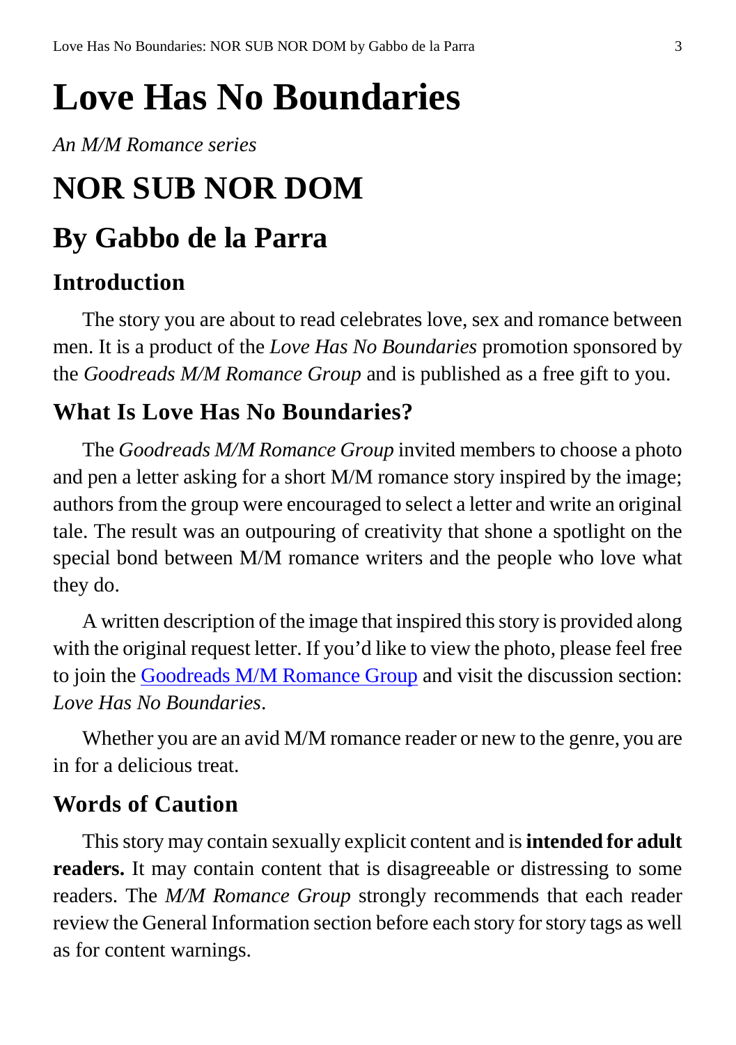# Love Has No Boundaries

*An M/M Romance series*

# NOR SUB NOR DOM

## By Gabbo de la Parra

### Introduction

The story you are about to read celebrates love, sex and romance between men. It is a product of the *Love Has No Boundaries* promotion sponsored by the *Goodreads M/M Romance Group* and is published as a free gift to you.

### What Is Love Has No Boundaries?

The *Goodreads M/M Romance Group* invited members to choose a photo and pen a letter asking for a short M/M romance story inspired by the image; authors from the group were encouraged to select a letter and write an original tale. The result was an outpouring of creativity that shone a spotlight on the special bond between M/M romance writers and the people who love what they do.

A written description of the image that inspired this story is provided along with the original request letter. If you'd like to view the photo, please feel free to join the [Goodreads M/M Romance Group](Goodreads M/M Romance Group) and visit the discussion section: *Love Has No Boundaries*.

Whether you are an avid M/M romance reader or new to the genre, you are in for a delicious treat.

### Words of Caution

This story may contain sexually explicit content and is **intended for adult readers.** It may contain content that is disagreeable or distressing to some readers. The *M/M Romance Group* strongly recommends that each reader review the General Information section before each story for story tags as well as for content warnings.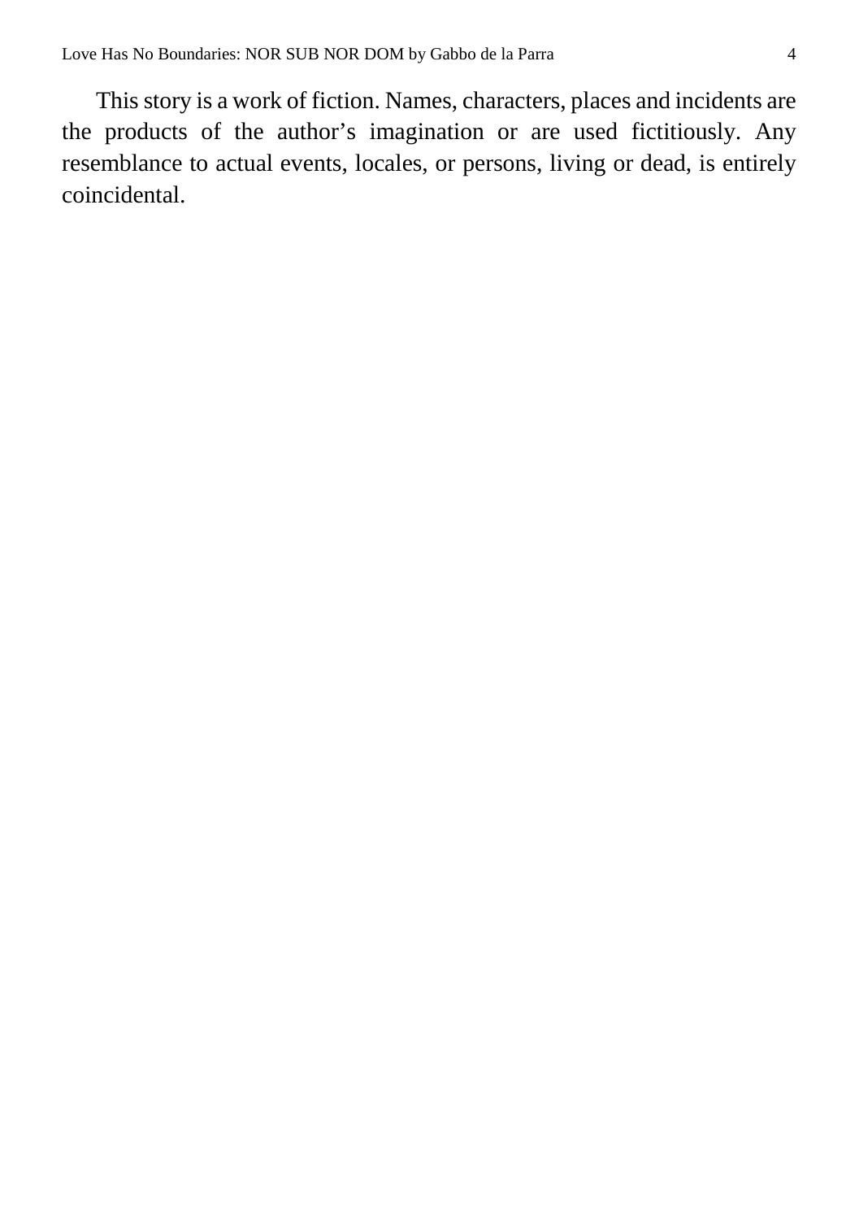This story is a work of fiction. Names, characters, places and incidents are the products of the author's imagination or are used fictitiously. Any resemblance to actual events, locales, or persons, living or dead, is entirely coincidental.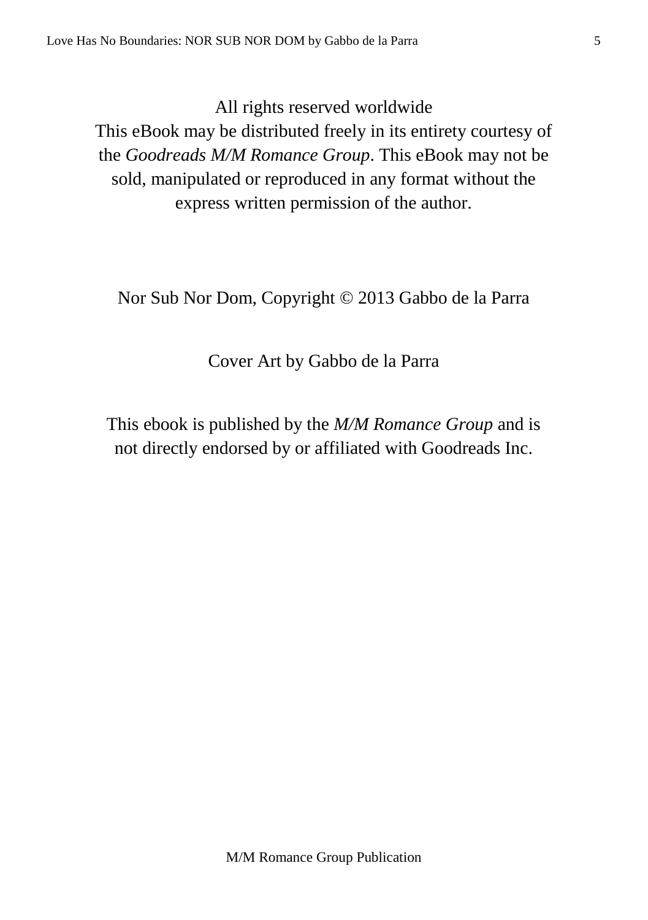All rights reserved worldwide
This eBook may be distributed freely in its entirety courtesy of the *Goodreads M/M Romance Group*. This eBook may not be sold, manipulated or reproduced in any format without the express written permission of the author.

Nor Sub Nor Dom, Copyright © 2013 Gabbo de la Parra

Cover Art by Gabbo de la Parra

This ebook is published by the *M/M Romance Group* and is not directly endorsed by or affiliated with Goodreads Inc.

M/M Romance Group Publication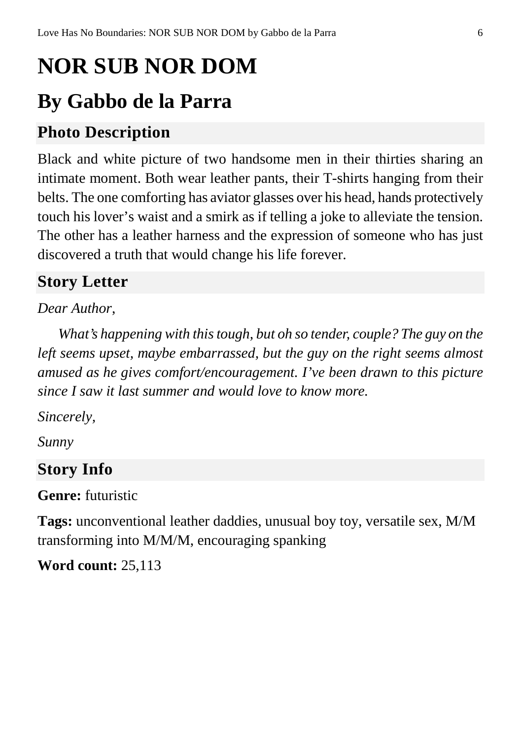# NOR SUB NOR DOM

## By Gabbo de la Parra

### Photo Description

Black and white picture of two handsome men in their thirties sharing an intimate moment. Both wear leather pants, their T-shirts hanging from their belts. The one comforting has aviator glasses over his head, hands protectively touch his lover's waist and a smirk as if telling a joke to alleviate the tension. The other has a leather harness and the expression of someone who has just discovered a truth that would change his life forever.

### Story Letter

*Dear Author,*

*What's happening with this tough, but oh so tender, couple? The guy on the left seems upset, maybe embarrassed, but the guy on the right seems almost amused as he gives comfort/encouragement. I've been drawn to this picture since I saw it last summer and would love to know more.*

*Sincerely,*

*Sunny*

### Story Info

**Genre:** futuristic

**Tags:** unconventional leather daddies, unusual boy toy, versatile sex, M/M transforming into M/M/M, encouraging spanking

**Word count:** 25,113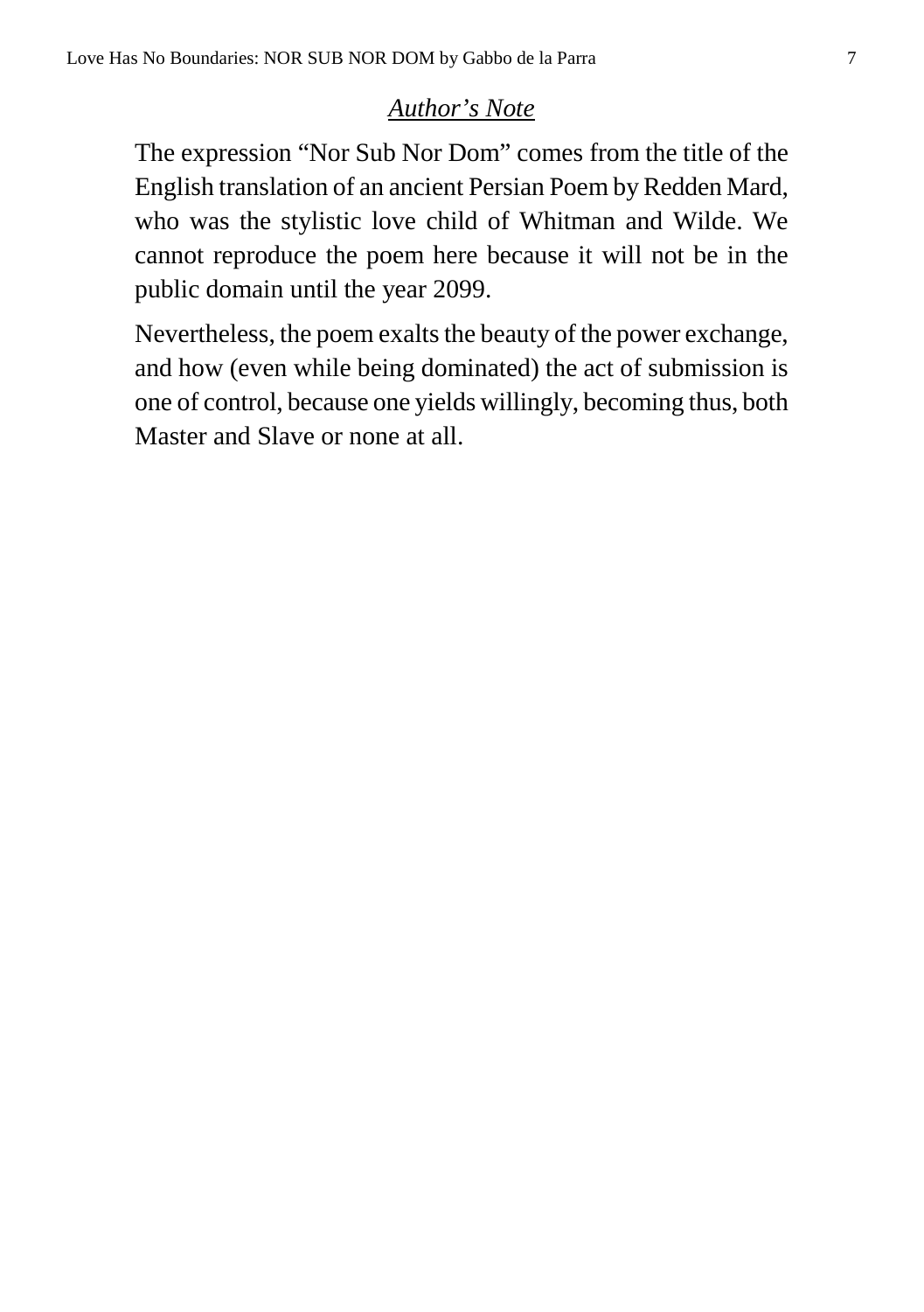## *Author's Note*

The expression "Nor Sub Nor Dom" comes from the title of the English translation of an ancient Persian Poem by Redden Mard, who was the stylistic love child of Whitman and Wilde. We cannot reproduce the poem here because it will not be in the public domain until the year 2099.

Nevertheless, the poem exalts the beauty of the power exchange, and how (even while being dominated) the act of submission is one of control, because one yields willingly, becoming thus, both Master and Slave or none at all.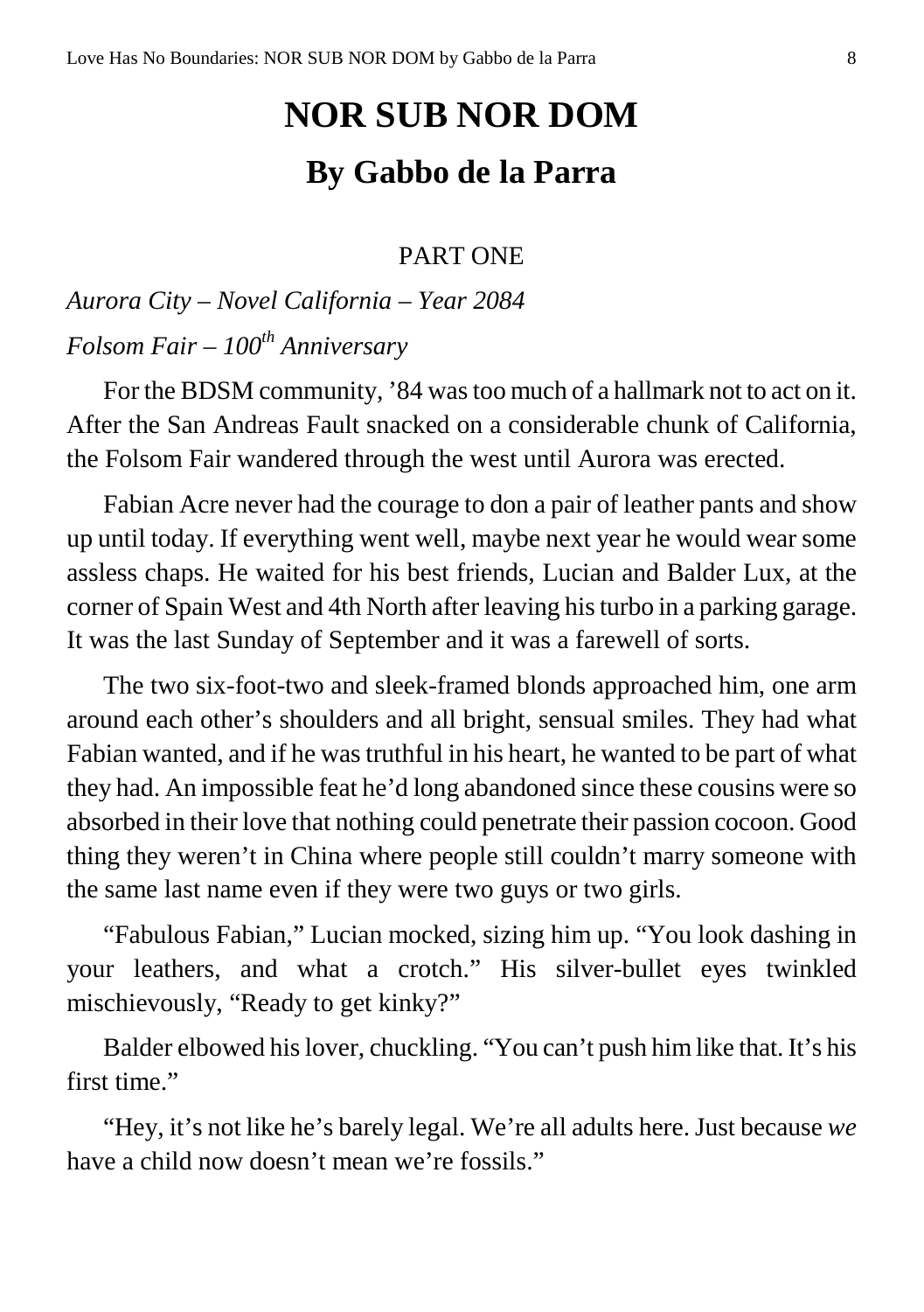# NOR SUB NOR DOM

## By Gabbo de la Parra

PART ONE

*Aurora City – Novel California – Year 2084*

*Folsom Fair – 100th Anniversary*

For the BDSM community, '84 was too much of a hallmark not to act on it. After the San Andreas Fault snacked on a considerable chunk of California, the Folsom Fair wandered through the west until Aurora was erected.

Fabian Acre never had the courage to don a pair of leather pants and show up until today. If everything went well, maybe next year he would wear some assless chaps. He waited for his best friends, Lucian and Balder Lux, at the corner of Spain West and 4th North after leaving his turbo in a parking garage. It was the last Sunday of September and it was a farewell of sorts.

The two six-foot-two and sleek-framed blonds approached him, one arm around each other's shoulders and all bright, sensual smiles. They had what Fabian wanted, and if he was truthful in his heart, he wanted to be part of what they had. An impossible feat he'd long abandoned since these cousins were so absorbed in their love that nothing could penetrate their passion cocoon. Good thing they weren't in China where people still couldn't marry someone with the same last name even if they were two guys or two girls.

"Fabulous Fabian," Lucian mocked, sizing him up. "You look dashing in your leathers, and what a crotch." His silver-bullet eyes twinkled mischievously, "Ready to get kinky?"

Balder elbowed his lover, chuckling. "You can't push him like that. It's his first time."

"Hey, it's not like he's barely legal. We're all adults here. Just because *we* have a child now doesn't mean we're fossils."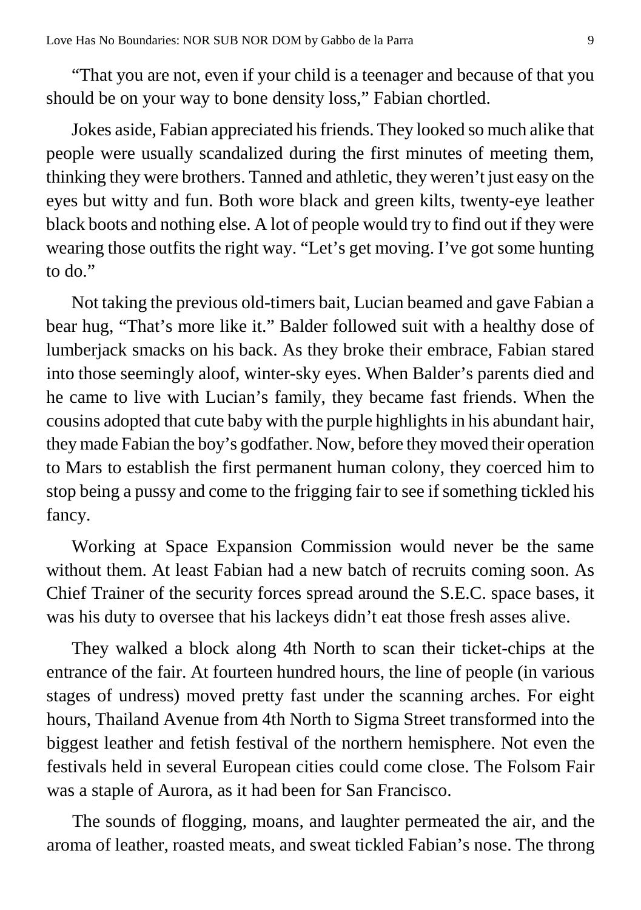"That you are not, even if your child is a teenager and because of that you should be on your way to bone density loss," Fabian chortled.

Jokes aside, Fabian appreciated his friends. They looked so much alike that people were usually scandalized during the first minutes of meeting them, thinking they were brothers. Tanned and athletic, they weren't just easy on the eyes but witty and fun. Both wore black and green kilts, twenty-eye leather black boots and nothing else. A lot of people would try to find out if they were wearing those outfits the right way. "Let's get moving. I've got some hunting to do."

Not taking the previous old-timers bait, Lucian beamed and gave Fabian a bear hug, "That's more like it." Balder followed suit with a healthy dose of lumberjack smacks on his back. As they broke their embrace, Fabian stared into those seemingly aloof, winter-sky eyes. When Balder's parents died and he came to live with Lucian's family, they became fast friends. When the cousins adopted that cute baby with the purple highlights in his abundant hair, they made Fabian the boy's godfather. Now, before they moved their operation to Mars to establish the first permanent human colony, they coerced him to stop being a pussy and come to the frigging fair to see if something tickled his fancy.

Working at Space Expansion Commission would never be the same without them. At least Fabian had a new batch of recruits coming soon. As Chief Trainer of the security forces spread around the S.E.C. space bases, it was his duty to oversee that his lackeys didn't eat those fresh asses alive.

They walked a block along 4th North to scan their ticket-chips at the entrance of the fair. At fourteen hundred hours, the line of people (in various stages of undress) moved pretty fast under the scanning arches. For eight hours, Thailand Avenue from 4th North to Sigma Street transformed into the biggest leather and fetish festival of the northern hemisphere. Not even the festivals held in several European cities could come close. The Folsom Fair was a staple of Aurora, as it had been for San Francisco.

The sounds of flogging, moans, and laughter permeated the air, and the aroma of leather, roasted meats, and sweat tickled Fabian's nose. The throng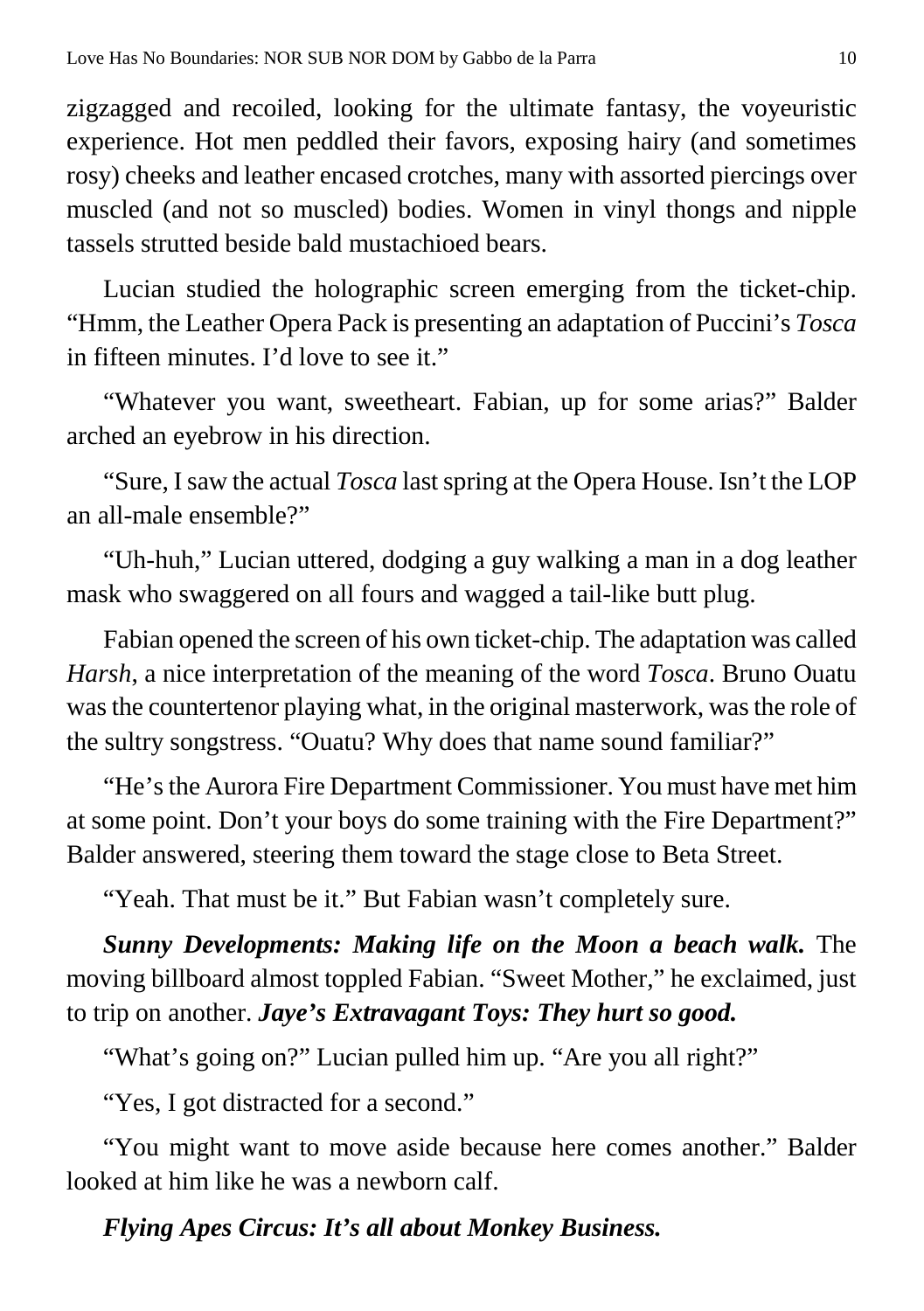zigzagged and recoiled, looking for the ultimate fantasy, the voyeuristic experience. Hot men peddled their favors, exposing hairy (and sometimes rosy) cheeks and leather encased crotches, many with assorted piercings over muscled (and not so muscled) bodies. Women in vinyl thongs and nipple tassels strutted beside bald mustachioed bears.

Lucian studied the holographic screen emerging from the ticket-chip. "Hmm, the Leather Opera Pack is presenting an adaptation of Puccini's *Tosca* in fifteen minutes. I'd love to see it."

"Whatever you want, sweetheart. Fabian, up for some arias?" Balder arched an eyebrow in his direction.

"Sure, I saw the actual *Tosca* last spring at the Opera House. Isn't the LOP an all-male ensemble?"

"Uh-huh," Lucian uttered, dodging a guy walking a man in a dog leather mask who swaggered on all fours and wagged a tail-like butt plug.

Fabian opened the screen of his own ticket-chip. The adaptation was called *Harsh*, a nice interpretation of the meaning of the word *Tosca*. Bruno Ouatu was the countertenor playing what, in the original masterwork, was the role of the sultry songstress. "Ouatu? Why does that name sound familiar?"

"He's the Aurora Fire Department Commissioner. You must have met him at some point. Don't your boys do some training with the Fire Department?" Balder answered, steering them toward the stage close to Beta Street.

"Yeah. That must be it." But Fabian wasn't completely sure.

***Sunny Developments: Making life on the Moon a beach walk.*** The moving billboard almost toppled Fabian. "Sweet Mother," he exclaimed, just to trip on another. ***Jaye's Extravagant Toys: They hurt so good.***

"What's going on?" Lucian pulled him up. "Are you all right?"

"Yes, I got distracted for a second."

"You might want to move aside because here comes another." Balder looked at him like he was a newborn calf.

***Flying Apes Circus: It's all about Monkey Business.***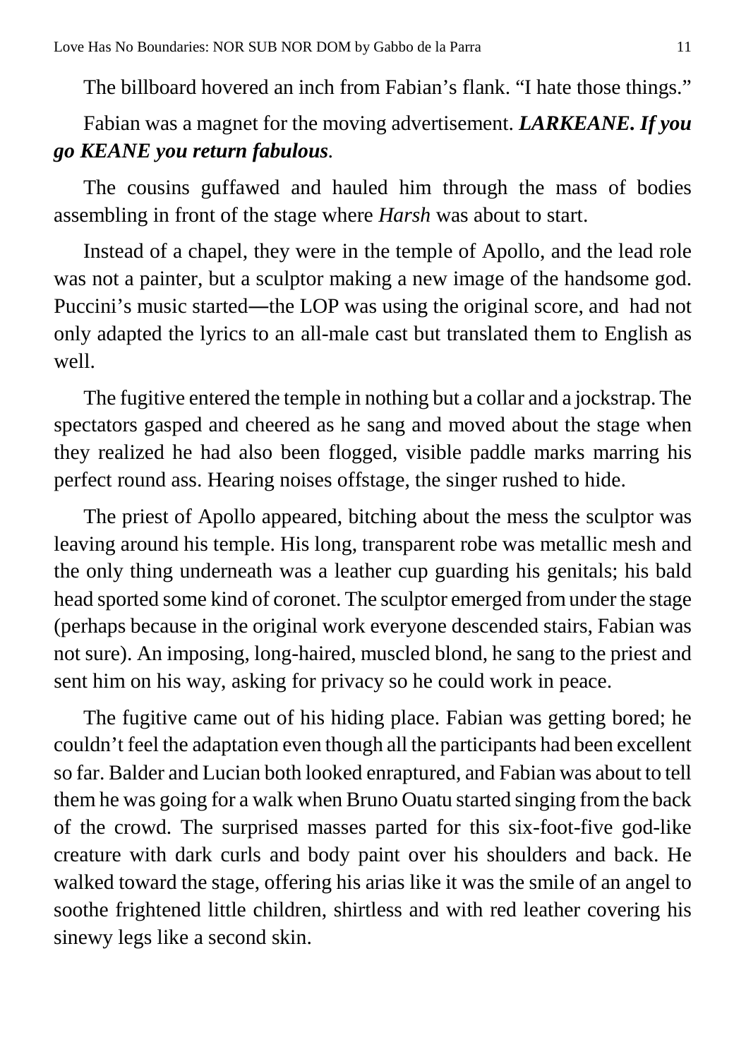The billboard hovered an inch from Fabian's flank. "I hate those things."

Fabian was a magnet for the moving advertisement. ***LARKEANE. If you go KEANE you return fabulous***.

The cousins guffawed and hauled him through the mass of bodies assembling in front of the stage where *Harsh* was about to start.

Instead of a chapel, they were in the temple of Apollo, and the lead role was not a painter, but a sculptor making a new image of the handsome god. Puccini's music started—the LOP was using the original score, and had not only adapted the lyrics to an all-male cast but translated them to English as well.

The fugitive entered the temple in nothing but a collar and a jockstrap. The spectators gasped and cheered as he sang and moved about the stage when they realized he had also been flogged, visible paddle marks marring his perfect round ass. Hearing noises offstage, the singer rushed to hide.

The priest of Apollo appeared, bitching about the mess the sculptor was leaving around his temple. His long, transparent robe was metallic mesh and the only thing underneath was a leather cup guarding his genitals; his bald head sported some kind of coronet. The sculptor emerged from under the stage (perhaps because in the original work everyone descended stairs, Fabian was not sure). An imposing, long-haired, muscled blond, he sang to the priest and sent him on his way, asking for privacy so he could work in peace.

The fugitive came out of his hiding place. Fabian was getting bored; he couldn't feel the adaptation even though all the participants had been excellent so far. Balder and Lucian both looked enraptured, and Fabian was about to tell them he was going for a walk when Bruno Ouatu started singing from the back of the crowd. The surprised masses parted for this six-foot-five god-like creature with dark curls and body paint over his shoulders and back. He walked toward the stage, offering his arias like it was the smile of an angel to soothe frightened little children, shirtless and with red leather covering his sinewy legs like a second skin.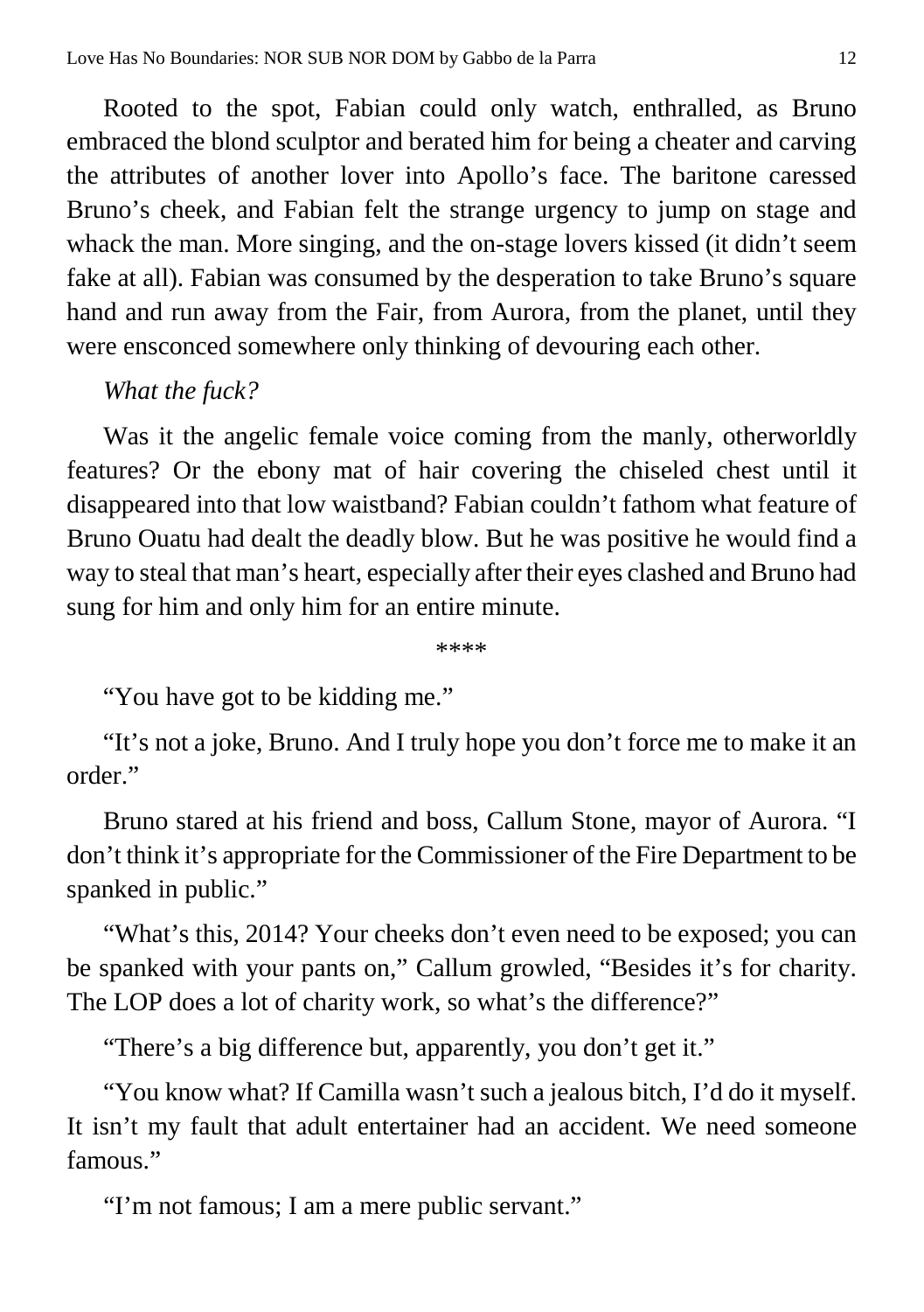Rooted to the spot, Fabian could only watch, enthralled, as Bruno embraced the blond sculptor and berated him for being a cheater and carving the attributes of another lover into Apollo's face. The baritone caressed Bruno's cheek, and Fabian felt the strange urgency to jump on stage and whack the man. More singing, and the on-stage lovers kissed (it didn't seem fake at all). Fabian was consumed by the desperation to take Bruno's square hand and run away from the Fair, from Aurora, from the planet, until they were ensconced somewhere only thinking of devouring each other.

*What the fuck?*

Was it the angelic female voice coming from the manly, otherworldly features? Or the ebony mat of hair covering the chiseled chest until it disappeared into that low waistband? Fabian couldn't fathom what feature of Bruno Ouatu had dealt the deadly blow. But he was positive he would find a way to steal that man's heart, especially after their eyes clashed and Bruno had sung for him and only him for an entire minute.

\*\*\*\*

"You have got to be kidding me."

"It's not a joke, Bruno. And I truly hope you don't force me to make it an order."

Bruno stared at his friend and boss, Callum Stone, mayor of Aurora. "I don't think it's appropriate for the Commissioner of the Fire Department to be spanked in public."

"What's this, 2014? Your cheeks don't even need to be exposed; you can be spanked with your pants on," Callum growled, "Besides it's for charity. The LOP does a lot of charity work, so what's the difference?"

"There's a big difference but, apparently, you don't get it."

"You know what? If Camilla wasn't such a jealous bitch, I'd do it myself. It isn't my fault that adult entertainer had an accident. We need someone famous."

"I'm not famous; I am a mere public servant."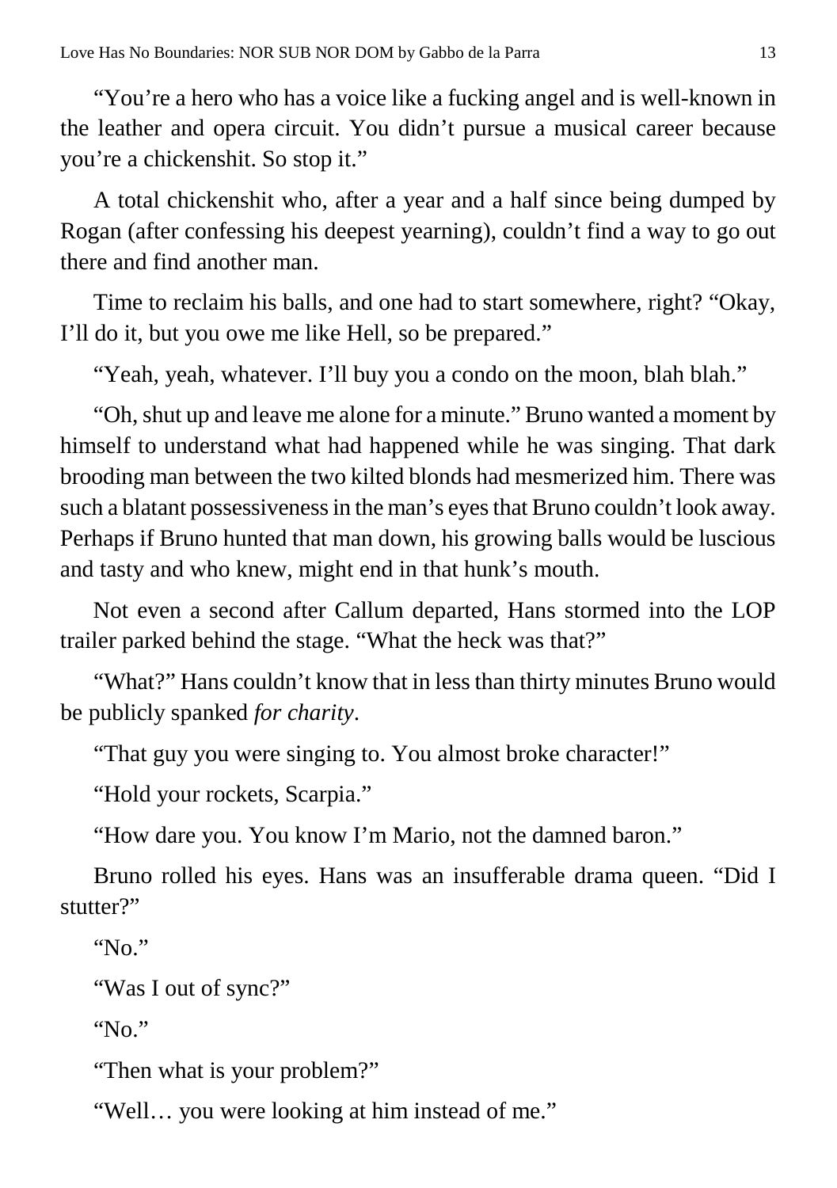"You're a hero who has a voice like a fucking angel and is well-known in the leather and opera circuit. You didn't pursue a musical career because you're a chickenshit. So stop it."

A total chickenshit who, after a year and a half since being dumped by Rogan (after confessing his deepest yearning), couldn't find a way to go out there and find another man.

Time to reclaim his balls, and one had to start somewhere, right? "Okay, I'll do it, but you owe me like Hell, so be prepared."

"Yeah, yeah, whatever. I'll buy you a condo on the moon, blah blah."

"Oh, shut up and leave me alone for a minute." Bruno wanted a moment by himself to understand what had happened while he was singing. That dark brooding man between the two kilted blonds had mesmerized him. There was such a blatant possessiveness in the man's eyes that Bruno couldn't look away. Perhaps if Bruno hunted that man down, his growing balls would be luscious and tasty and who knew, might end in that hunk's mouth.

Not even a second after Callum departed, Hans stormed into the LOP trailer parked behind the stage. "What the heck was that?"

"What?" Hans couldn't know that in less than thirty minutes Bruno would be publicly spanked *for charity*.

"That guy you were singing to. You almost broke character!"

"Hold your rockets, Scarpia."

"How dare you. You know I'm Mario, not the damned baron."

Bruno rolled his eyes. Hans was an insufferable drama queen. "Did I stutter?"

"No."

"Was I out of sync?"

"No."

"Then what is your problem?"

"Well… you were looking at him instead of me."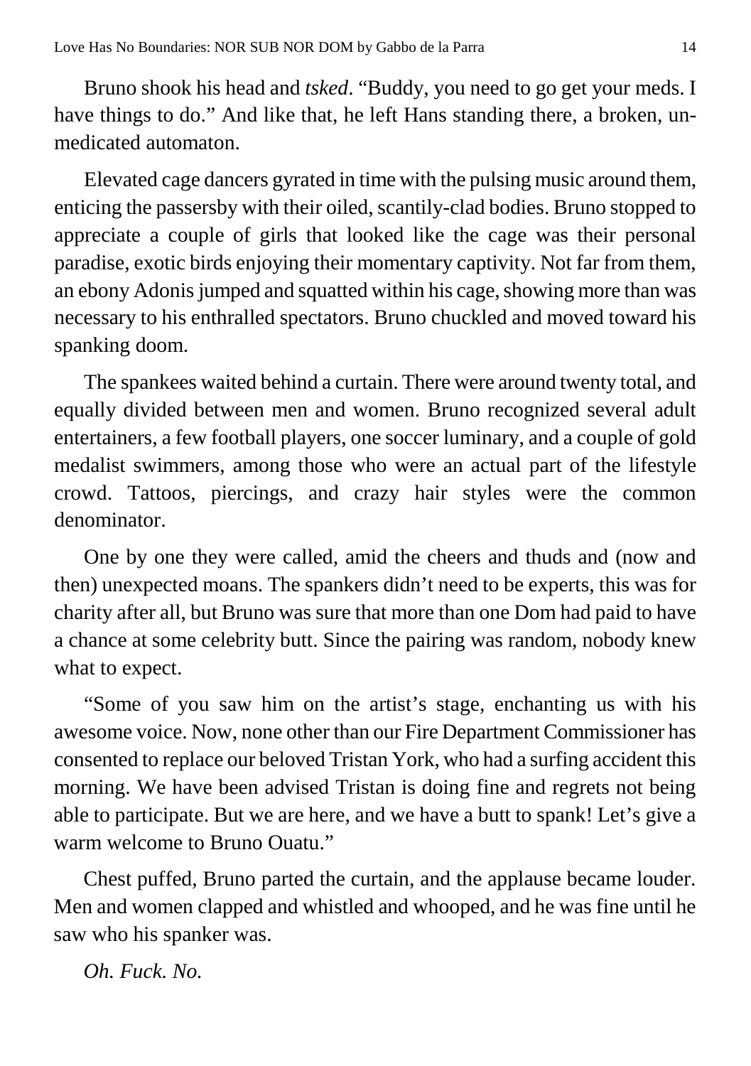Bruno shook his head and *tsked*. "Buddy, you need to go get your meds. I have things to do." And like that, he left Hans standing there, a broken, un-medicated automaton.

Elevated cage dancers gyrated in time with the pulsing music around them, enticing the passersby with their oiled, scantily-clad bodies. Bruno stopped to appreciate a couple of girls that looked like the cage was their personal paradise, exotic birds enjoying their momentary captivity. Not far from them, an ebony Adonis jumped and squatted within his cage, showing more than was necessary to his enthralled spectators. Bruno chuckled and moved toward his spanking doom.

The spankees waited behind a curtain. There were around twenty total, and equally divided between men and women. Bruno recognized several adult entertainers, a few football players, one soccer luminary, and a couple of gold medalist swimmers, among those who were an actual part of the lifestyle crowd. Tattoos, piercings, and crazy hair styles were the common denominator.

One by one they were called, amid the cheers and thuds and (now and then) unexpected moans. The spankers didn't need to be experts, this was for charity after all, but Bruno was sure that more than one Dom had paid to have a chance at some celebrity butt. Since the pairing was random, nobody knew what to expect.

"Some of you saw him on the artist's stage, enchanting us with his awesome voice. Now, none other than our Fire Department Commissioner has consented to replace our beloved Tristan York, who had a surfing accident this morning. We have been advised Tristan is doing fine and regrets not being able to participate. But we are here, and we have a butt to spank! Let's give a warm welcome to Bruno Ouatu."

Chest puffed, Bruno parted the curtain, and the applause became louder. Men and women clapped and whistled and whooped, and he was fine until he saw who his spanker was.

*Oh. Fuck. No.*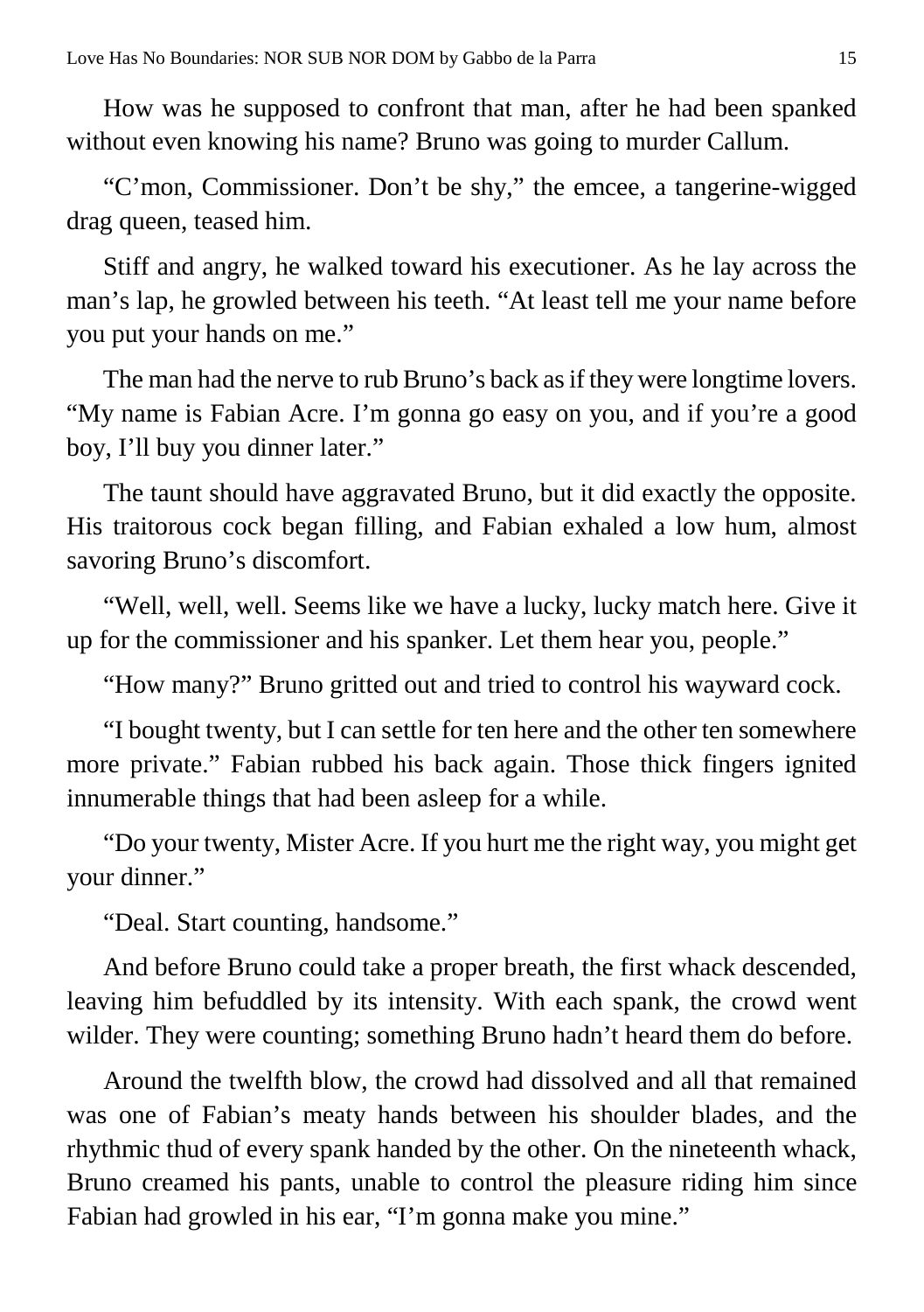How was he supposed to confront that man, after he had been spanked without even knowing his name? Bruno was going to murder Callum.

"C'mon, Commissioner. Don't be shy," the emcee, a tangerine-wigged drag queen, teased him.

Stiff and angry, he walked toward his executioner. As he lay across the man's lap, he growled between his teeth. "At least tell me your name before you put your hands on me."

The man had the nerve to rub Bruno's back as if they were longtime lovers. "My name is Fabian Acre. I'm gonna go easy on you, and if you're a good boy, I'll buy you dinner later."

The taunt should have aggravated Bruno, but it did exactly the opposite. His traitorous cock began filling, and Fabian exhaled a low hum, almost savoring Bruno's discomfort.

"Well, well, well. Seems like we have a lucky, lucky match here. Give it up for the commissioner and his spanker. Let them hear you, people."

"How many?" Bruno gritted out and tried to control his wayward cock.

"I bought twenty, but I can settle for ten here and the other ten somewhere more private." Fabian rubbed his back again. Those thick fingers ignited innumerable things that had been asleep for a while.

"Do your twenty, Mister Acre. If you hurt me the right way, you might get your dinner."

"Deal. Start counting, handsome."

And before Bruno could take a proper breath, the first whack descended, leaving him befuddled by its intensity. With each spank, the crowd went wilder. They were counting; something Bruno hadn't heard them do before.

Around the twelfth blow, the crowd had dissolved and all that remained was one of Fabian's meaty hands between his shoulder blades, and the rhythmic thud of every spank handed by the other. On the nineteenth whack, Bruno creamed his pants, unable to control the pleasure riding him since Fabian had growled in his ear, "I'm gonna make you mine."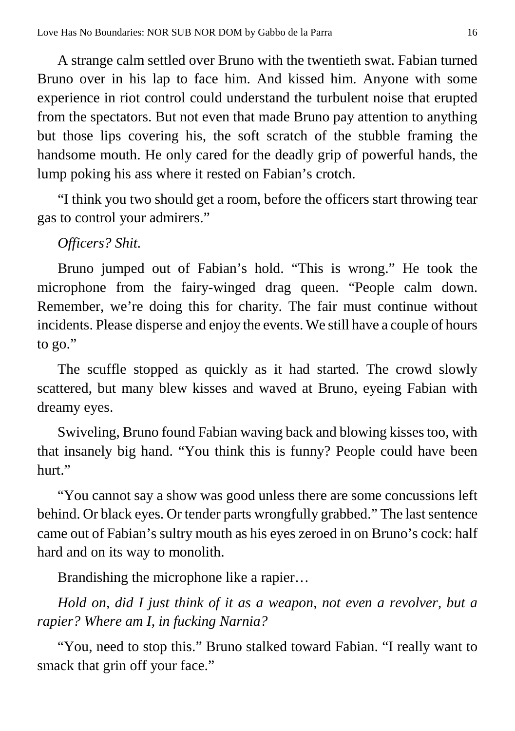A strange calm settled over Bruno with the twentieth swat. Fabian turned Bruno over in his lap to face him. And kissed him. Anyone with some experience in riot control could understand the turbulent noise that erupted from the spectators. But not even that made Bruno pay attention to anything but those lips covering his, the soft scratch of the stubble framing the handsome mouth. He only cared for the deadly grip of powerful hands, the lump poking his ass where it rested on Fabian's crotch.

"I think you two should get a room, before the officers start throwing tear gas to control your admirers."

*Officers? Shit.*

Bruno jumped out of Fabian's hold. "This is wrong." He took the microphone from the fairy-winged drag queen. "People calm down. Remember, we're doing this for charity. The fair must continue without incidents. Please disperse and enjoy the events. We still have a couple of hours to go."

The scuffle stopped as quickly as it had started. The crowd slowly scattered, but many blew kisses and waved at Bruno, eyeing Fabian with dreamy eyes.

Swiveling, Bruno found Fabian waving back and blowing kisses too, with that insanely big hand. "You think this is funny? People could have been hurt."

"You cannot say a show was good unless there are some concussions left behind. Or black eyes. Or tender parts wrongfully grabbed." The last sentence came out of Fabian's sultry mouth as his eyes zeroed in on Bruno's cock: half hard and on its way to monolith.

Brandishing the microphone like a rapier…

*Hold on, did I just think of it as a weapon, not even a revolver, but a rapier? Where am I, in fucking Narnia?*

"You, need to stop this." Bruno stalked toward Fabian. "I really want to smack that grin off your face."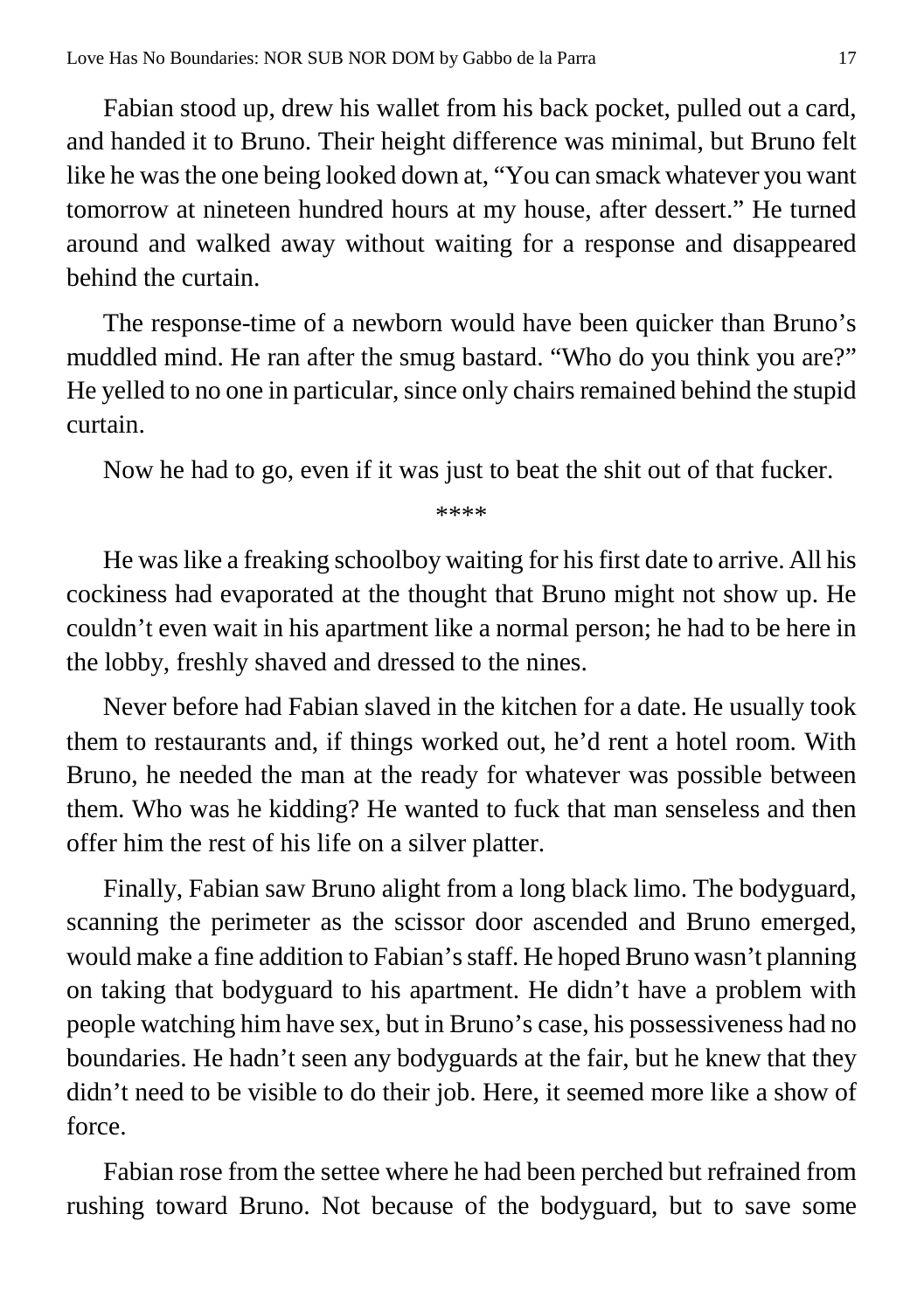Fabian stood up, drew his wallet from his back pocket, pulled out a card, and handed it to Bruno. Their height difference was minimal, but Bruno felt like he was the one being looked down at, "You can smack whatever you want tomorrow at nineteen hundred hours at my house, after dessert." He turned around and walked away without waiting for a response and disappeared behind the curtain.

The response-time of a newborn would have been quicker than Bruno's muddled mind. He ran after the smug bastard. "Who do you think you are?" He yelled to no one in particular, since only chairs remained behind the stupid curtain.

Now he had to go, even if it was just to beat the shit out of that fucker.

****

He was like a freaking schoolboy waiting for his first date to arrive. All his cockiness had evaporated at the thought that Bruno might not show up. He couldn't even wait in his apartment like a normal person; he had to be here in the lobby, freshly shaved and dressed to the nines.

Never before had Fabian slaved in the kitchen for a date. He usually took them to restaurants and, if things worked out, he'd rent a hotel room. With Bruno, he needed the man at the ready for whatever was possible between them. Who was he kidding? He wanted to fuck that man senseless and then offer him the rest of his life on a silver platter.

Finally, Fabian saw Bruno alight from a long black limo. The bodyguard, scanning the perimeter as the scissor door ascended and Bruno emerged, would make a fine addition to Fabian's staff. He hoped Bruno wasn't planning on taking that bodyguard to his apartment. He didn't have a problem with people watching him have sex, but in Bruno's case, his possessiveness had no boundaries. He hadn't seen any bodyguards at the fair, but he knew that they didn't need to be visible to do their job. Here, it seemed more like a show of force.

Fabian rose from the settee where he had been perched but refrained from rushing toward Bruno. Not because of the bodyguard, but to save some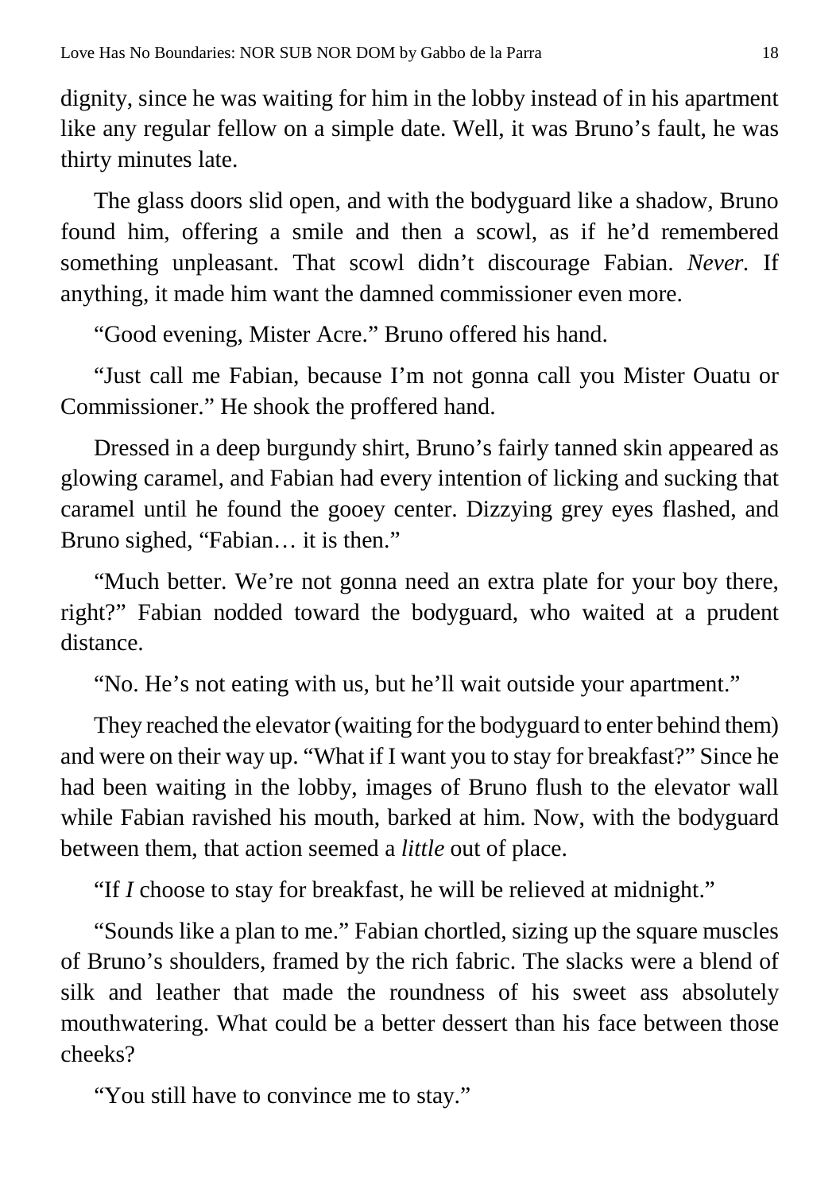dignity, since he was waiting for him in the lobby instead of in his apartment like any regular fellow on a simple date. Well, it was Bruno's fault, he was thirty minutes late.

The glass doors slid open, and with the bodyguard like a shadow, Bruno found him, offering a smile and then a scowl, as if he'd remembered something unpleasant. That scowl didn't discourage Fabian. *Never*. If anything, it made him want the damned commissioner even more.

"Good evening, Mister Acre." Bruno offered his hand.

"Just call me Fabian, because I'm not gonna call you Mister Ouatu or Commissioner." He shook the proffered hand.

Dressed in a deep burgundy shirt, Bruno's fairly tanned skin appeared as glowing caramel, and Fabian had every intention of licking and sucking that caramel until he found the gooey center. Dizzying grey eyes flashed, and Bruno sighed, "Fabian… it is then."

"Much better. We're not gonna need an extra plate for your boy there, right?" Fabian nodded toward the bodyguard, who waited at a prudent distance.

"No. He's not eating with us, but he'll wait outside your apartment."

They reached the elevator (waiting for the bodyguard to enter behind them) and were on their way up. "What if I want you to stay for breakfast?" Since he had been waiting in the lobby, images of Bruno flush to the elevator wall while Fabian ravished his mouth, barked at him. Now, with the bodyguard between them, that action seemed a *little* out of place.

"If *I* choose to stay for breakfast, he will be relieved at midnight."

"Sounds like a plan to me." Fabian chortled, sizing up the square muscles of Bruno's shoulders, framed by the rich fabric. The slacks were a blend of silk and leather that made the roundness of his sweet ass absolutely mouthwatering. What could be a better dessert than his face between those cheeks?

"You still have to convince me to stay."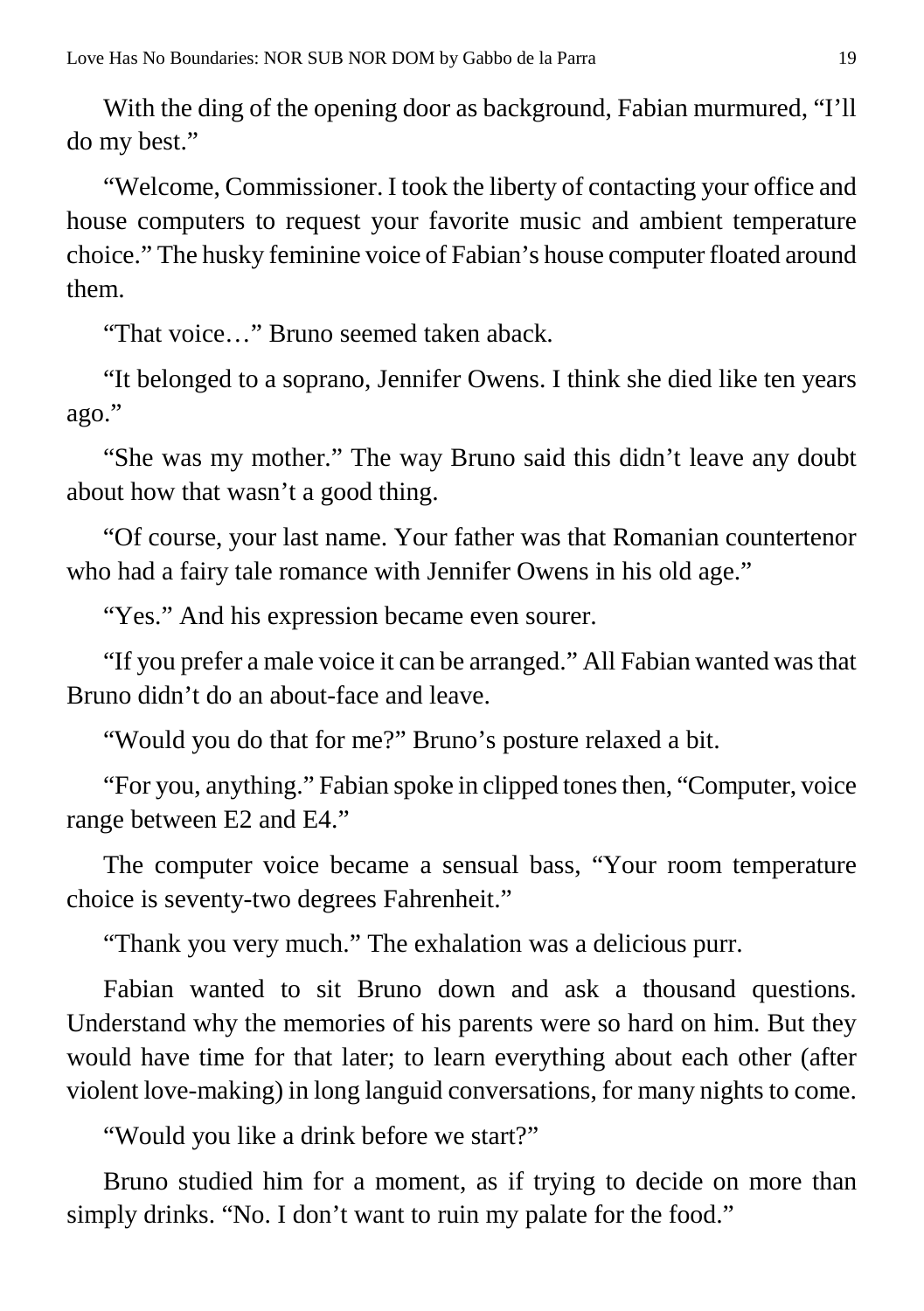With the ding of the opening door as background, Fabian murmured, "I'll do my best."

"Welcome, Commissioner. I took the liberty of contacting your office and house computers to request your favorite music and ambient temperature choice." The husky feminine voice of Fabian's house computer floated around them.

"That voice…" Bruno seemed taken aback.

"It belonged to a soprano, Jennifer Owens. I think she died like ten years ago."

"She was my mother." The way Bruno said this didn't leave any doubt about how that wasn't a good thing.

"Of course, your last name. Your father was that Romanian countertenor who had a fairy tale romance with Jennifer Owens in his old age."

"Yes." And his expression became even sourer.

"If you prefer a male voice it can be arranged." All Fabian wanted was that Bruno didn't do an about-face and leave.

"Would you do that for me?" Bruno's posture relaxed a bit.

"For you, anything." Fabian spoke in clipped tones then, "Computer, voice range between E2 and E4."

The computer voice became a sensual bass, "Your room temperature choice is seventy-two degrees Fahrenheit."

"Thank you very much." The exhalation was a delicious purr.

Fabian wanted to sit Bruno down and ask a thousand questions. Understand why the memories of his parents were so hard on him. But they would have time for that later; to learn everything about each other (after violent love-making) in long languid conversations, for many nights to come.

"Would you like a drink before we start?"

Bruno studied him for a moment, as if trying to decide on more than simply drinks. "No. I don't want to ruin my palate for the food."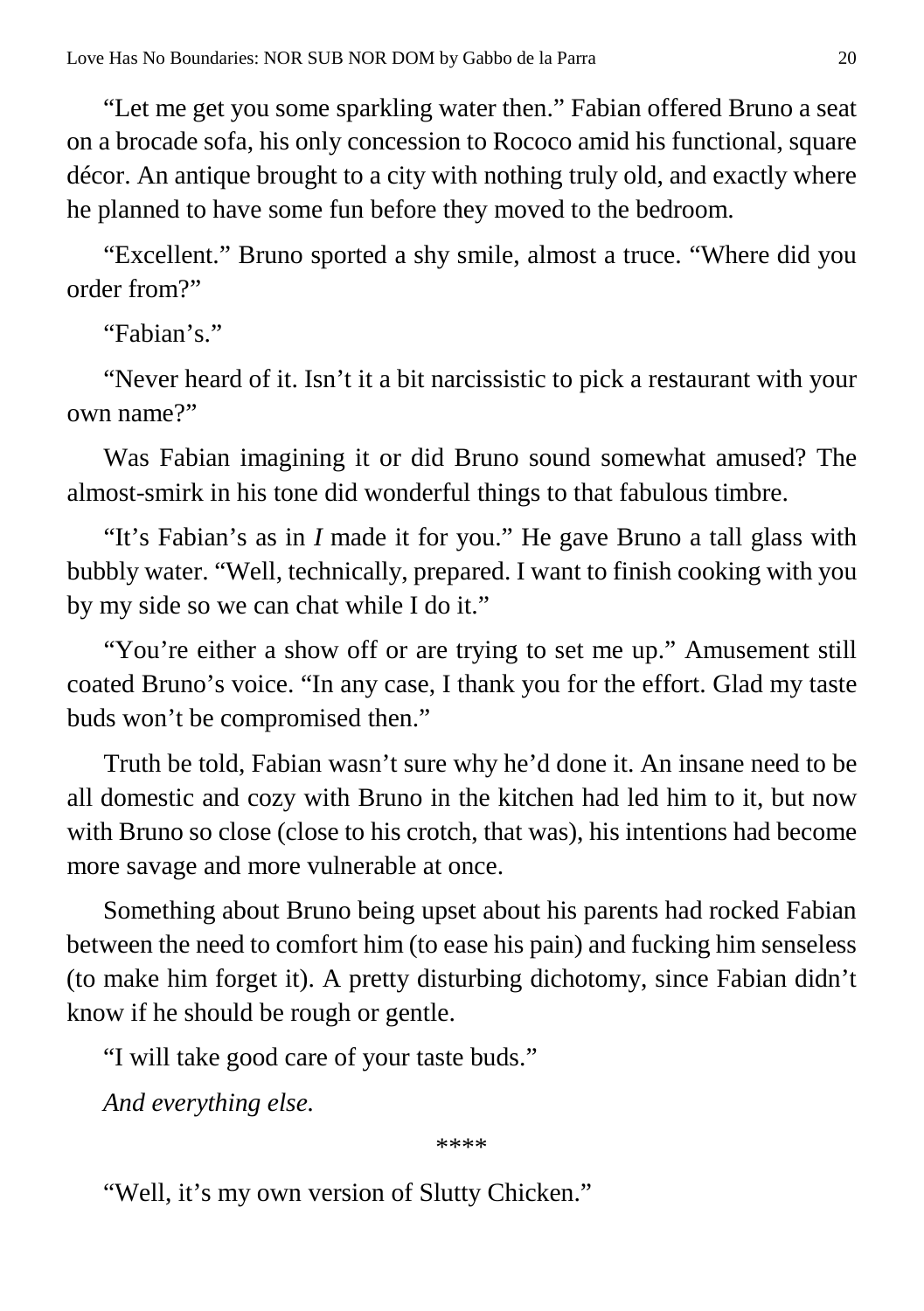"Let me get you some sparkling water then." Fabian offered Bruno a seat on a brocade sofa, his only concession to Rococo amid his functional, square décor. An antique brought to a city with nothing truly old, and exactly where he planned to have some fun before they moved to the bedroom.

"Excellent." Bruno sported a shy smile, almost a truce. "Where did you order from?"

"Fabian's."

"Never heard of it. Isn't it a bit narcissistic to pick a restaurant with your own name?"

Was Fabian imagining it or did Bruno sound somewhat amused? The almost-smirk in his tone did wonderful things to that fabulous timbre.

"It's Fabian's as in *I* made it for you." He gave Bruno a tall glass with bubbly water. "Well, technically, prepared. I want to finish cooking with you by my side so we can chat while I do it."

"You're either a show off or are trying to set me up." Amusement still coated Bruno's voice. "In any case, I thank you for the effort. Glad my taste buds won't be compromised then."

Truth be told, Fabian wasn't sure why he'd done it. An insane need to be all domestic and cozy with Bruno in the kitchen had led him to it, but now with Bruno so close (close to his crotch, that was), his intentions had become more savage and more vulnerable at once.

Something about Bruno being upset about his parents had rocked Fabian between the need to comfort him (to ease his pain) and fucking him senseless (to make him forget it). A pretty disturbing dichotomy, since Fabian didn't know if he should be rough or gentle.

"I will take good care of your taste buds."

*And everything else.*

****

"Well, it's my own version of Slutty Chicken."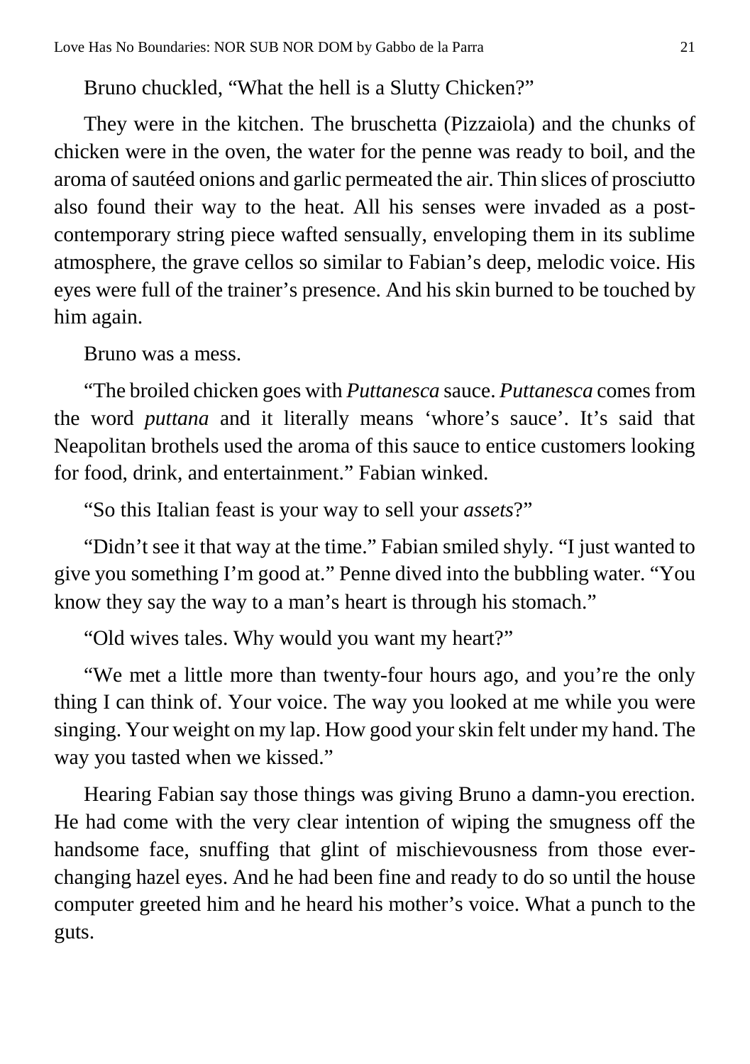Bruno chuckled, "What the hell is a Slutty Chicken?"

They were in the kitchen. The bruschetta (Pizzaiola) and the chunks of chicken were in the oven, the water for the penne was ready to boil, and the aroma of sautéed onions and garlic permeated the air. Thin slices of prosciutto also found their way to the heat. All his senses were invaded as a post-contemporary string piece wafted sensually, enveloping them in its sublime atmosphere, the grave cellos so similar to Fabian's deep, melodic voice. His eyes were full of the trainer's presence. And his skin burned to be touched by him again.

Bruno was a mess.

"The broiled chicken goes with *Puttanesca* sauce. *Puttanesca* comes from the word *puttana* and it literally means 'whore's sauce'. It's said that Neapolitan brothels used the aroma of this sauce to entice customers looking for food, drink, and entertainment." Fabian winked.

"So this Italian feast is your way to sell your *assets*?"

"Didn't see it that way at the time." Fabian smiled shyly. "I just wanted to give you something I'm good at." Penne dived into the bubbling water. "You know they say the way to a man's heart is through his stomach."

"Old wives tales. Why would you want my heart?"

"We met a little more than twenty-four hours ago, and you're the only thing I can think of. Your voice. The way you looked at me while you were singing. Your weight on my lap. How good your skin felt under my hand. The way you tasted when we kissed."

Hearing Fabian say those things was giving Bruno a damn-you erection. He had come with the very clear intention of wiping the smugness off the handsome face, snuffing that glint of mischievousness from those ever-changing hazel eyes. And he had been fine and ready to do so until the house computer greeted him and he heard his mother's voice. What a punch to the guts.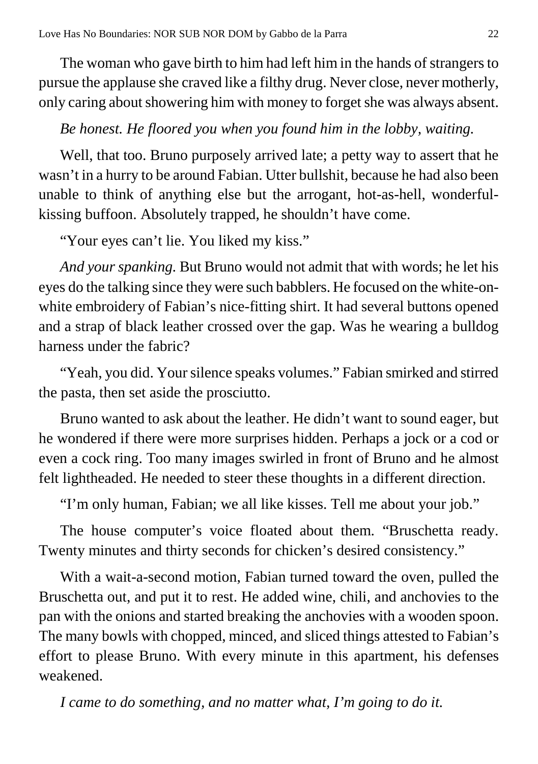The woman who gave birth to him had left him in the hands of strangers to pursue the applause she craved like a filthy drug. Never close, never motherly, only caring about showering him with money to forget she was always absent.

*Be honest. He floored you when you found him in the lobby, waiting.*

Well, that too. Bruno purposely arrived late; a petty way to assert that he wasn't in a hurry to be around Fabian. Utter bullshit, because he had also been unable to think of anything else but the arrogant, hot-as-hell, wonderful-kissing buffoon. Absolutely trapped, he shouldn't have come.

"Your eyes can't lie. You liked my kiss."

*And your spanking.* But Bruno would not admit that with words; he let his eyes do the talking since they were such babblers. He focused on the white-on-white embroidery of Fabian's nice-fitting shirt. It had several buttons opened and a strap of black leather crossed over the gap. Was he wearing a bulldog harness under the fabric?

"Yeah, you did. Your silence speaks volumes." Fabian smirked and stirred the pasta, then set aside the prosciutto.

Bruno wanted to ask about the leather. He didn't want to sound eager, but he wondered if there were more surprises hidden. Perhaps a jock or a cod or even a cock ring. Too many images swirled in front of Bruno and he almost felt lightheaded. He needed to steer these thoughts in a different direction.

"I'm only human, Fabian; we all like kisses. Tell me about your job."

The house computer's voice floated about them. "Bruschetta ready. Twenty minutes and thirty seconds for chicken's desired consistency."

With a wait-a-second motion, Fabian turned toward the oven, pulled the Bruschetta out, and put it to rest. He added wine, chili, and anchovies to the pan with the onions and started breaking the anchovies with a wooden spoon. The many bowls with chopped, minced, and sliced things attested to Fabian's effort to please Bruno. With every minute in this apartment, his defenses weakened.

*I came to do something, and no matter what, I'm going to do it.*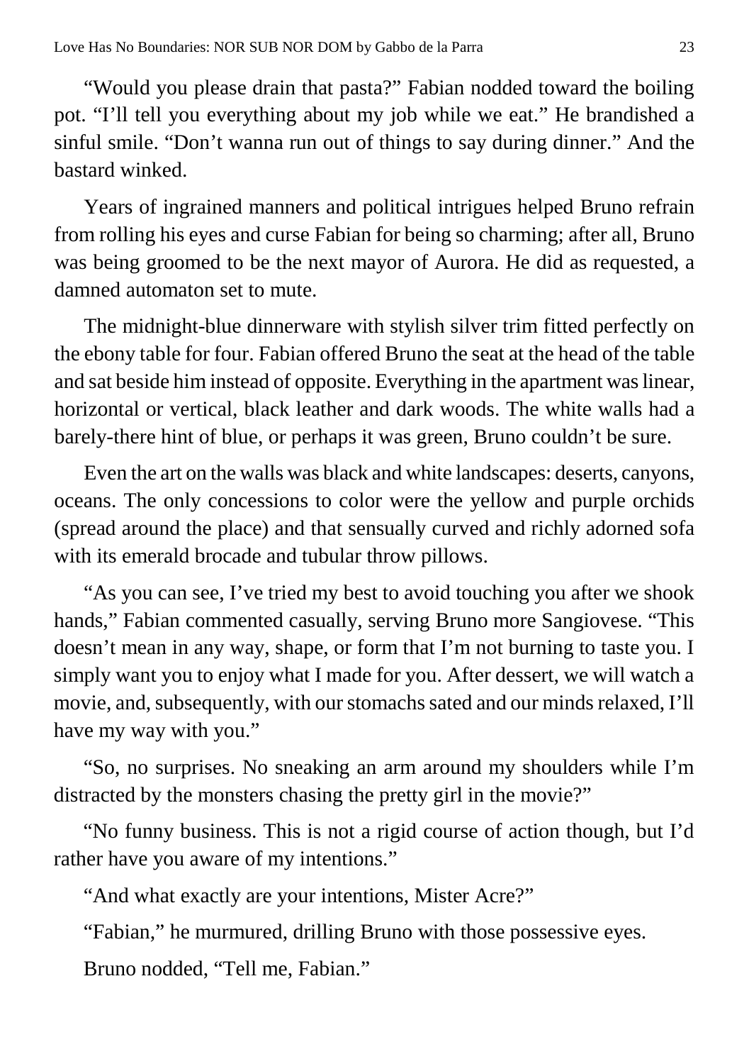"Would you please drain that pasta?" Fabian nodded toward the boiling pot. "I'll tell you everything about my job while we eat." He brandished a sinful smile. "Don't wanna run out of things to say during dinner." And the bastard winked.

Years of ingrained manners and political intrigues helped Bruno refrain from rolling his eyes and curse Fabian for being so charming; after all, Bruno was being groomed to be the next mayor of Aurora. He did as requested, a damned automaton set to mute.

The midnight-blue dinnerware with stylish silver trim fitted perfectly on the ebony table for four. Fabian offered Bruno the seat at the head of the table and sat beside him instead of opposite. Everything in the apartment was linear, horizontal or vertical, black leather and dark woods. The white walls had a barely-there hint of blue, or perhaps it was green, Bruno couldn't be sure.

Even the art on the walls was black and white landscapes: deserts, canyons, oceans. The only concessions to color were the yellow and purple orchids (spread around the place) and that sensually curved and richly adorned sofa with its emerald brocade and tubular throw pillows.

"As you can see, I've tried my best to avoid touching you after we shook hands," Fabian commented casually, serving Bruno more Sangiovese. "This doesn't mean in any way, shape, or form that I'm not burning to taste you. I simply want you to enjoy what I made for you. After dessert, we will watch a movie, and, subsequently, with our stomachs sated and our minds relaxed, I'll have my way with you."

"So, no surprises. No sneaking an arm around my shoulders while I'm distracted by the monsters chasing the pretty girl in the movie?"

"No funny business. This is not a rigid course of action though, but I'd rather have you aware of my intentions."

"And what exactly are your intentions, Mister Acre?"

"Fabian," he murmured, drilling Bruno with those possessive eyes.

Bruno nodded, "Tell me, Fabian."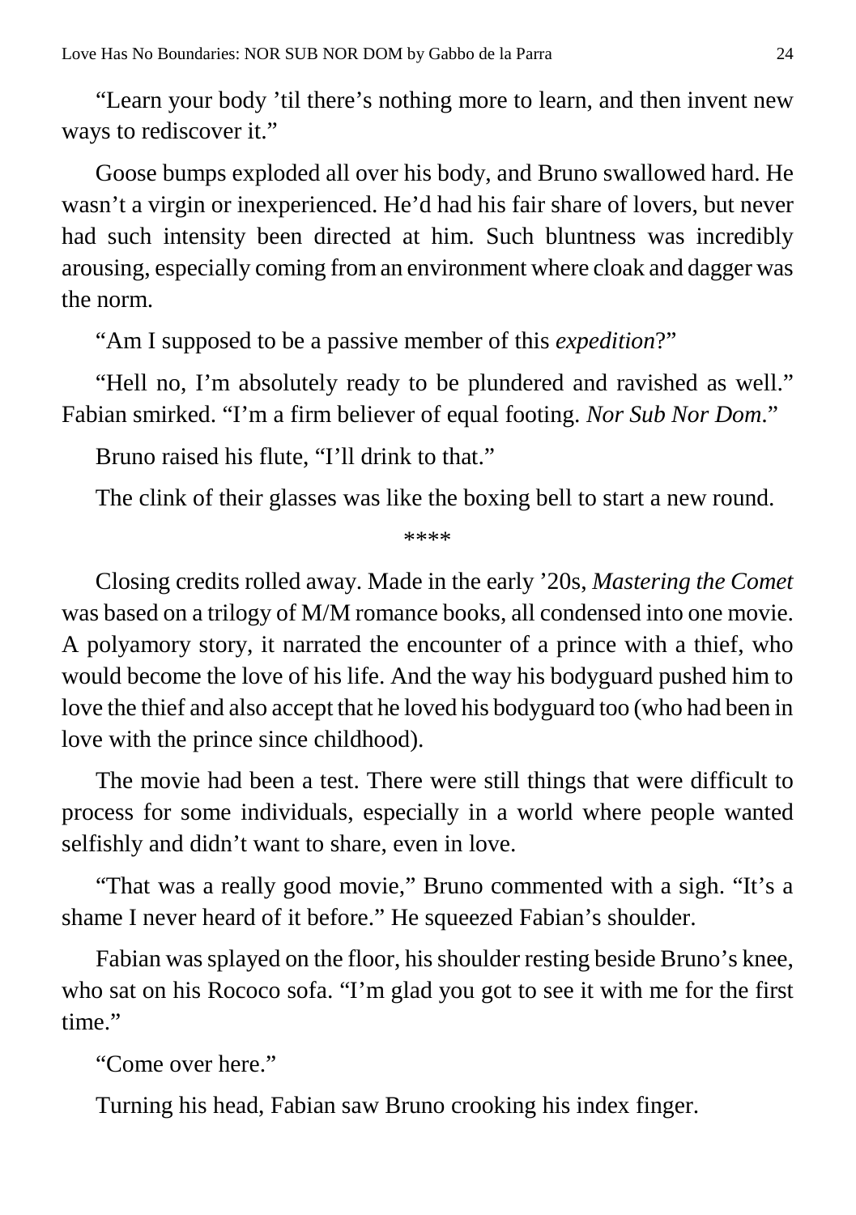"Learn your body 'til there's nothing more to learn, and then invent new ways to rediscover it."

Goose bumps exploded all over his body, and Bruno swallowed hard. He wasn't a virgin or inexperienced. He'd had his fair share of lovers, but never had such intensity been directed at him. Such bluntness was incredibly arousing, especially coming from an environment where cloak and dagger was the norm.

"Am I supposed to be a passive member of this *expedition*?"

"Hell no, I'm absolutely ready to be plundered and ravished as well." Fabian smirked. "I'm a firm believer of equal footing. *Nor Sub Nor Dom*."

Bruno raised his flute, "I'll drink to that."

The clink of their glasses was like the boxing bell to start a new round.

****

Closing credits rolled away. Made in the early '20s, *Mastering the Comet* was based on a trilogy of M/M romance books, all condensed into one movie. A polyamory story, it narrated the encounter of a prince with a thief, who would become the love of his life. And the way his bodyguard pushed him to love the thief and also accept that he loved his bodyguard too (who had been in love with the prince since childhood).

The movie had been a test. There were still things that were difficult to process for some individuals, especially in a world where people wanted selfishly and didn't want to share, even in love.

"That was a really good movie," Bruno commented with a sigh. "It's a shame I never heard of it before." He squeezed Fabian's shoulder.

Fabian was splayed on the floor, his shoulder resting beside Bruno's knee, who sat on his Rococo sofa. "I'm glad you got to see it with me for the first time."

"Come over here."

Turning his head, Fabian saw Bruno crooking his index finger.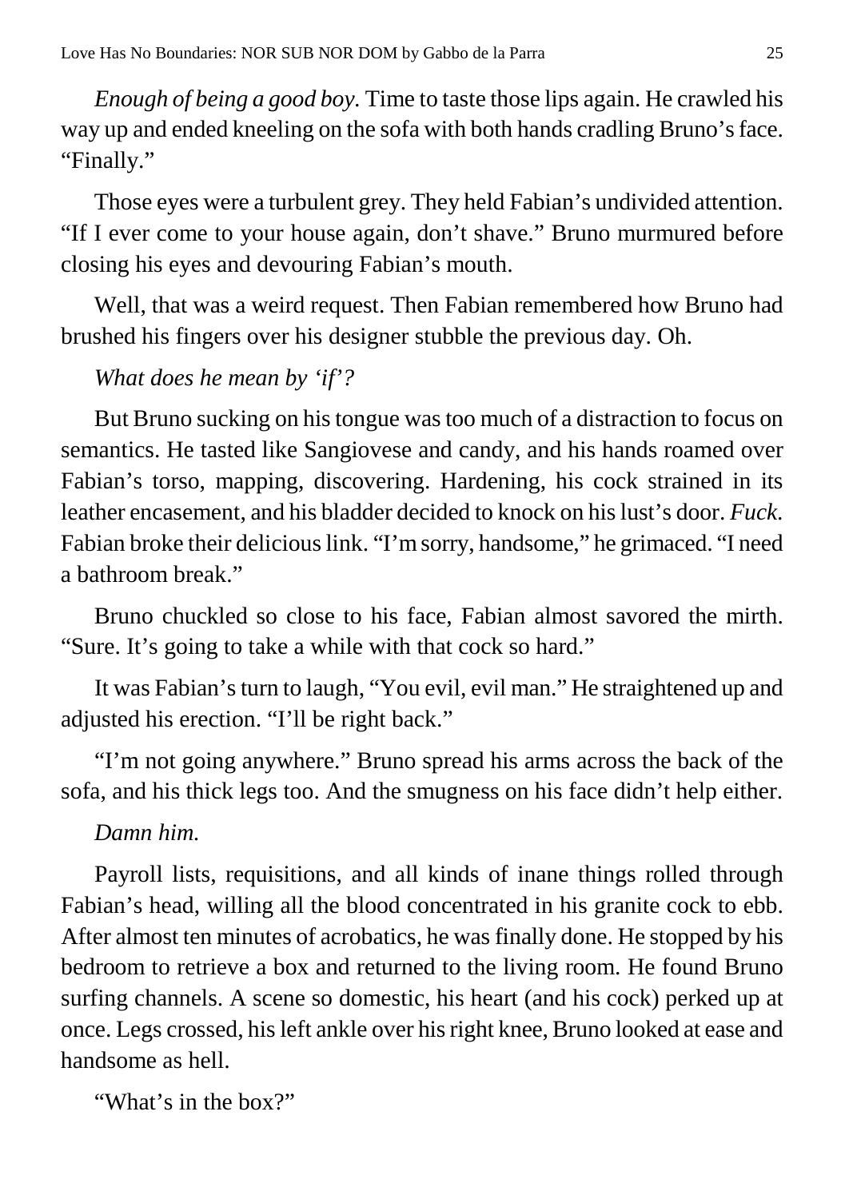*Enough of being a good boy.* Time to taste those lips again. He crawled his way up and ended kneeling on the sofa with both hands cradling Bruno's face. "Finally."

Those eyes were a turbulent grey. They held Fabian's undivided attention. "If I ever come to your house again, don't shave." Bruno murmured before closing his eyes and devouring Fabian's mouth.

Well, that was a weird request. Then Fabian remembered how Bruno had brushed his fingers over his designer stubble the previous day. Oh.

*What does he mean by 'if'?*

But Bruno sucking on his tongue was too much of a distraction to focus on semantics. He tasted like Sangiovese and candy, and his hands roamed over Fabian's torso, mapping, discovering. Hardening, his cock strained in its leather encasement, and his bladder decided to knock on his lust's door. *Fuck.* Fabian broke their delicious link. "I'm sorry, handsome," he grimaced. "I need a bathroom break."

Bruno chuckled so close to his face, Fabian almost savored the mirth. "Sure. It's going to take a while with that cock so hard."

It was Fabian's turn to laugh, "You evil, evil man." He straightened up and adjusted his erection. "I'll be right back."

"I'm not going anywhere." Bruno spread his arms across the back of the sofa, and his thick legs too. And the smugness on his face didn't help either.

*Damn him.*

Payroll lists, requisitions, and all kinds of inane things rolled through Fabian's head, willing all the blood concentrated in his granite cock to ebb. After almost ten minutes of acrobatics, he was finally done. He stopped by his bedroom to retrieve a box and returned to the living room. He found Bruno surfing channels. A scene so domestic, his heart (and his cock) perked up at once. Legs crossed, his left ankle over his right knee, Bruno looked at ease and handsome as hell.

"What's in the box?"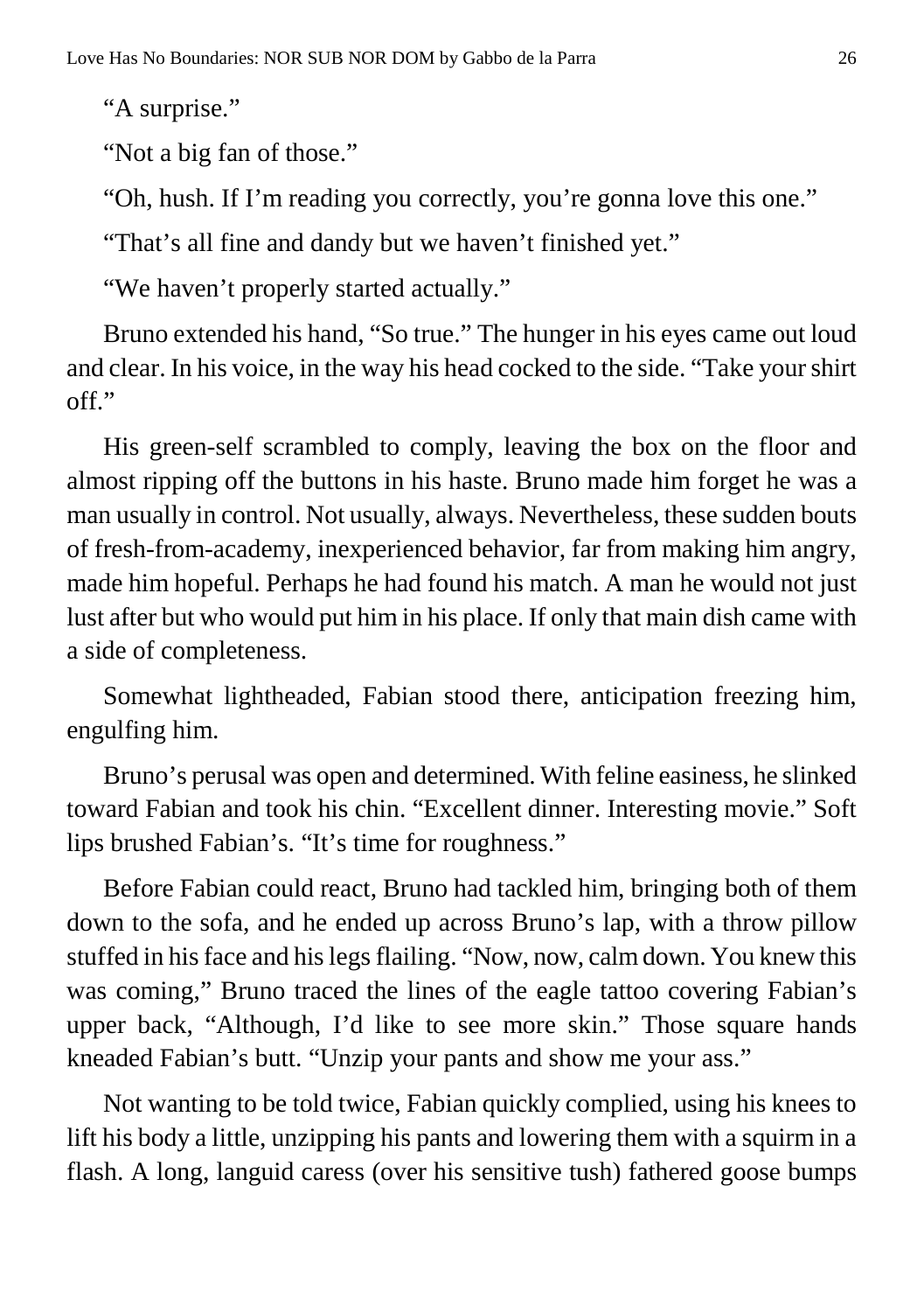"A surprise."

"Not a big fan of those."

"Oh, hush. If I'm reading you correctly, you're gonna love this one."

"That's all fine and dandy but we haven't finished yet."

"We haven't properly started actually."

Bruno extended his hand, "So true." The hunger in his eyes came out loud and clear. In his voice, in the way his head cocked to the side. "Take your shirt off."

His green-self scrambled to comply, leaving the box on the floor and almost ripping off the buttons in his haste. Bruno made him forget he was a man usually in control. Not usually, always. Nevertheless, these sudden bouts of fresh-from-academy, inexperienced behavior, far from making him angry, made him hopeful. Perhaps he had found his match. A man he would not just lust after but who would put him in his place. If only that main dish came with a side of completeness.

Somewhat lightheaded, Fabian stood there, anticipation freezing him, engulfing him.

Bruno's perusal was open and determined. With feline easiness, he slinked toward Fabian and took his chin. "Excellent dinner. Interesting movie." Soft lips brushed Fabian's. "It's time for roughness."

Before Fabian could react, Bruno had tackled him, bringing both of them down to the sofa, and he ended up across Bruno's lap, with a throw pillow stuffed in his face and his legs flailing. "Now, now, calm down. You knew this was coming," Bruno traced the lines of the eagle tattoo covering Fabian's upper back, "Although, I'd like to see more skin." Those square hands kneaded Fabian's butt. "Unzip your pants and show me your ass."

Not wanting to be told twice, Fabian quickly complied, using his knees to lift his body a little, unzipping his pants and lowering them with a squirm in a flash. A long, languid caress (over his sensitive tush) fathered goose bumps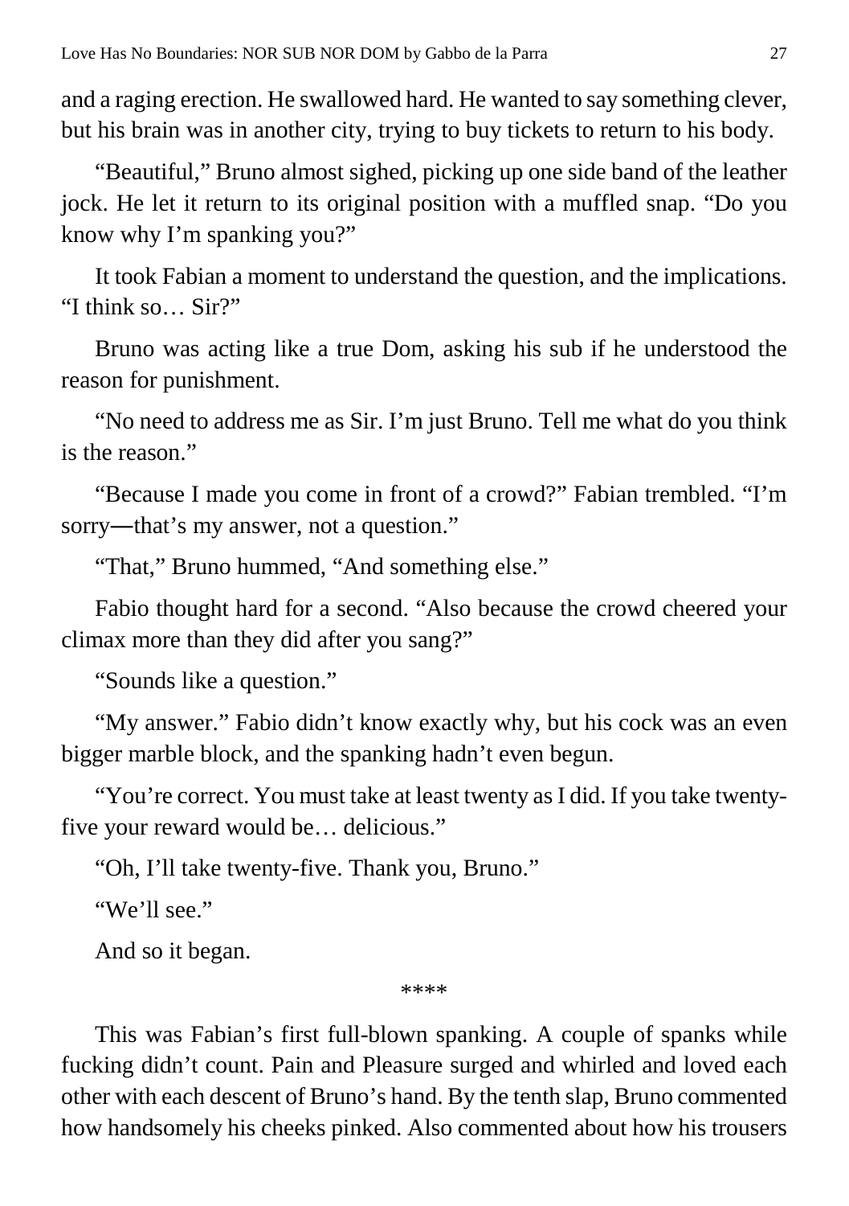and a raging erection. He swallowed hard. He wanted to say something clever, but his brain was in another city, trying to buy tickets to return to his body.

"Beautiful," Bruno almost sighed, picking up one side band of the leather jock. He let it return to its original position with a muffled snap. "Do you know why I'm spanking you?"

It took Fabian a moment to understand the question, and the implications. "I think so… Sir?"

Bruno was acting like a true Dom, asking his sub if he understood the reason for punishment.

"No need to address me as Sir. I'm just Bruno. Tell me what do you think is the reason."

"Because I made you come in front of a crowd?" Fabian trembled. "I'm sorry—that's my answer, not a question."

"That," Bruno hummed, "And something else."

Fabio thought hard for a second. "Also because the crowd cheered your climax more than they did after you sang?"

"Sounds like a question."

"My answer." Fabio didn't know exactly why, but his cock was an even bigger marble block, and the spanking hadn't even begun.

"You're correct. You must take at least twenty as I did. If you take twenty-five your reward would be… delicious."

"Oh, I'll take twenty-five. Thank you, Bruno."

"We'll see."

And so it began.

****

This was Fabian's first full-blown spanking. A couple of spanks while fucking didn't count. Pain and Pleasure surged and whirled and loved each other with each descent of Bruno's hand. By the tenth slap, Bruno commented how handsomely his cheeks pinked. Also commented about how his trousers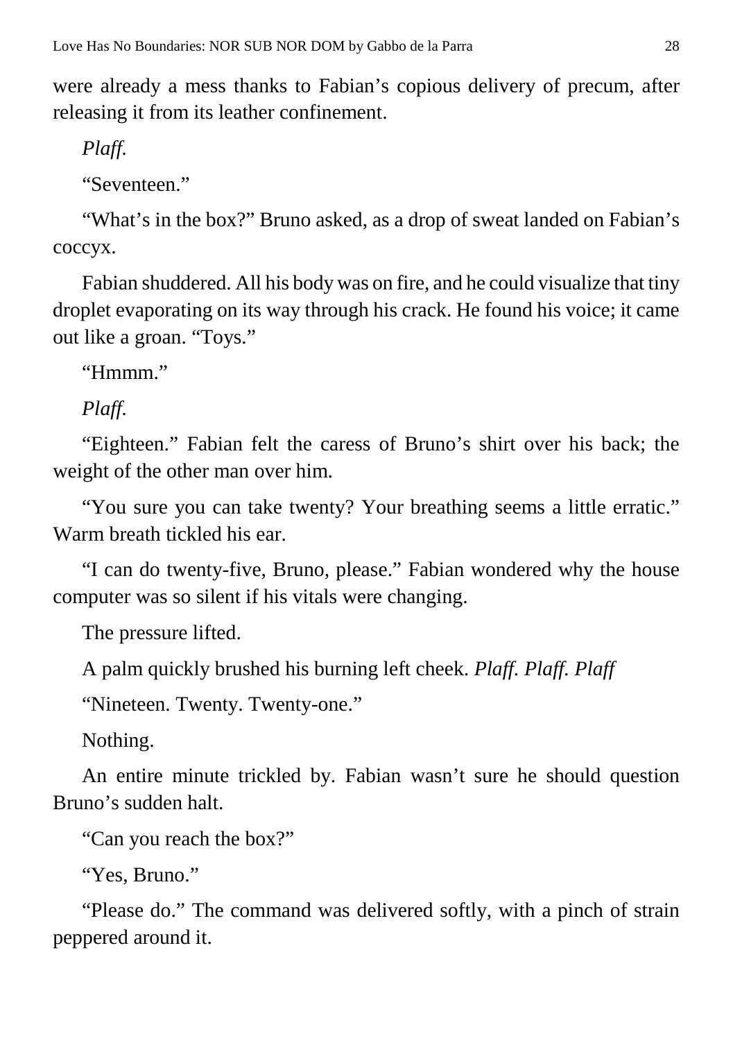were already a mess thanks to Fabian's copious delivery of precum, after releasing it from its leather confinement.

*Plaff.*

"Seventeen."

"What's in the box?" Bruno asked, as a drop of sweat landed on Fabian's coccyx.

Fabian shuddered. All his body was on fire, and he could visualize that tiny droplet evaporating on its way through his crack. He found his voice; it came out like a groan. "Toys."

"Hmmm."

*Plaff.*

"Eighteen." Fabian felt the caress of Bruno's shirt over his back; the weight of the other man over him.

"You sure you can take twenty? Your breathing seems a little erratic." Warm breath tickled his ear.

"I can do twenty-five, Bruno, please." Fabian wondered why the house computer was so silent if his vitals were changing.

The pressure lifted.

A palm quickly brushed his burning left cheek. *Plaff. Plaff. Plaff*

"Nineteen. Twenty. Twenty-one."

Nothing.

An entire minute trickled by. Fabian wasn't sure he should question Bruno's sudden halt.

"Can you reach the box?"

"Yes, Bruno."

"Please do." The command was delivered softly, with a pinch of strain peppered around it.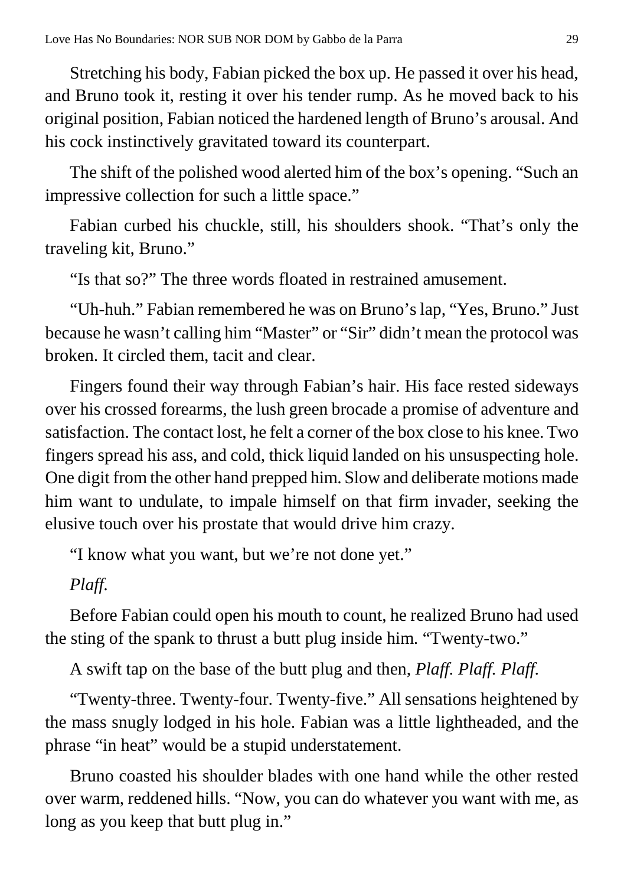Stretching his body, Fabian picked the box up. He passed it over his head, and Bruno took it, resting it over his tender rump. As he moved back to his original position, Fabian noticed the hardened length of Bruno's arousal. And his cock instinctively gravitated toward its counterpart.

The shift of the polished wood alerted him of the box's opening. "Such an impressive collection for such a little space."

Fabian curbed his chuckle, still, his shoulders shook. "That's only the traveling kit, Bruno."

"Is that so?" The three words floated in restrained amusement.

"Uh-huh." Fabian remembered he was on Bruno's lap, "Yes, Bruno." Just because he wasn't calling him "Master" or "Sir" didn't mean the protocol was broken. It circled them, tacit and clear.

Fingers found their way through Fabian's hair. His face rested sideways over his crossed forearms, the lush green brocade a promise of adventure and satisfaction. The contact lost, he felt a corner of the box close to his knee. Two fingers spread his ass, and cold, thick liquid landed on his unsuspecting hole. One digit from the other hand prepped him. Slow and deliberate motions made him want to undulate, to impale himself on that firm invader, seeking the elusive touch over his prostate that would drive him crazy.

"I know what you want, but we're not done yet."

*Plaff.*

Before Fabian could open his mouth to count, he realized Bruno had used the sting of the spank to thrust a butt plug inside him. "Twenty-two."

A swift tap on the base of the butt plug and then, *Plaff. Plaff. Plaff.*

"Twenty-three. Twenty-four. Twenty-five." All sensations heightened by the mass snugly lodged in his hole. Fabian was a little lightheaded, and the phrase "in heat" would be a stupid understatement.

Bruno coasted his shoulder blades with one hand while the other rested over warm, reddened hills. "Now, you can do whatever you want with me, as long as you keep that butt plug in."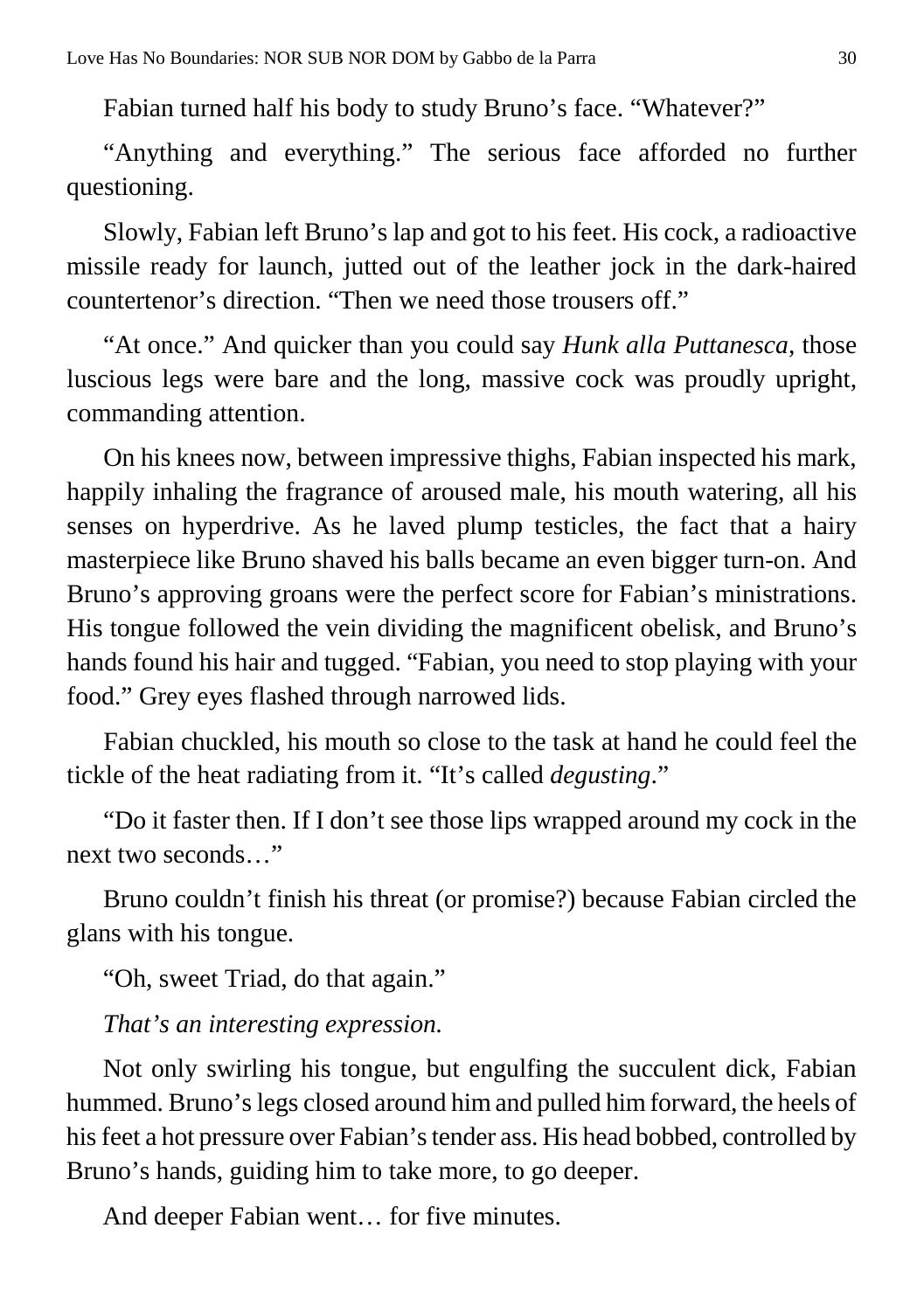Fabian turned half his body to study Bruno's face. "Whatever?"

"Anything and everything." The serious face afforded no further questioning.

Slowly, Fabian left Bruno's lap and got to his feet. His cock, a radioactive missile ready for launch, jutted out of the leather jock in the dark-haired countertenor's direction. "Then we need those trousers off."

"At once." And quicker than you could say *Hunk alla Puttanesca*, those luscious legs were bare and the long, massive cock was proudly upright, commanding attention.

On his knees now, between impressive thighs, Fabian inspected his mark, happily inhaling the fragrance of aroused male, his mouth watering, all his senses on hyperdrive. As he laved plump testicles, the fact that a hairy masterpiece like Bruno shaved his balls became an even bigger turn-on. And Bruno's approving groans were the perfect score for Fabian's ministrations. His tongue followed the vein dividing the magnificent obelisk, and Bruno's hands found his hair and tugged. "Fabian, you need to stop playing with your food." Grey eyes flashed through narrowed lids.

Fabian chuckled, his mouth so close to the task at hand he could feel the tickle of the heat radiating from it. "It's called *degusting*."

"Do it faster then. If I don't see those lips wrapped around my cock in the next two seconds…"

Bruno couldn't finish his threat (or promise?) because Fabian circled the glans with his tongue.

"Oh, sweet Triad, do that again."

*That's an interesting expression.*

Not only swirling his tongue, but engulfing the succulent dick, Fabian hummed. Bruno's legs closed around him and pulled him forward, the heels of his feet a hot pressure over Fabian's tender ass. His head bobbed, controlled by Bruno's hands, guiding him to take more, to go deeper.

And deeper Fabian went… for five minutes.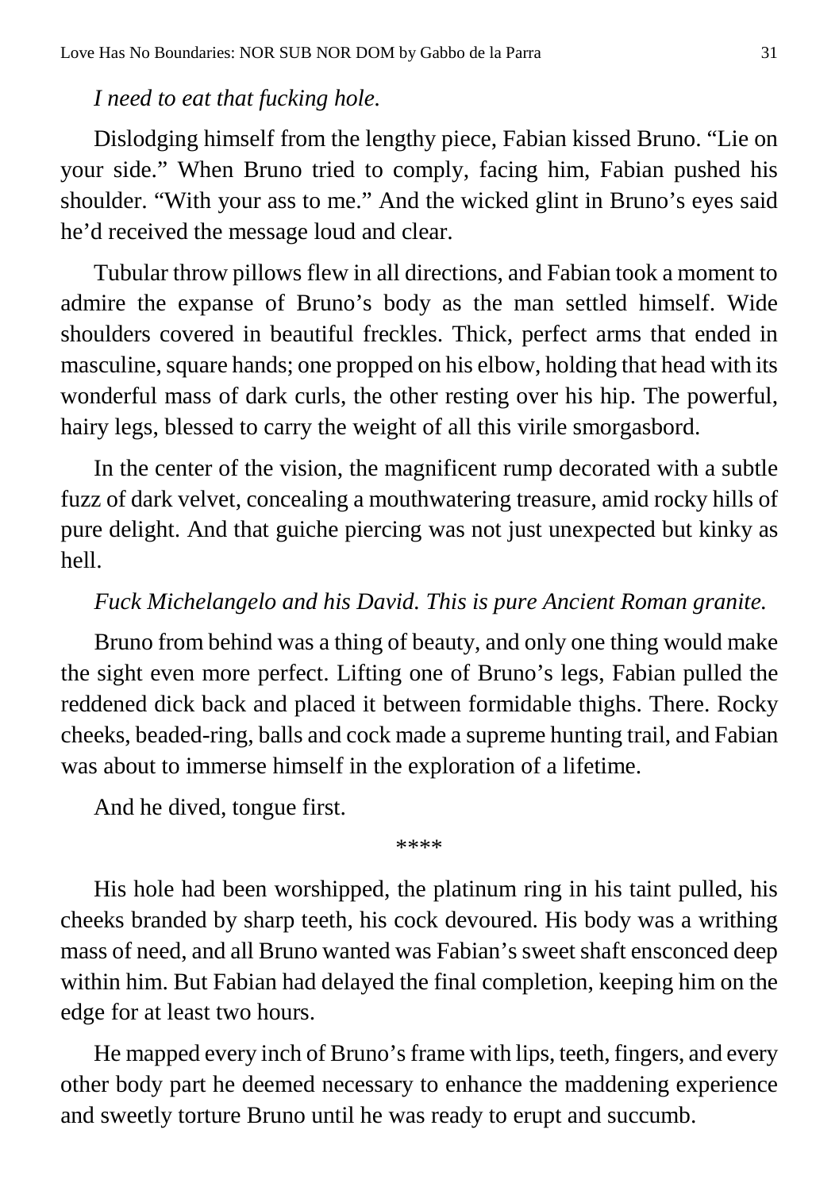*I need to eat that fucking hole.*

Dislodging himself from the lengthy piece, Fabian kissed Bruno. "Lie on your side." When Bruno tried to comply, facing him, Fabian pushed his shoulder. "With your ass to me." And the wicked glint in Bruno's eyes said he'd received the message loud and clear.

Tubular throw pillows flew in all directions, and Fabian took a moment to admire the expanse of Bruno's body as the man settled himself. Wide shoulders covered in beautiful freckles. Thick, perfect arms that ended in masculine, square hands; one propped on his elbow, holding that head with its wonderful mass of dark curls, the other resting over his hip. The powerful, hairy legs, blessed to carry the weight of all this virile smorgasbord.

In the center of the vision, the magnificent rump decorated with a subtle fuzz of dark velvet, concealing a mouthwatering treasure, amid rocky hills of pure delight. And that guiche piercing was not just unexpected but kinky as hell.

*Fuck Michelangelo and his David. This is pure Ancient Roman granite.*

Bruno from behind was a thing of beauty, and only one thing would make the sight even more perfect. Lifting one of Bruno's legs, Fabian pulled the reddened dick back and placed it between formidable thighs. There. Rocky cheeks, beaded-ring, balls and cock made a supreme hunting trail, and Fabian was about to immerse himself in the exploration of a lifetime.

And he dived, tongue first.

****

His hole had been worshipped, the platinum ring in his taint pulled, his cheeks branded by sharp teeth, his cock devoured. His body was a writhing mass of need, and all Bruno wanted was Fabian's sweet shaft ensconced deep within him. But Fabian had delayed the final completion, keeping him on the edge for at least two hours.

He mapped every inch of Bruno's frame with lips, teeth, fingers, and every other body part he deemed necessary to enhance the maddening experience and sweetly torture Bruno until he was ready to erupt and succumb.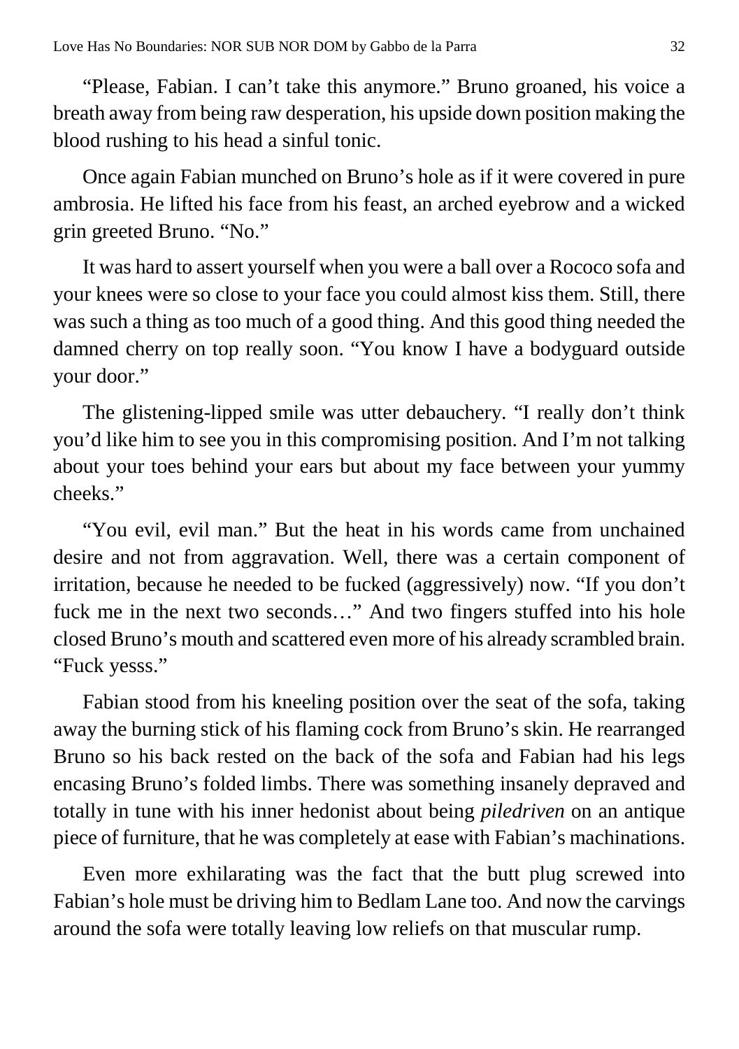"Please, Fabian. I can't take this anymore." Bruno groaned, his voice a breath away from being raw desperation, his upside down position making the blood rushing to his head a sinful tonic.

Once again Fabian munched on Bruno's hole as if it were covered in pure ambrosia. He lifted his face from his feast, an arched eyebrow and a wicked grin greeted Bruno. "No."

It was hard to assert yourself when you were a ball over a Rococo sofa and your knees were so close to your face you could almost kiss them. Still, there was such a thing as too much of a good thing. And this good thing needed the damned cherry on top really soon. "You know I have a bodyguard outside your door."

The glistening-lipped smile was utter debauchery. "I really don't think you'd like him to see you in this compromising position. And I'm not talking about your toes behind your ears but about my face between your yummy cheeks."

"You evil, evil man." But the heat in his words came from unchained desire and not from aggravation. Well, there was a certain component of irritation, because he needed to be fucked (aggressively) now. "If you don't fuck me in the next two seconds…" And two fingers stuffed into his hole closed Bruno's mouth and scattered even more of his already scrambled brain. "Fuck yesss."

Fabian stood from his kneeling position over the seat of the sofa, taking away the burning stick of his flaming cock from Bruno's skin. He rearranged Bruno so his back rested on the back of the sofa and Fabian had his legs encasing Bruno's folded limbs. There was something insanely depraved and totally in tune with his inner hedonist about being *piledriven* on an antique piece of furniture, that he was completely at ease with Fabian's machinations.

Even more exhilarating was the fact that the butt plug screwed into Fabian's hole must be driving him to Bedlam Lane too. And now the carvings around the sofa were totally leaving low reliefs on that muscular rump.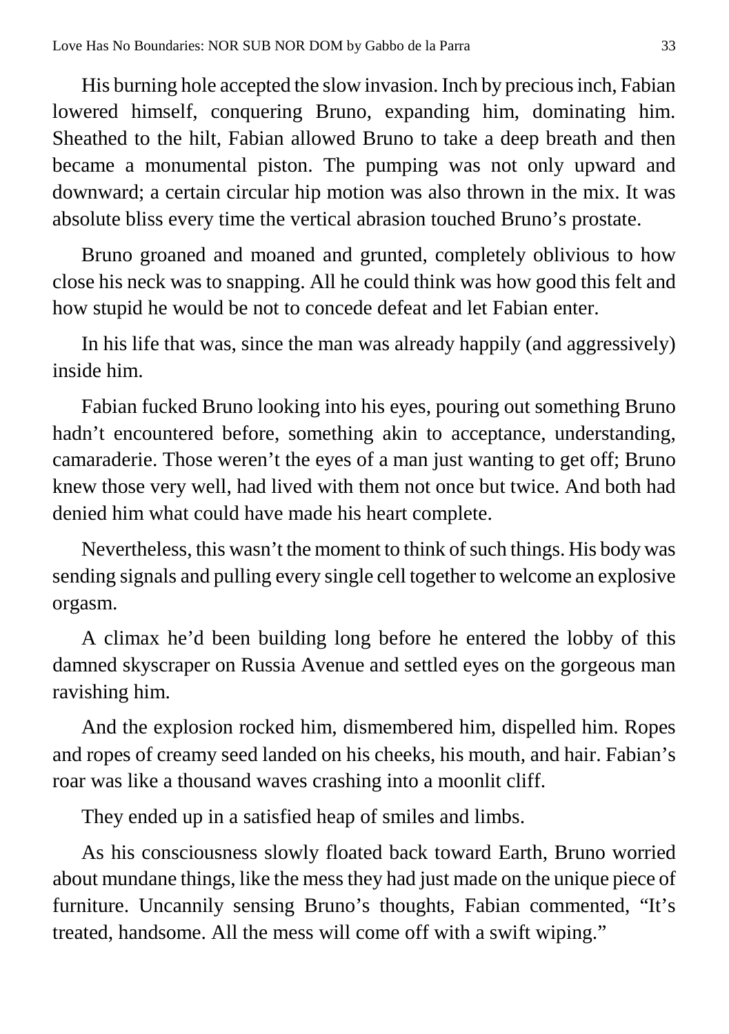His burning hole accepted the slow invasion. Inch by precious inch, Fabian lowered himself, conquering Bruno, expanding him, dominating him. Sheathed to the hilt, Fabian allowed Bruno to take a deep breath and then became a monumental piston. The pumping was not only upward and downward; a certain circular hip motion was also thrown in the mix. It was absolute bliss every time the vertical abrasion touched Bruno's prostate.

Bruno groaned and moaned and grunted, completely oblivious to how close his neck was to snapping. All he could think was how good this felt and how stupid he would be not to concede defeat and let Fabian enter.

In his life that was, since the man was already happily (and aggressively) inside him.

Fabian fucked Bruno looking into his eyes, pouring out something Bruno hadn't encountered before, something akin to acceptance, understanding, camaraderie. Those weren't the eyes of a man just wanting to get off; Bruno knew those very well, had lived with them not once but twice. And both had denied him what could have made his heart complete.

Nevertheless, this wasn't the moment to think of such things. His body was sending signals and pulling every single cell together to welcome an explosive orgasm.

A climax he'd been building long before he entered the lobby of this damned skyscraper on Russia Avenue and settled eyes on the gorgeous man ravishing him.

And the explosion rocked him, dismembered him, dispelled him. Ropes and ropes of creamy seed landed on his cheeks, his mouth, and hair. Fabian's roar was like a thousand waves crashing into a moonlit cliff.

They ended up in a satisfied heap of smiles and limbs.

As his consciousness slowly floated back toward Earth, Bruno worried about mundane things, like the mess they had just made on the unique piece of furniture. Uncannily sensing Bruno's thoughts, Fabian commented, "It's treated, handsome. All the mess will come off with a swift wiping."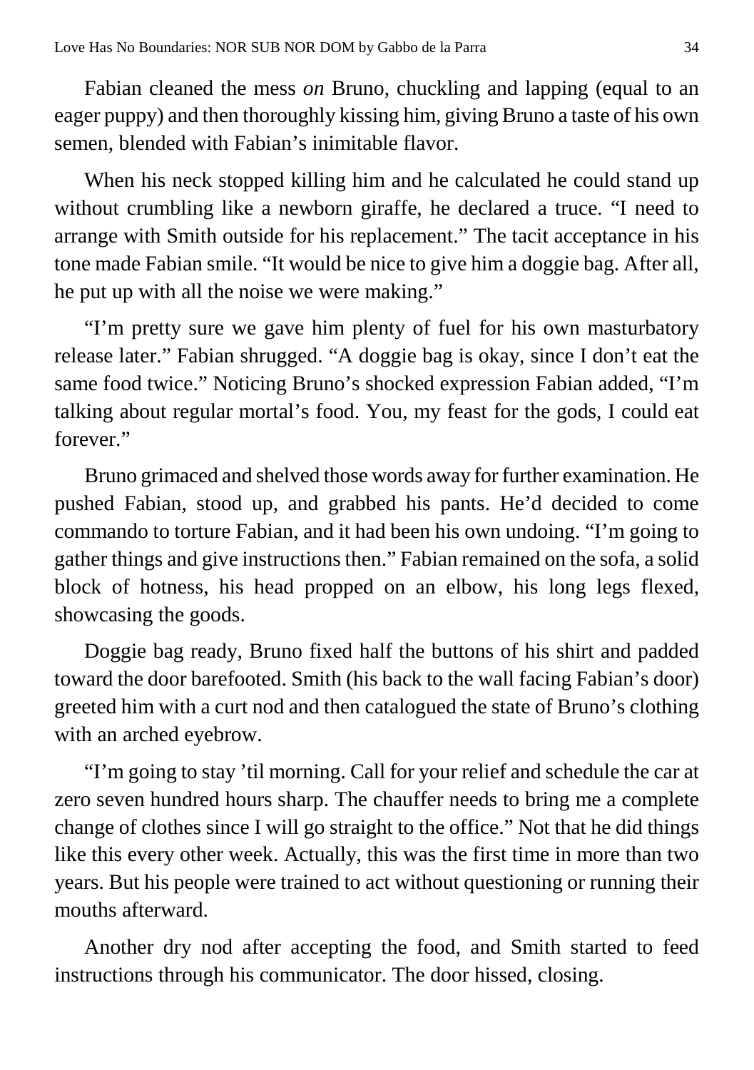Fabian cleaned the mess *on* Bruno, chuckling and lapping (equal to an eager puppy) and then thoroughly kissing him, giving Bruno a taste of his own semen, blended with Fabian's inimitable flavor.

When his neck stopped killing him and he calculated he could stand up without crumbling like a newborn giraffe, he declared a truce. "I need to arrange with Smith outside for his replacement." The tacit acceptance in his tone made Fabian smile. "It would be nice to give him a doggie bag. After all, he put up with all the noise we were making."

"I'm pretty sure we gave him plenty of fuel for his own masturbatory release later." Fabian shrugged. "A doggie bag is okay, since I don't eat the same food twice." Noticing Bruno's shocked expression Fabian added, "I'm talking about regular mortal's food. You, my feast for the gods, I could eat forever."

Bruno grimaced and shelved those words away for further examination. He pushed Fabian, stood up, and grabbed his pants. He'd decided to come commando to torture Fabian, and it had been his own undoing. "I'm going to gather things and give instructions then." Fabian remained on the sofa, a solid block of hotness, his head propped on an elbow, his long legs flexed, showcasing the goods.

Doggie bag ready, Bruno fixed half the buttons of his shirt and padded toward the door barefooted. Smith (his back to the wall facing Fabian's door) greeted him with a curt nod and then catalogued the state of Bruno's clothing with an arched eyebrow.

"I'm going to stay 'til morning. Call for your relief and schedule the car at zero seven hundred hours sharp. The chauffer needs to bring me a complete change of clothes since I will go straight to the office." Not that he did things like this every other week. Actually, this was the first time in more than two years. But his people were trained to act without questioning or running their mouths afterward.

Another dry nod after accepting the food, and Smith started to feed instructions through his communicator. The door hissed, closing.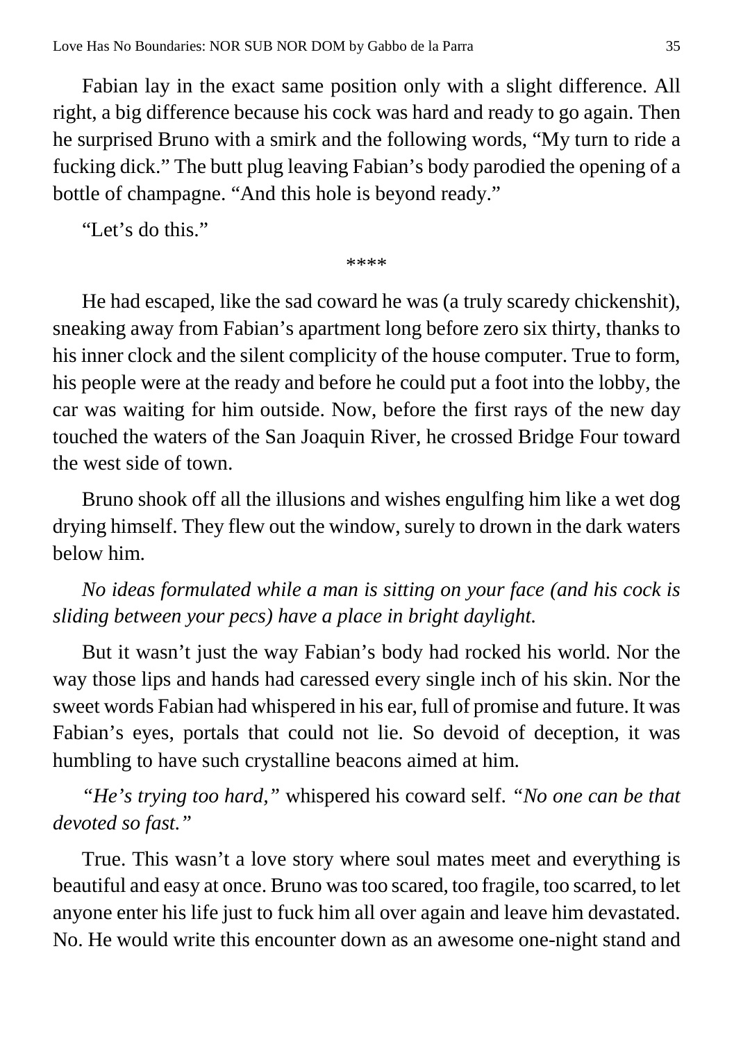Fabian lay in the exact same position only with a slight difference. All right, a big difference because his cock was hard and ready to go again. Then he surprised Bruno with a smirk and the following words, "My turn to ride a fucking dick." The butt plug leaving Fabian's body parodied the opening of a bottle of champagne. "And this hole is beyond ready."

"Let's do this."

\*\*\*\*

He had escaped, like the sad coward he was (a truly scaredy chickenshit), sneaking away from Fabian's apartment long before zero six thirty, thanks to his inner clock and the silent complicity of the house computer. True to form, his people were at the ready and before he could put a foot into the lobby, the car was waiting for him outside. Now, before the first rays of the new day touched the waters of the San Joaquin River, he crossed Bridge Four toward the west side of town.

Bruno shook off all the illusions and wishes engulfing him like a wet dog drying himself. They flew out the window, surely to drown in the dark waters below him.

*No ideas formulated while a man is sitting on your face (and his cock is sliding between your pecs) have a place in bright daylight.*

But it wasn't just the way Fabian's body had rocked his world. Nor the way those lips and hands had caressed every single inch of his skin. Nor the sweet words Fabian had whispered in his ear, full of promise and future. It was Fabian's eyes, portals that could not lie. So devoid of deception, it was humbling to have such crystalline beacons aimed at him.

*"He's trying too hard,"* whispered his coward self. *"No one can be that devoted so fast."*

True. This wasn't a love story where soul mates meet and everything is beautiful and easy at once. Bruno was too scared, too fragile, too scarred, to let anyone enter his life just to fuck him all over again and leave him devastated. No. He would write this encounter down as an awesome one-night stand and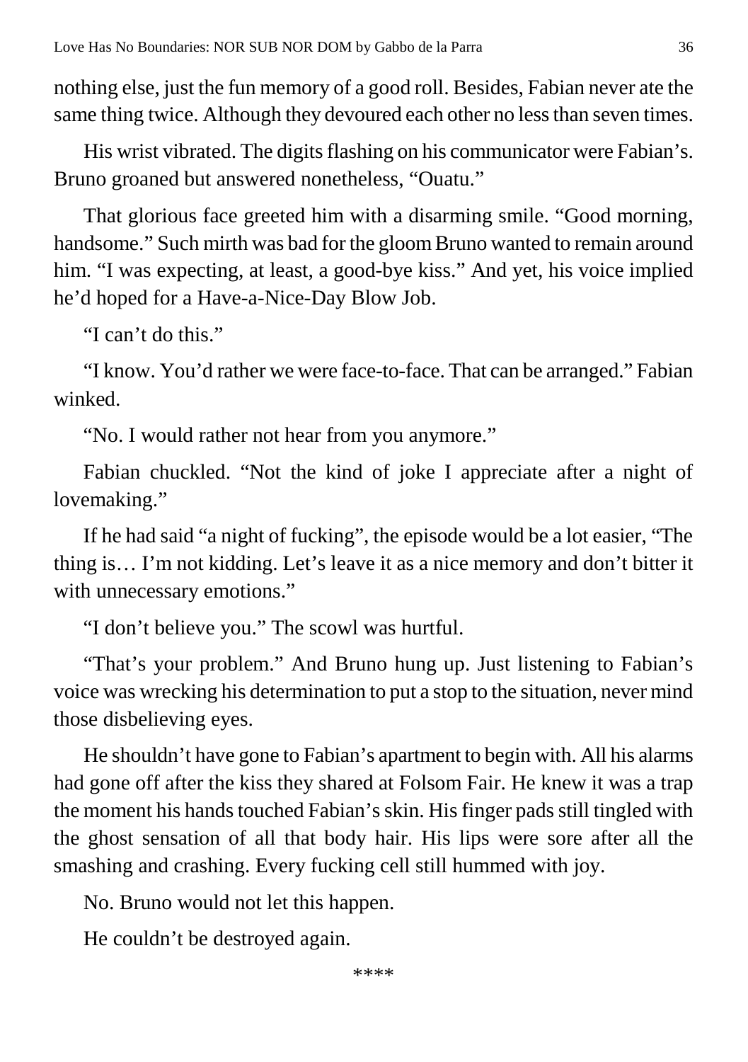nothing else, just the fun memory of a good roll. Besides, Fabian never ate the same thing twice. Although they devoured each other no less than seven times.

His wrist vibrated. The digits flashing on his communicator were Fabian's. Bruno groaned but answered nonetheless, "Ouatu."

That glorious face greeted him with a disarming smile. "Good morning, handsome." Such mirth was bad for the gloom Bruno wanted to remain around him. "I was expecting, at least, a good-bye kiss." And yet, his voice implied he'd hoped for a Have-a-Nice-Day Blow Job.

"I can't do this."

"I know. You'd rather we were face-to-face. That can be arranged." Fabian winked.

"No. I would rather not hear from you anymore."

Fabian chuckled. "Not the kind of joke I appreciate after a night of lovemaking."

If he had said "a night of fucking", the episode would be a lot easier, "The thing is… I'm not kidding. Let's leave it as a nice memory and don't bitter it with unnecessary emotions."

"I don't believe you." The scowl was hurtful.

"That's your problem." And Bruno hung up. Just listening to Fabian's voice was wrecking his determination to put a stop to the situation, never mind those disbelieving eyes.

He shouldn't have gone to Fabian's apartment to begin with. All his alarms had gone off after the kiss they shared at Folsom Fair. He knew it was a trap the moment his hands touched Fabian's skin. His finger pads still tingled with the ghost sensation of all that body hair. His lips were sore after all the smashing and crashing. Every fucking cell still hummed with joy.

No. Bruno would not let this happen.

He couldn't be destroyed again.

\*\*\*\*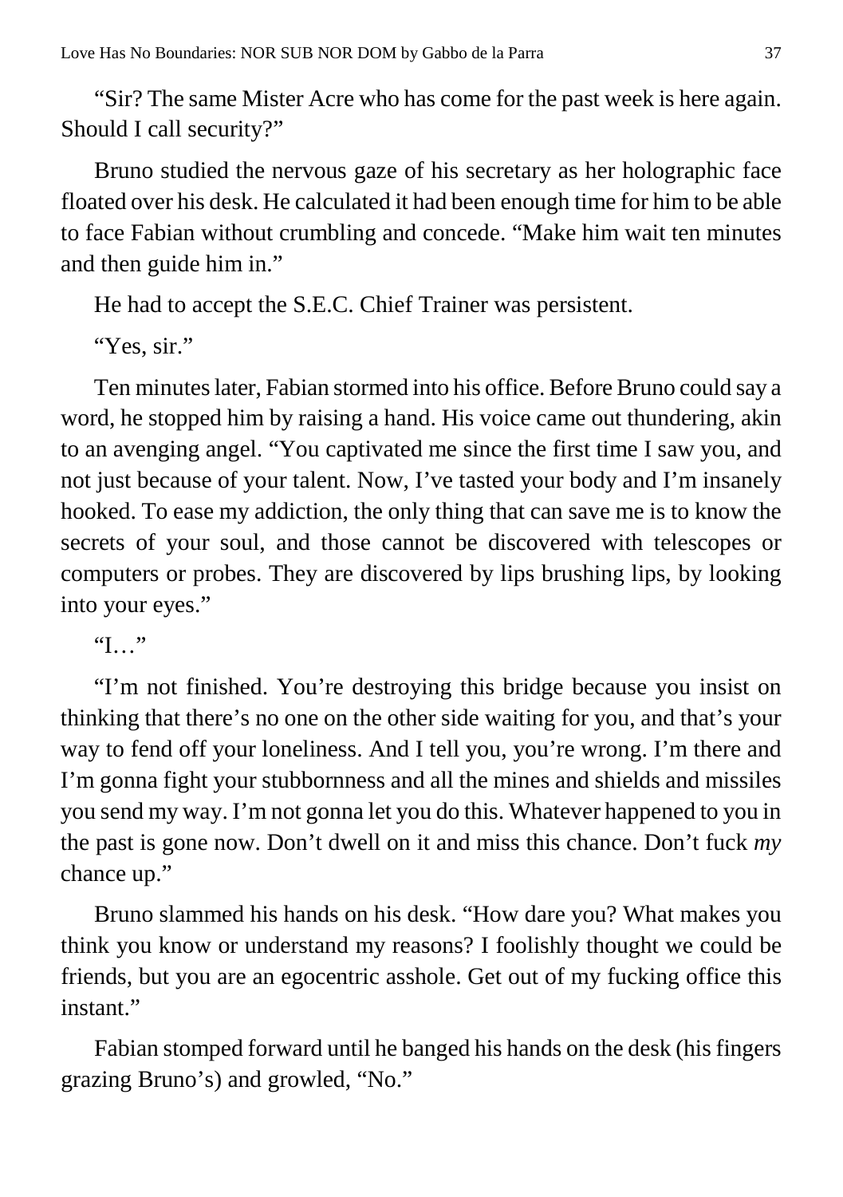"Sir? The same Mister Acre who has come for the past week is here again. Should I call security?"

Bruno studied the nervous gaze of his secretary as her holographic face floated over his desk. He calculated it had been enough time for him to be able to face Fabian without crumbling and concede. "Make him wait ten minutes and then guide him in."

He had to accept the S.E.C. Chief Trainer was persistent.

"Yes, sir."

Ten minutes later, Fabian stormed into his office. Before Bruno could say a word, he stopped him by raising a hand. His voice came out thundering, akin to an avenging angel. "You captivated me since the first time I saw you, and not just because of your talent. Now, I've tasted your body and I'm insanely hooked. To ease my addiction, the only thing that can save me is to know the secrets of your soul, and those cannot be discovered with telescopes or computers or probes. They are discovered by lips brushing lips, by looking into your eyes."

"I…"

"I'm not finished. You're destroying this bridge because you insist on thinking that there's no one on the other side waiting for you, and that's your way to fend off your loneliness. And I tell you, you're wrong. I'm there and I'm gonna fight your stubbornness and all the mines and shields and missiles you send my way. I'm not gonna let you do this. Whatever happened to you in the past is gone now. Don't dwell on it and miss this chance. Don't fuck *my* chance up."

Bruno slammed his hands on his desk. "How dare you? What makes you think you know or understand my reasons? I foolishly thought we could be friends, but you are an egocentric asshole. Get out of my fucking office this instant."

Fabian stomped forward until he banged his hands on the desk (his fingers grazing Bruno's) and growled, "No."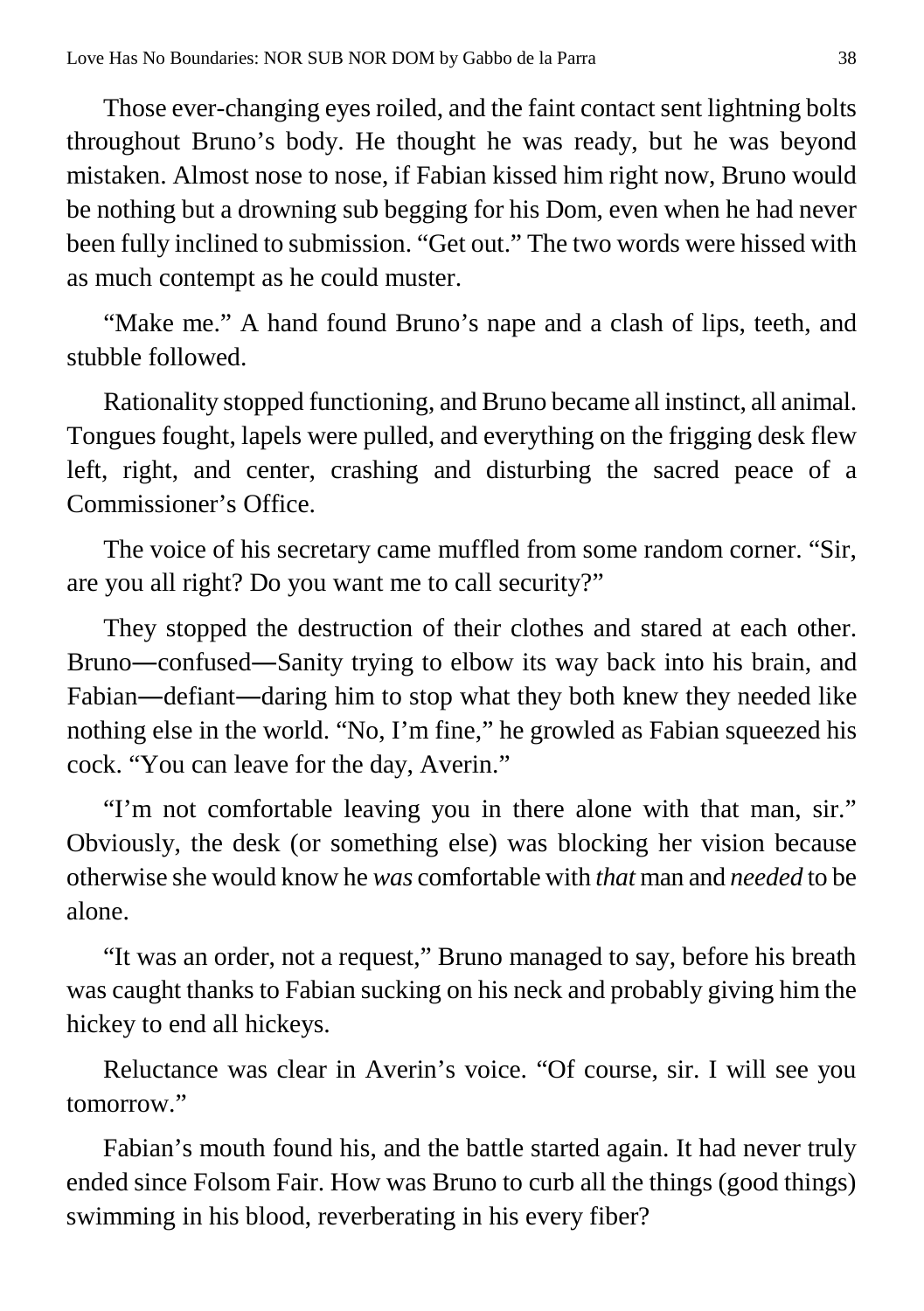Those ever-changing eyes roiled, and the faint contact sent lightning bolts throughout Bruno's body. He thought he was ready, but he was beyond mistaken. Almost nose to nose, if Fabian kissed him right now, Bruno would be nothing but a drowning sub begging for his Dom, even when he had never been fully inclined to submission. "Get out." The two words were hissed with as much contempt as he could muster.

"Make me." A hand found Bruno's nape and a clash of lips, teeth, and stubble followed.

Rationality stopped functioning, and Bruno became all instinct, all animal. Tongues fought, lapels were pulled, and everything on the frigging desk flew left, right, and center, crashing and disturbing the sacred peace of a Commissioner's Office.

The voice of his secretary came muffled from some random corner. "Sir, are you all right? Do you want me to call security?"

They stopped the destruction of their clothes and stared at each other. Bruno—confused—Sanity trying to elbow its way back into his brain, and Fabian—defiant—daring him to stop what they both knew they needed like nothing else in the world. "No, I'm fine," he growled as Fabian squeezed his cock. "You can leave for the day, Averin."

"I'm not comfortable leaving you in there alone with that man, sir." Obviously, the desk (or something else) was blocking her vision because otherwise she would know he *was* comfortable with *that* man and *needed* to be alone.

"It was an order, not a request," Bruno managed to say, before his breath was caught thanks to Fabian sucking on his neck and probably giving him the hickey to end all hickeys.

Reluctance was clear in Averin's voice. "Of course, sir. I will see you tomorrow."

Fabian's mouth found his, and the battle started again. It had never truly ended since Folsom Fair. How was Bruno to curb all the things (good things) swimming in his blood, reverberating in his every fiber?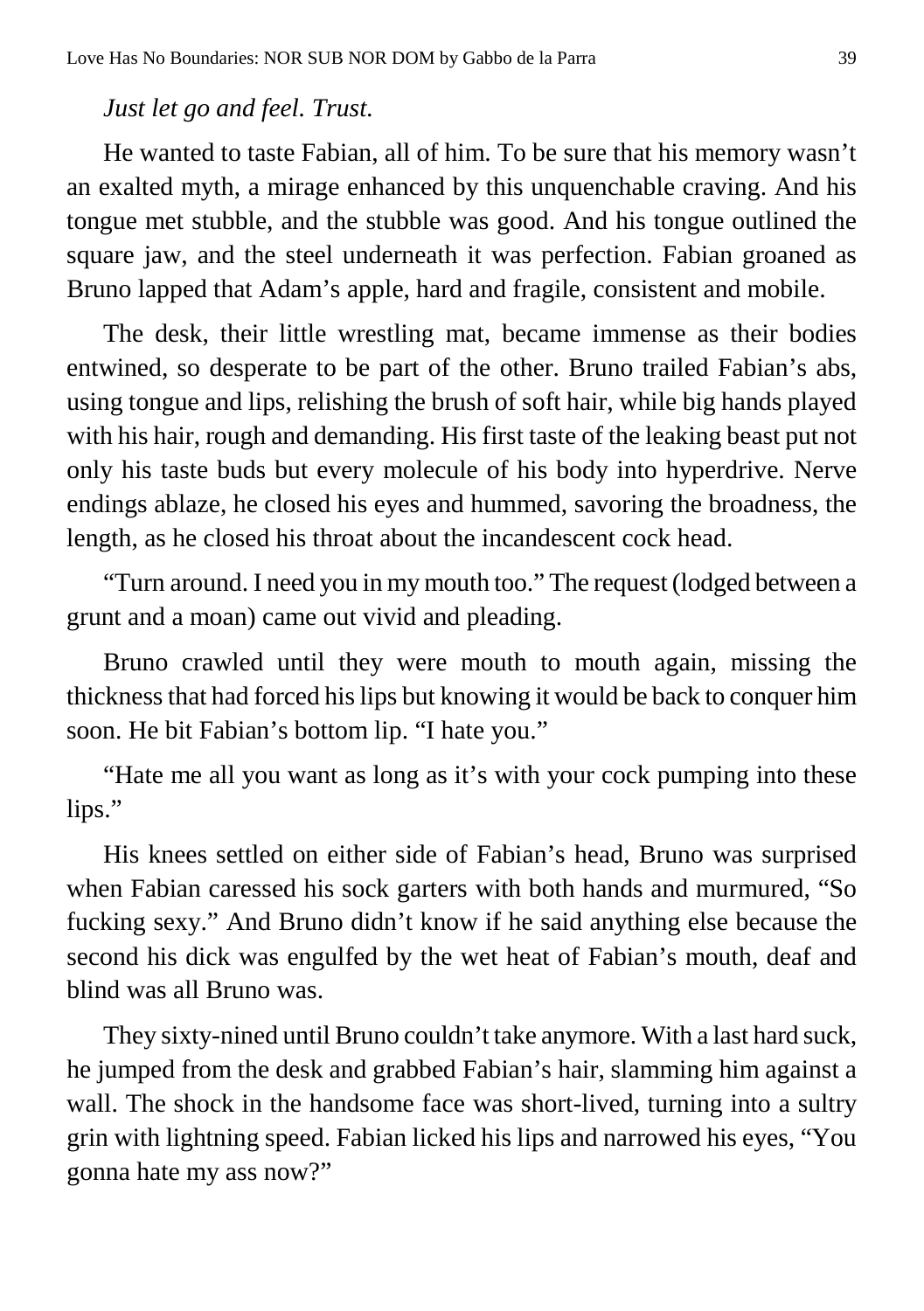*Just let go and feel. Trust.*

He wanted to taste Fabian, all of him. To be sure that his memory wasn't an exalted myth, a mirage enhanced by this unquenchable craving. And his tongue met stubble, and the stubble was good. And his tongue outlined the square jaw, and the steel underneath it was perfection. Fabian groaned as Bruno lapped that Adam's apple, hard and fragile, consistent and mobile.

The desk, their little wrestling mat, became immense as their bodies entwined, so desperate to be part of the other. Bruno trailed Fabian's abs, using tongue and lips, relishing the brush of soft hair, while big hands played with his hair, rough and demanding. His first taste of the leaking beast put not only his taste buds but every molecule of his body into hyperdrive. Nerve endings ablaze, he closed his eyes and hummed, savoring the broadness, the length, as he closed his throat about the incandescent cock head.

"Turn around. I need you in my mouth too." The request (lodged between a grunt and a moan) came out vivid and pleading.

Bruno crawled until they were mouth to mouth again, missing the thickness that had forced his lips but knowing it would be back to conquer him soon. He bit Fabian's bottom lip. "I hate you."

"Hate me all you want as long as it's with your cock pumping into these lips."

His knees settled on either side of Fabian's head, Bruno was surprised when Fabian caressed his sock garters with both hands and murmured, "So fucking sexy." And Bruno didn't know if he said anything else because the second his dick was engulfed by the wet heat of Fabian's mouth, deaf and blind was all Bruno was.

They sixty-nined until Bruno couldn't take anymore. With a last hard suck, he jumped from the desk and grabbed Fabian's hair, slamming him against a wall. The shock in the handsome face was short-lived, turning into a sultry grin with lightning speed. Fabian licked his lips and narrowed his eyes, "You gonna hate my ass now?"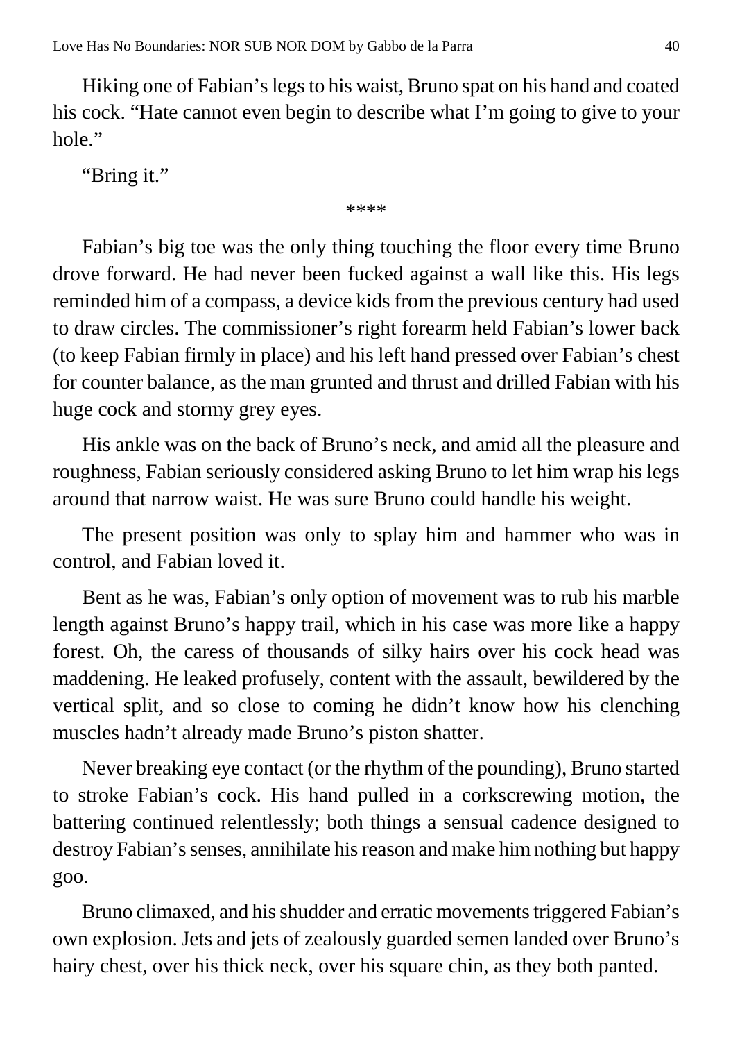Hiking one of Fabian's legs to his waist, Bruno spat on his hand and coated his cock. "Hate cannot even begin to describe what I'm going to give to your hole."

"Bring it."

****

Fabian's big toe was the only thing touching the floor every time Bruno drove forward. He had never been fucked against a wall like this. His legs reminded him of a compass, a device kids from the previous century had used to draw circles. The commissioner's right forearm held Fabian's lower back (to keep Fabian firmly in place) and his left hand pressed over Fabian's chest for counter balance, as the man grunted and thrust and drilled Fabian with his huge cock and stormy grey eyes.

His ankle was on the back of Bruno's neck, and amid all the pleasure and roughness, Fabian seriously considered asking Bruno to let him wrap his legs around that narrow waist. He was sure Bruno could handle his weight.

The present position was only to splay him and hammer who was in control, and Fabian loved it.

Bent as he was, Fabian's only option of movement was to rub his marble length against Bruno's happy trail, which in his case was more like a happy forest. Oh, the caress of thousands of silky hairs over his cock head was maddening. He leaked profusely, content with the assault, bewildered by the vertical split, and so close to coming he didn't know how his clenching muscles hadn't already made Bruno's piston shatter.

Never breaking eye contact (or the rhythm of the pounding), Bruno started to stroke Fabian's cock. His hand pulled in a corkscrewing motion, the battering continued relentlessly; both things a sensual cadence designed to destroy Fabian's senses, annihilate his reason and make him nothing but happy goo.

Bruno climaxed, and his shudder and erratic movements triggered Fabian's own explosion. Jets and jets of zealously guarded semen landed over Bruno's hairy chest, over his thick neck, over his square chin, as they both panted.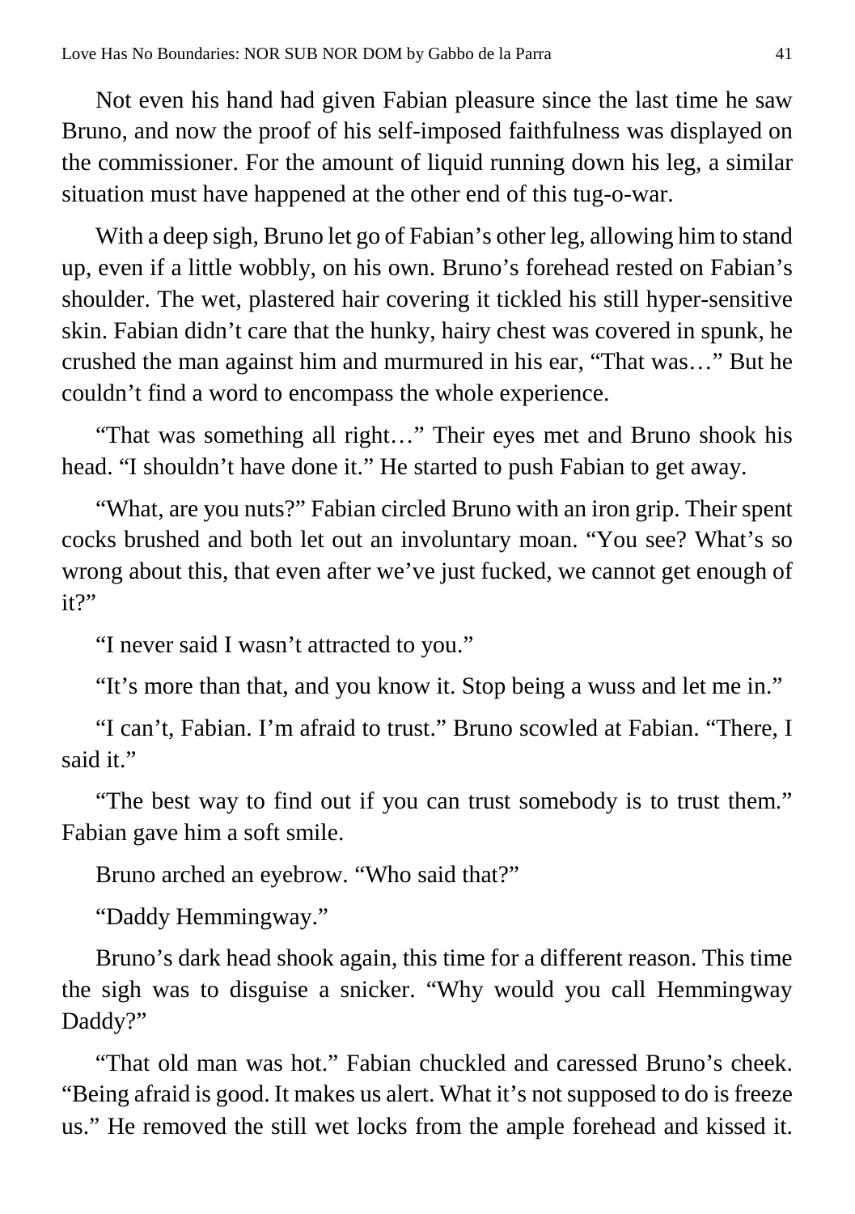Not even his hand had given Fabian pleasure since the last time he saw Bruno, and now the proof of his self-imposed faithfulness was displayed on the commissioner. For the amount of liquid running down his leg, a similar situation must have happened at the other end of this tug-o-war.

With a deep sigh, Bruno let go of Fabian's other leg, allowing him to stand up, even if a little wobbly, on his own. Bruno's forehead rested on Fabian's shoulder. The wet, plastered hair covering it tickled his still hyper-sensitive skin. Fabian didn't care that the hunky, hairy chest was covered in spunk, he crushed the man against him and murmured in his ear, "That was…" But he couldn't find a word to encompass the whole experience.

"That was something all right…" Their eyes met and Bruno shook his head. "I shouldn't have done it." He started to push Fabian to get away.

"What, are you nuts?" Fabian circled Bruno with an iron grip. Their spent cocks brushed and both let out an involuntary moan. "You see? What's so wrong about this, that even after we've just fucked, we cannot get enough of it?"

"I never said I wasn't attracted to you."

"It's more than that, and you know it. Stop being a wuss and let me in."

"I can't, Fabian. I'm afraid to trust." Bruno scowled at Fabian. "There, I said it."

"The best way to find out if you can trust somebody is to trust them." Fabian gave him a soft smile.

Bruno arched an eyebrow. "Who said that?"

"Daddy Hemmingway."

Bruno's dark head shook again, this time for a different reason. This time the sigh was to disguise a snicker. "Why would you call Hemmingway Daddy?"

"That old man was hot." Fabian chuckled and caressed Bruno's cheek. "Being afraid is good. It makes us alert. What it's not supposed to do is freeze us." He removed the still wet locks from the ample forehead and kissed it.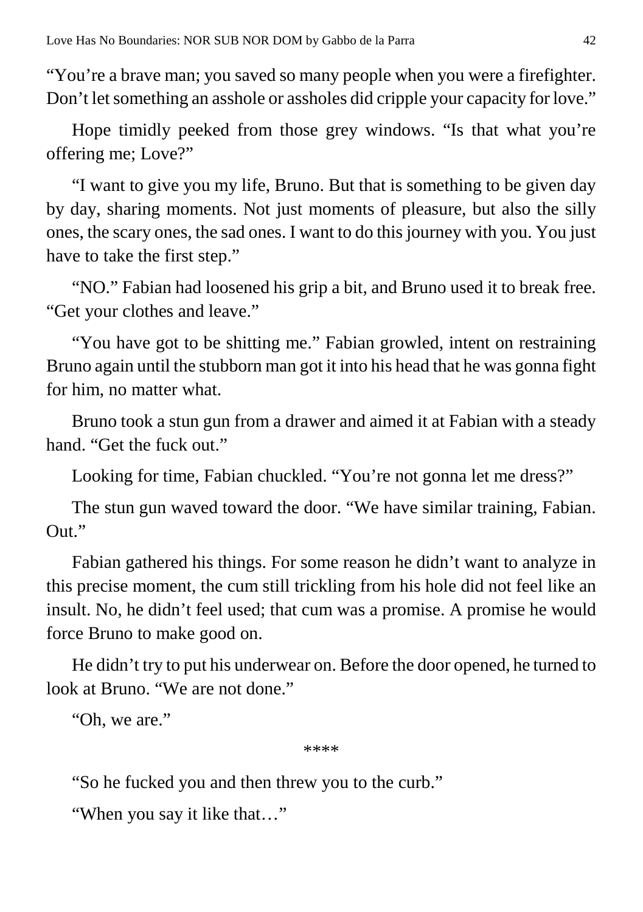"You're a brave man; you saved so many people when you were a firefighter. Don't let something an asshole or assholes did cripple your capacity for love."

Hope timidly peeked from those grey windows. "Is that what you're offering me; Love?"

"I want to give you my life, Bruno. But that is something to be given day by day, sharing moments. Not just moments of pleasure, but also the silly ones, the scary ones, the sad ones. I want to do this journey with you. You just have to take the first step."

"NO." Fabian had loosened his grip a bit, and Bruno used it to break free. "Get your clothes and leave."

"You have got to be shitting me." Fabian growled, intent on restraining Bruno again until the stubborn man got it into his head that he was gonna fight for him, no matter what.

Bruno took a stun gun from a drawer and aimed it at Fabian with a steady hand. "Get the fuck out."

Looking for time, Fabian chuckled. "You're not gonna let me dress?"

The stun gun waved toward the door. "We have similar training, Fabian. Out."

Fabian gathered his things. For some reason he didn't want to analyze in this precise moment, the cum still trickling from his hole did not feel like an insult. No, he didn't feel used; that cum was a promise. A promise he would force Bruno to make good on.

He didn't try to put his underwear on. Before the door opened, he turned to look at Bruno. "We are not done."

"Oh, we are."

****

"So he fucked you and then threw you to the curb."

"When you say it like that…"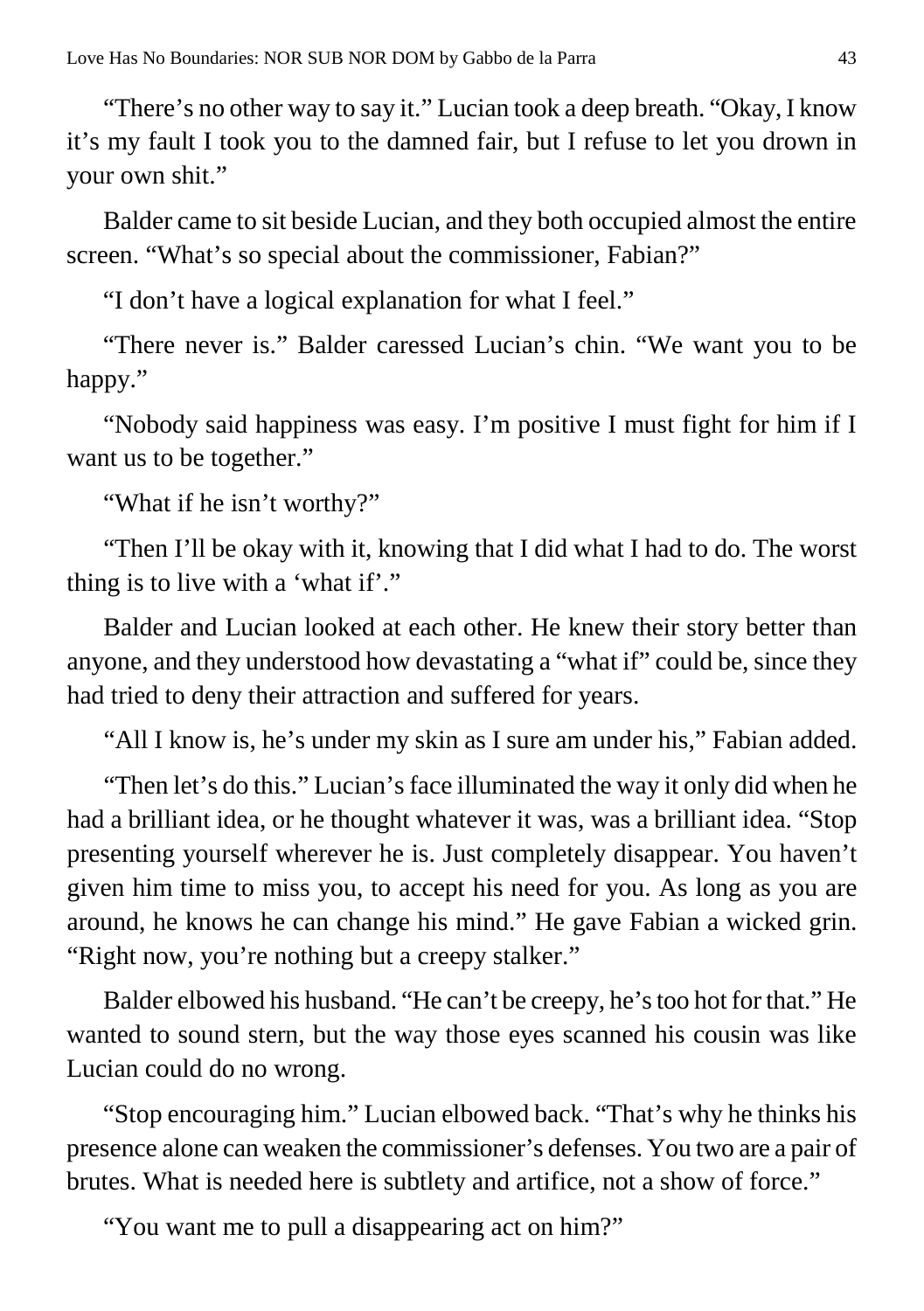"There's no other way to say it." Lucian took a deep breath. "Okay, I know it's my fault I took you to the damned fair, but I refuse to let you drown in your own shit."

Balder came to sit beside Lucian, and they both occupied almost the entire screen. "What's so special about the commissioner, Fabian?"

"I don't have a logical explanation for what I feel."

"There never is." Balder caressed Lucian's chin. "We want you to be happy."

"Nobody said happiness was easy. I'm positive I must fight for him if I want us to be together."

"What if he isn't worthy?"

"Then I'll be okay with it, knowing that I did what I had to do. The worst thing is to live with a 'what if'."

Balder and Lucian looked at each other. He knew their story better than anyone, and they understood how devastating a "what if" could be, since they had tried to deny their attraction and suffered for years.

"All I know is, he's under my skin as I sure am under his," Fabian added.

"Then let's do this." Lucian's face illuminated the way it only did when he had a brilliant idea, or he thought whatever it was, was a brilliant idea. "Stop presenting yourself wherever he is. Just completely disappear. You haven't given him time to miss you, to accept his need for you. As long as you are around, he knows he can change his mind." He gave Fabian a wicked grin. "Right now, you're nothing but a creepy stalker."

Balder elbowed his husband. "He can't be creepy, he's too hot for that." He wanted to sound stern, but the way those eyes scanned his cousin was like Lucian could do no wrong.

"Stop encouraging him." Lucian elbowed back. "That's why he thinks his presence alone can weaken the commissioner's defenses. You two are a pair of brutes. What is needed here is subtlety and artifice, not a show of force."

"You want me to pull a disappearing act on him?"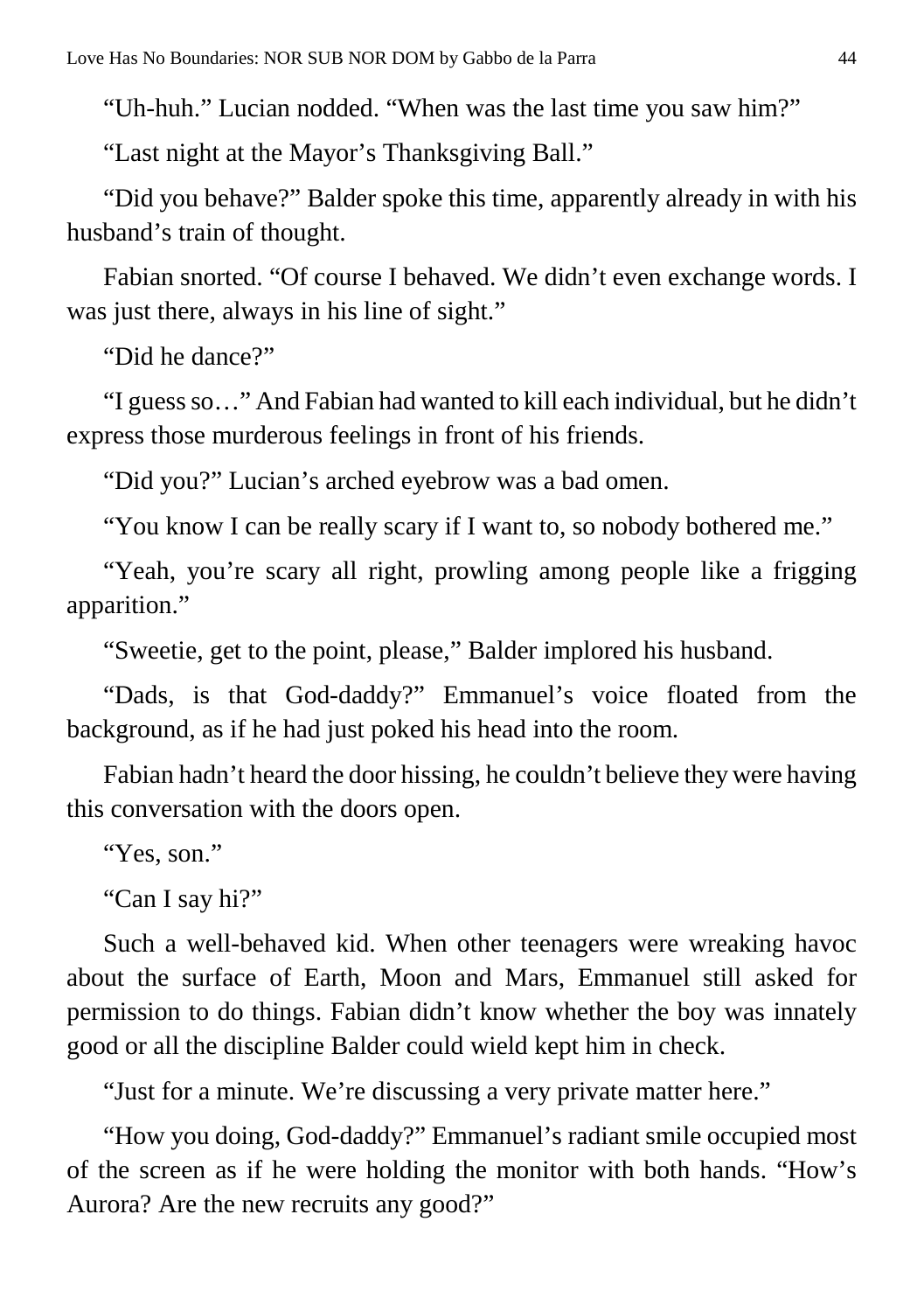"Uh-huh." Lucian nodded. "When was the last time you saw him?"

"Last night at the Mayor's Thanksgiving Ball."

"Did you behave?" Balder spoke this time, apparently already in with his husband's train of thought.

Fabian snorted. "Of course I behaved. We didn't even exchange words. I was just there, always in his line of sight."

"Did he dance?"

"I guess so…" And Fabian had wanted to kill each individual, but he didn't express those murderous feelings in front of his friends.

"Did you?" Lucian's arched eyebrow was a bad omen.

"You know I can be really scary if I want to, so nobody bothered me."

"Yeah, you're scary all right, prowling among people like a frigging apparition."

"Sweetie, get to the point, please," Balder implored his husband.

"Dads, is that God-daddy?" Emmanuel's voice floated from the background, as if he had just poked his head into the room.

Fabian hadn't heard the door hissing, he couldn't believe they were having this conversation with the doors open.

"Yes, son."

"Can I say hi?"

Such a well-behaved kid. When other teenagers were wreaking havoc about the surface of Earth, Moon and Mars, Emmanuel still asked for permission to do things. Fabian didn't know whether the boy was innately good or all the discipline Balder could wield kept him in check.

"Just for a minute. We're discussing a very private matter here."

"How you doing, God-daddy?" Emmanuel's radiant smile occupied most of the screen as if he were holding the monitor with both hands. "How's Aurora? Are the new recruits any good?"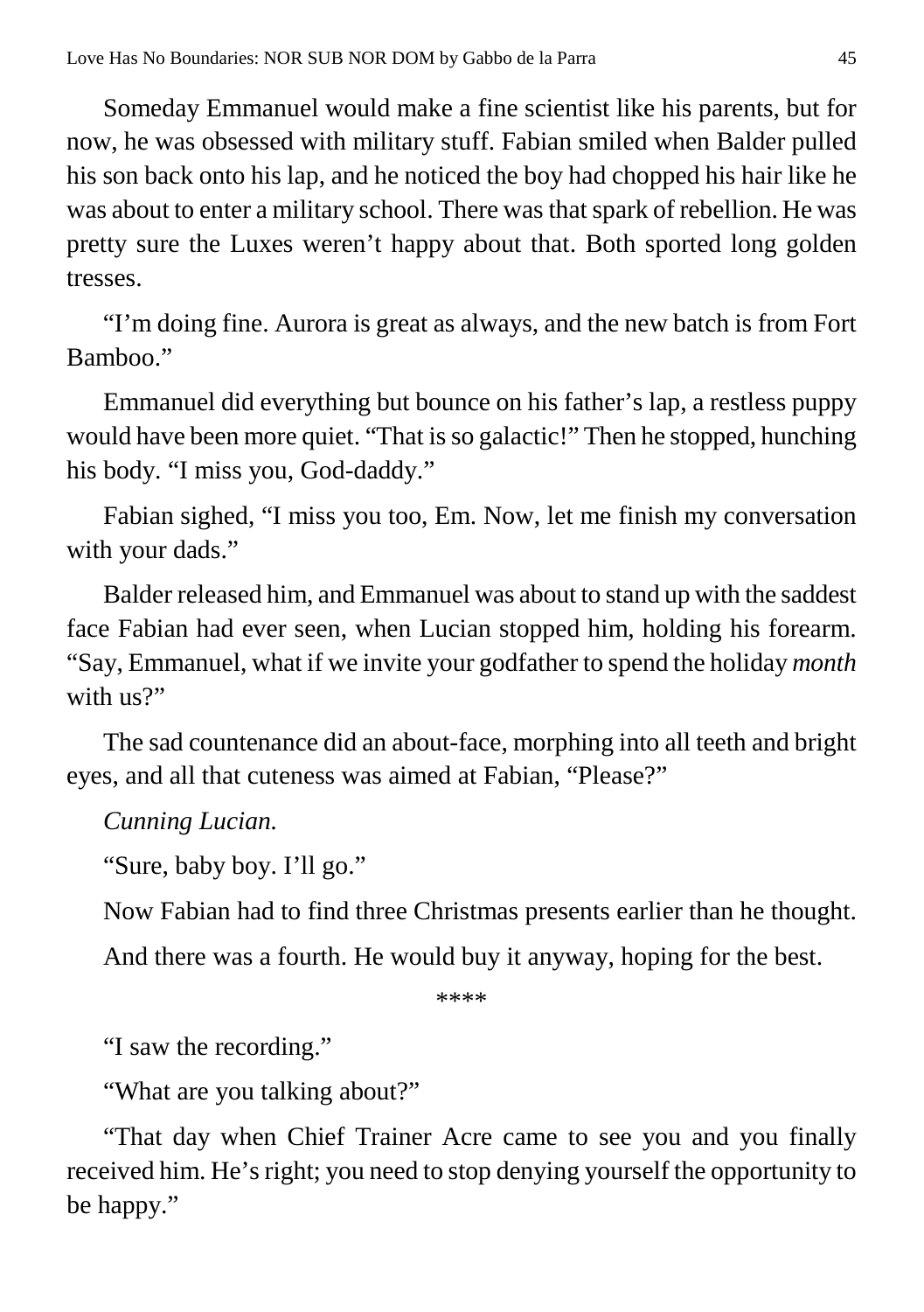Someday Emmanuel would make a fine scientist like his parents, but for now, he was obsessed with military stuff. Fabian smiled when Balder pulled his son back onto his lap, and he noticed the boy had chopped his hair like he was about to enter a military school. There was that spark of rebellion. He was pretty sure the Luxes weren't happy about that. Both sported long golden tresses.

"I'm doing fine. Aurora is great as always, and the new batch is from Fort Bamboo."

Emmanuel did everything but bounce on his father's lap, a restless puppy would have been more quiet. "That is so galactic!" Then he stopped, hunching his body. "I miss you, God-daddy."

Fabian sighed, "I miss you too, Em. Now, let me finish my conversation with your dads."

Balder released him, and Emmanuel was about to stand up with the saddest face Fabian had ever seen, when Lucian stopped him, holding his forearm. "Say, Emmanuel, what if we invite your godfather to spend the holiday *month* with us?"

The sad countenance did an about-face, morphing into all teeth and bright eyes, and all that cuteness was aimed at Fabian, "Please?"

*Cunning Lucian.*

"Sure, baby boy. I'll go."

Now Fabian had to find three Christmas presents earlier than he thought.

And there was a fourth. He would buy it anyway, hoping for the best.

****

"I saw the recording."

"What are you talking about?"

"That day when Chief Trainer Acre came to see you and you finally received him. He's right; you need to stop denying yourself the opportunity to be happy."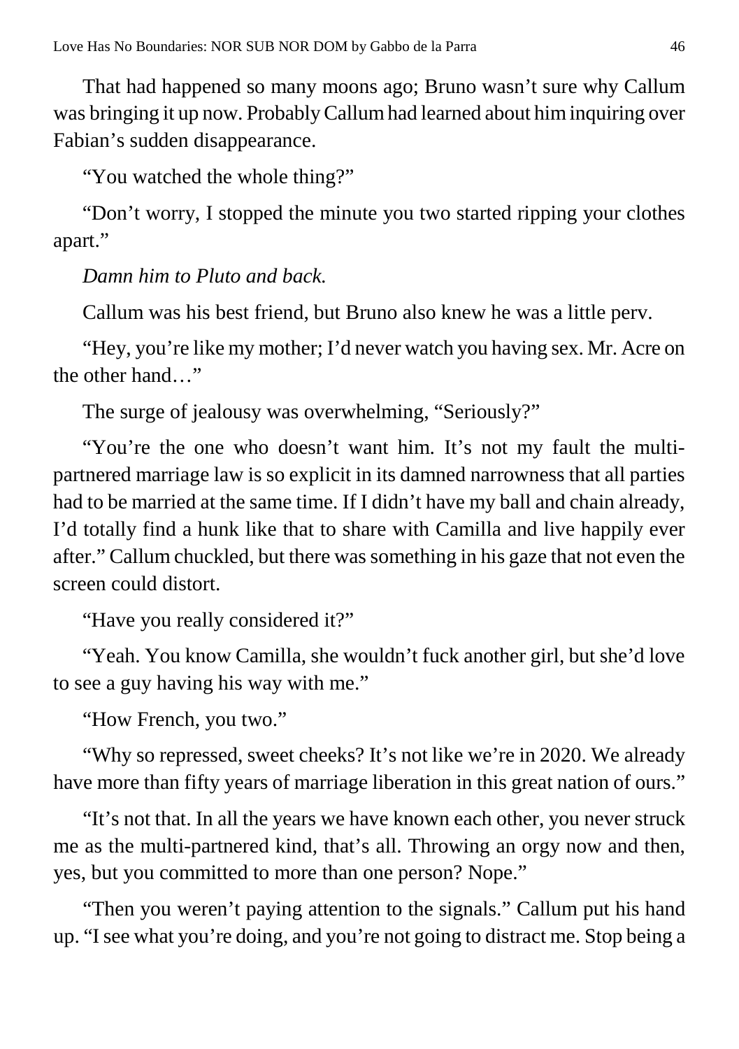That had happened so many moons ago; Bruno wasn't sure why Callum was bringing it up now. Probably Callum had learned about him inquiring over Fabian's sudden disappearance.

"You watched the whole thing?"

"Don't worry, I stopped the minute you two started ripping your clothes apart."

*Damn him to Pluto and back.*

Callum was his best friend, but Bruno also knew he was a little perv.

"Hey, you're like my mother; I'd never watch you having sex. Mr. Acre on the other hand…"

The surge of jealousy was overwhelming, "Seriously?"

"You're the one who doesn't want him. It's not my fault the multi-partnered marriage law is so explicit in its damned narrowness that all parties had to be married at the same time. If I didn't have my ball and chain already, I'd totally find a hunk like that to share with Camilla and live happily ever after." Callum chuckled, but there was something in his gaze that not even the screen could distort.

"Have you really considered it?"

"Yeah. You know Camilla, she wouldn't fuck another girl, but she'd love to see a guy having his way with me."

"How French, you two."

"Why so repressed, sweet cheeks? It's not like we're in 2020. We already have more than fifty years of marriage liberation in this great nation of ours."

"It's not that. In all the years we have known each other, you never struck me as the multi-partnered kind, that's all. Throwing an orgy now and then, yes, but you committed to more than one person? Nope."

"Then you weren't paying attention to the signals." Callum put his hand up. "I see what you're doing, and you're not going to distract me. Stop being a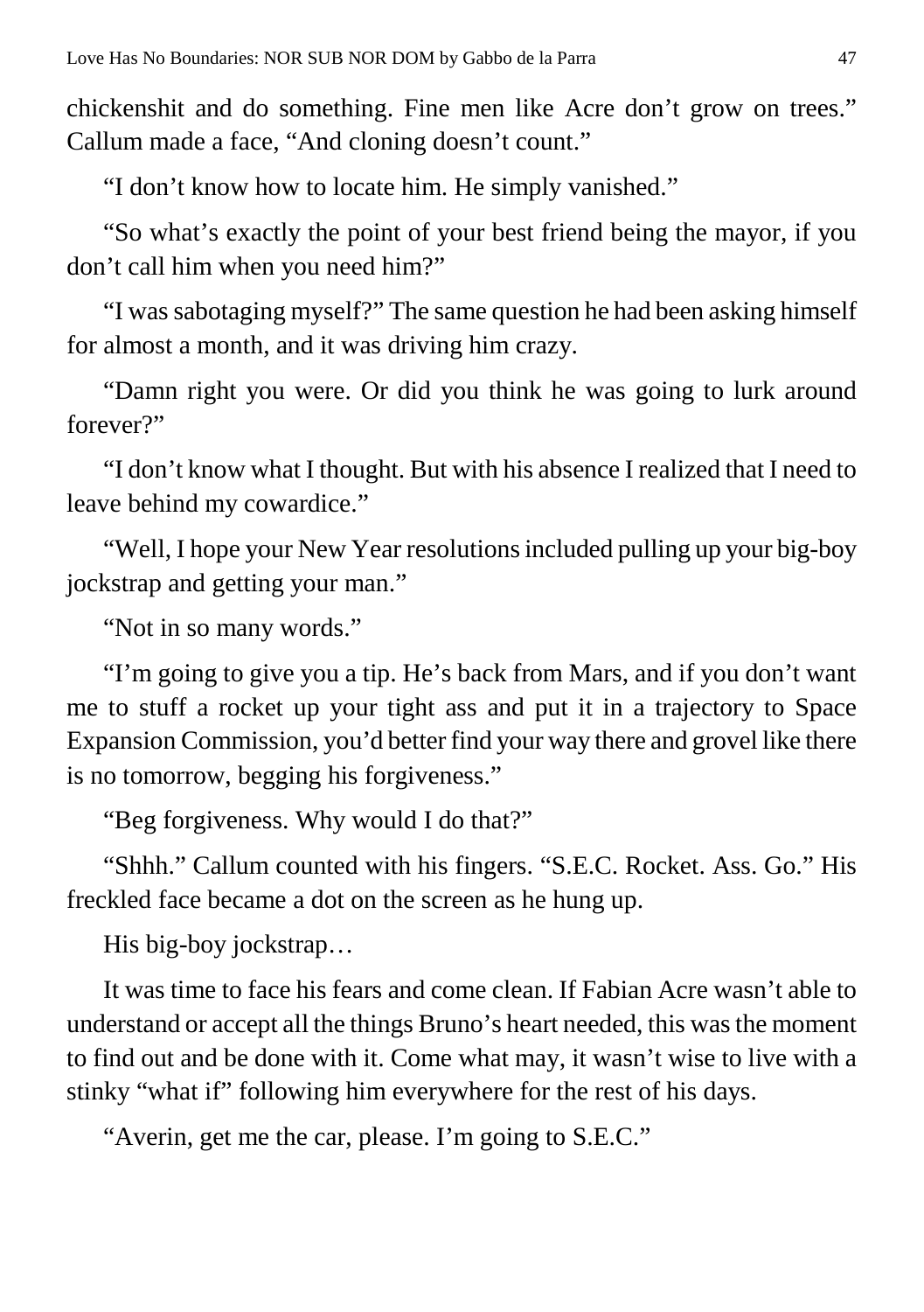chickenshit and do something. Fine men like Acre don't grow on trees." Callum made a face, "And cloning doesn't count."

"I don't know how to locate him. He simply vanished."

"So what's exactly the point of your best friend being the mayor, if you don't call him when you need him?"

"I was sabotaging myself?" The same question he had been asking himself for almost a month, and it was driving him crazy.

"Damn right you were. Or did you think he was going to lurk around forever?"

"I don't know what I thought. But with his absence I realized that I need to leave behind my cowardice."

"Well, I hope your New Year resolutions included pulling up your big-boy jockstrap and getting your man."

"Not in so many words."

"I'm going to give you a tip. He's back from Mars, and if you don't want me to stuff a rocket up your tight ass and put it in a trajectory to Space Expansion Commission, you'd better find your way there and grovel like there is no tomorrow, begging his forgiveness."

"Beg forgiveness. Why would I do that?"

"Shhh." Callum counted with his fingers. "S.E.C. Rocket. Ass. Go." His freckled face became a dot on the screen as he hung up.

His big-boy jockstrap…

It was time to face his fears and come clean. If Fabian Acre wasn't able to understand or accept all the things Bruno's heart needed, this was the moment to find out and be done with it. Come what may, it wasn't wise to live with a stinky "what if" following him everywhere for the rest of his days.

"Averin, get me the car, please. I'm going to S.E.C."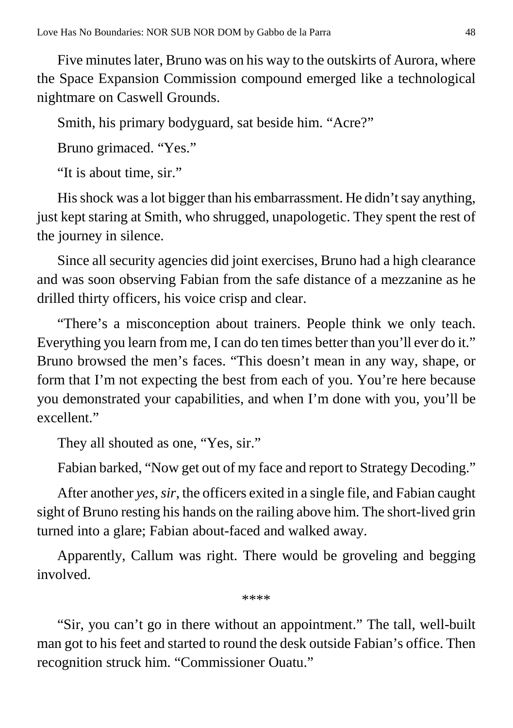Five minutes later, Bruno was on his way to the outskirts of Aurora, where the Space Expansion Commission compound emerged like a technological nightmare on Caswell Grounds.

Smith, his primary bodyguard, sat beside him. "Acre?"

Bruno grimaced. "Yes."

"It is about time, sir."

His shock was a lot bigger than his embarrassment. He didn't say anything, just kept staring at Smith, who shrugged, unapologetic. They spent the rest of the journey in silence.

Since all security agencies did joint exercises, Bruno had a high clearance and was soon observing Fabian from the safe distance of a mezzanine as he drilled thirty officers, his voice crisp and clear.

"There's a misconception about trainers. People think we only teach. Everything you learn from me, I can do ten times better than you'll ever do it." Bruno browsed the men's faces. "This doesn't mean in any way, shape, or form that I'm not expecting the best from each of you. You're here because you demonstrated your capabilities, and when I'm done with you, you'll be excellent."

They all shouted as one, "Yes, sir."

Fabian barked, "Now get out of my face and report to Strategy Decoding."

After another *yes, sir*, the officers exited in a single file, and Fabian caught sight of Bruno resting his hands on the railing above him. The short-lived grin turned into a glare; Fabian about-faced and walked away.

Apparently, Callum was right. There would be groveling and begging involved.

****

"Sir, you can't go in there without an appointment." The tall, well-built man got to his feet and started to round the desk outside Fabian's office. Then recognition struck him. "Commissioner Ouatu."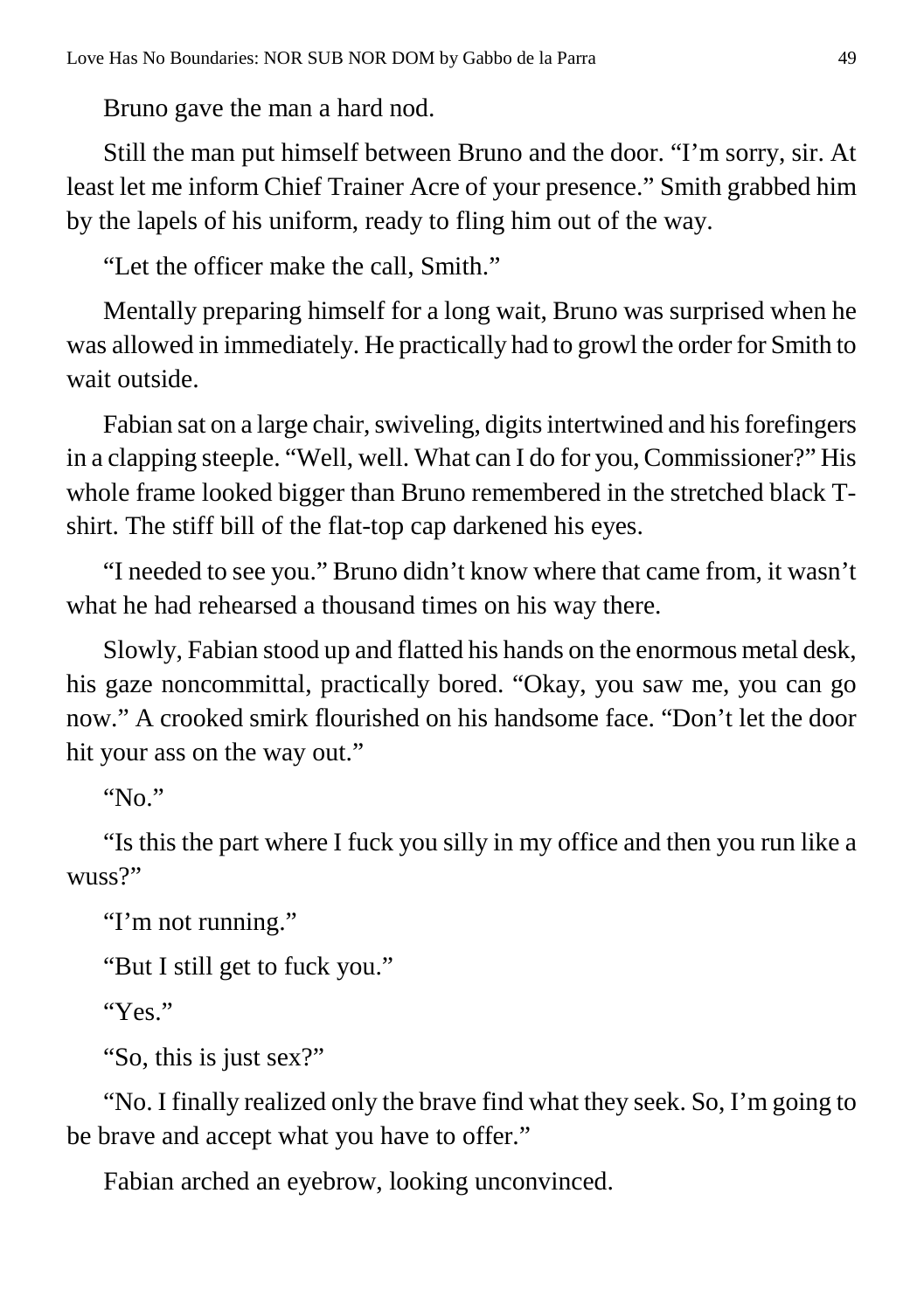Bruno gave the man a hard nod.

Still the man put himself between Bruno and the door. "I'm sorry, sir. At least let me inform Chief Trainer Acre of your presence." Smith grabbed him by the lapels of his uniform, ready to fling him out of the way.

"Let the officer make the call, Smith."

Mentally preparing himself for a long wait, Bruno was surprised when he was allowed in immediately. He practically had to growl the order for Smith to wait outside.

Fabian sat on a large chair, swiveling, digits intertwined and his forefingers in a clapping steeple. "Well, well. What can I do for you, Commissioner?" His whole frame looked bigger than Bruno remembered in the stretched black T-shirt. The stiff bill of the flat-top cap darkened his eyes.

"I needed to see you." Bruno didn't know where that came from, it wasn't what he had rehearsed a thousand times on his way there.

Slowly, Fabian stood up and flatted his hands on the enormous metal desk, his gaze noncommittal, practically bored. "Okay, you saw me, you can go now." A crooked smirk flourished on his handsome face. "Don't let the door hit your ass on the way out."

"No."

"Is this the part where I fuck you silly in my office and then you run like a wuss?"

"I'm not running."

"But I still get to fuck you."

"Yes."

"So, this is just sex?"

"No. I finally realized only the brave find what they seek. So, I'm going to be brave and accept what you have to offer."

Fabian arched an eyebrow, looking unconvinced.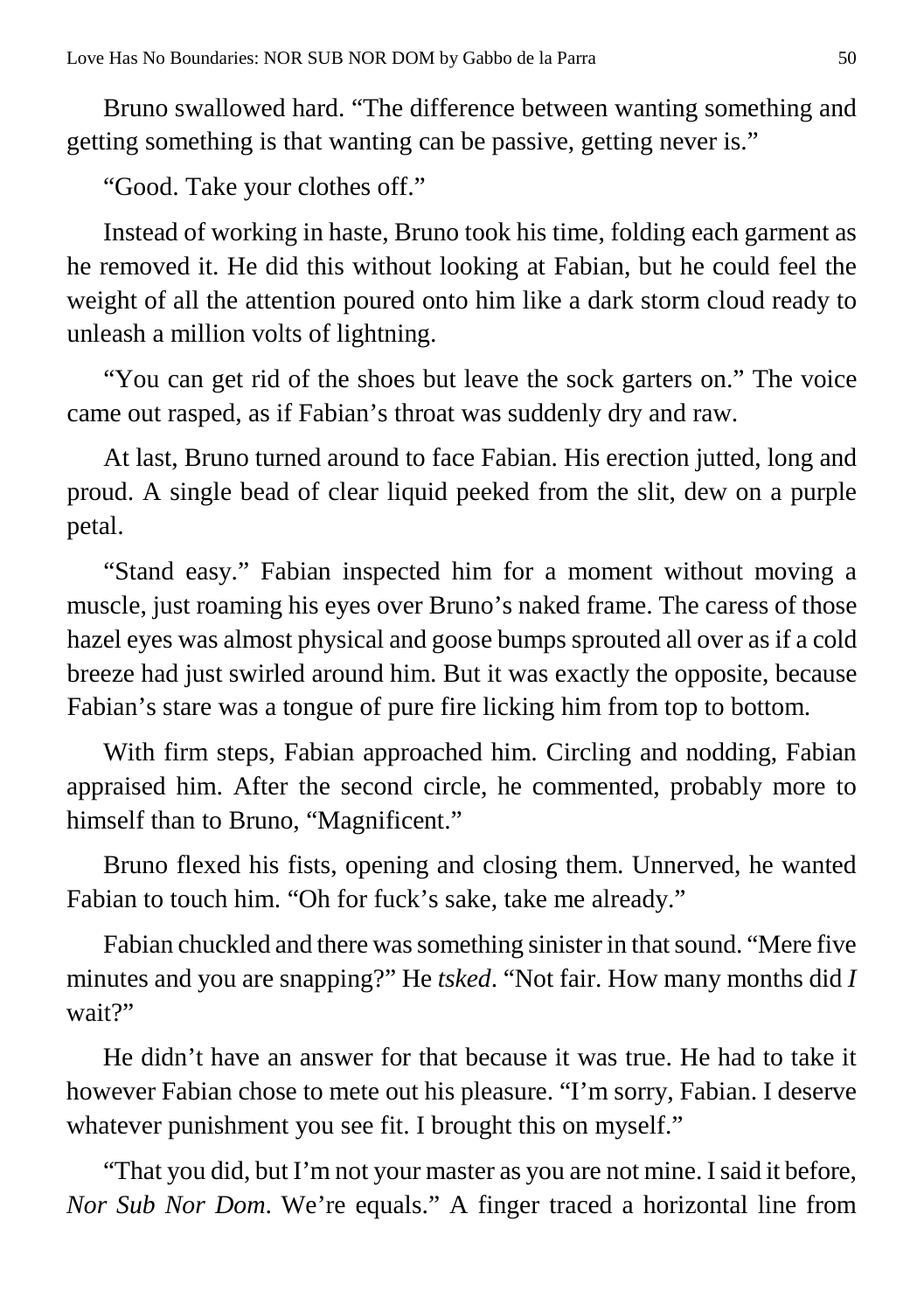Bruno swallowed hard. "The difference between wanting something and getting something is that wanting can be passive, getting never is."

"Good. Take your clothes off."

Instead of working in haste, Bruno took his time, folding each garment as he removed it. He did this without looking at Fabian, but he could feel the weight of all the attention poured onto him like a dark storm cloud ready to unleash a million volts of lightning.

"You can get rid of the shoes but leave the sock garters on." The voice came out rasped, as if Fabian's throat was suddenly dry and raw.

At last, Bruno turned around to face Fabian. His erection jutted, long and proud. A single bead of clear liquid peeked from the slit, dew on a purple petal.

"Stand easy." Fabian inspected him for a moment without moving a muscle, just roaming his eyes over Bruno's naked frame. The caress of those hazel eyes was almost physical and goose bumps sprouted all over as if a cold breeze had just swirled around him. But it was exactly the opposite, because Fabian's stare was a tongue of pure fire licking him from top to bottom.

With firm steps, Fabian approached him. Circling and nodding, Fabian appraised him. After the second circle, he commented, probably more to himself than to Bruno, "Magnificent."

Bruno flexed his fists, opening and closing them. Unnerved, he wanted Fabian to touch him. "Oh for fuck's sake, take me already."

Fabian chuckled and there was something sinister in that sound. "Mere five minutes and you are snapping?" He *tsked*. "Not fair. How many months did *I* wait?"

He didn't have an answer for that because it was true. He had to take it however Fabian chose to mete out his pleasure. "I'm sorry, Fabian. I deserve whatever punishment you see fit. I brought this on myself."

"That you did, but I'm not your master as you are not mine. I said it before, *Nor Sub Nor Dom*. We're equals." A finger traced a horizontal line from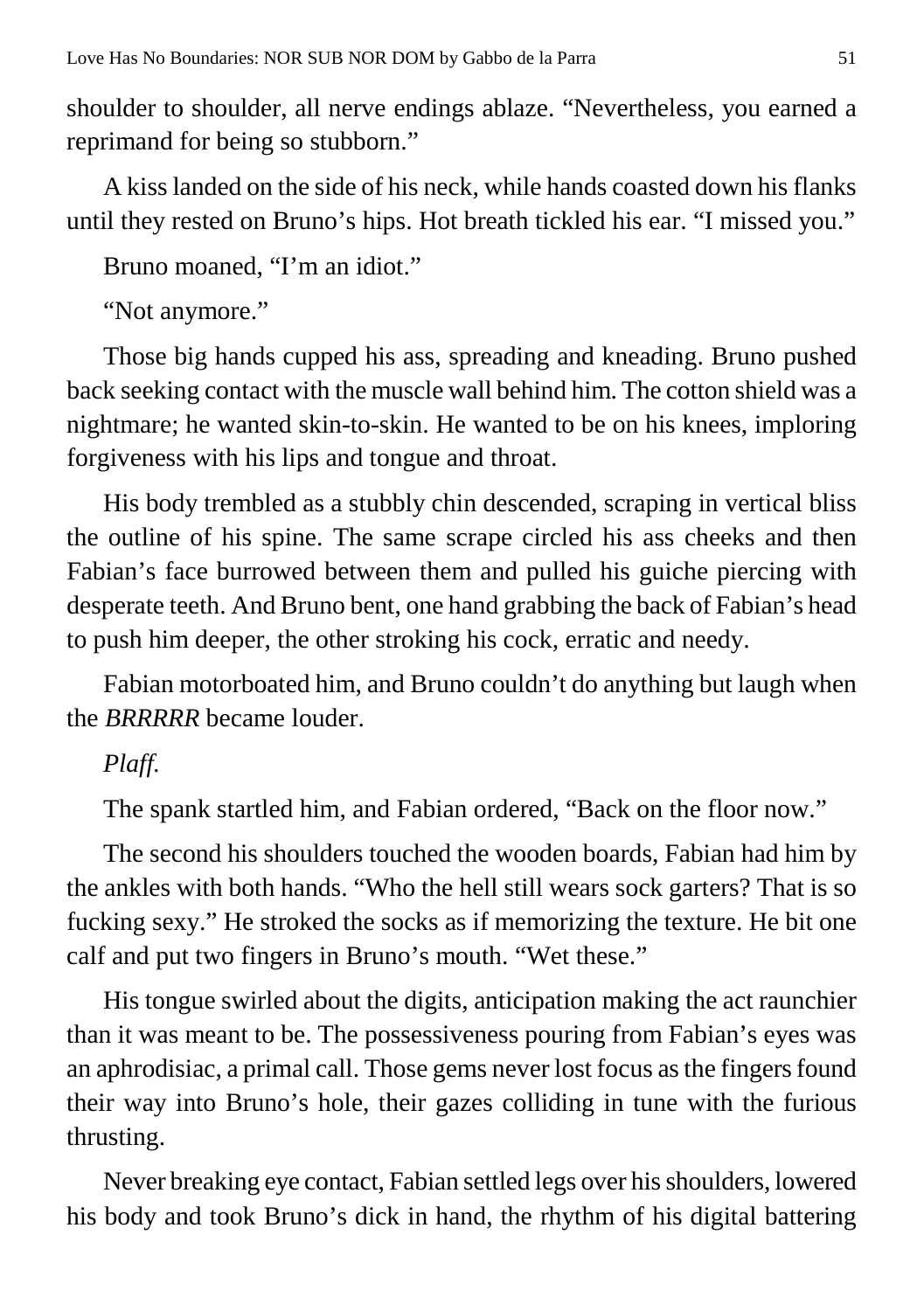shoulder to shoulder, all nerve endings ablaze. "Nevertheless, you earned a reprimand for being so stubborn."

A kiss landed on the side of his neck, while hands coasted down his flanks until they rested on Bruno's hips. Hot breath tickled his ear. "I missed you."

Bruno moaned, "I'm an idiot."

"Not anymore."

Those big hands cupped his ass, spreading and kneading. Bruno pushed back seeking contact with the muscle wall behind him. The cotton shield was a nightmare; he wanted skin-to-skin. He wanted to be on his knees, imploring forgiveness with his lips and tongue and throat.

His body trembled as a stubbly chin descended, scraping in vertical bliss the outline of his spine. The same scrape circled his ass cheeks and then Fabian's face burrowed between them and pulled his guiche piercing with desperate teeth. And Bruno bent, one hand grabbing the back of Fabian's head to push him deeper, the other stroking his cock, erratic and needy.

Fabian motorboated him, and Bruno couldn't do anything but laugh when the *BRRRRR* became louder.

*Plaff.*

The spank startled him, and Fabian ordered, "Back on the floor now."

The second his shoulders touched the wooden boards, Fabian had him by the ankles with both hands. "Who the hell still wears sock garters? That is so fucking sexy." He stroked the socks as if memorizing the texture. He bit one calf and put two fingers in Bruno's mouth. "Wet these."

His tongue swirled about the digits, anticipation making the act raunchier than it was meant to be. The possessiveness pouring from Fabian's eyes was an aphrodisiac, a primal call. Those gems never lost focus as the fingers found their way into Bruno's hole, their gazes colliding in tune with the furious thrusting.

Never breaking eye contact, Fabian settled legs over his shoulders, lowered his body and took Bruno's dick in hand, the rhythm of his digital battering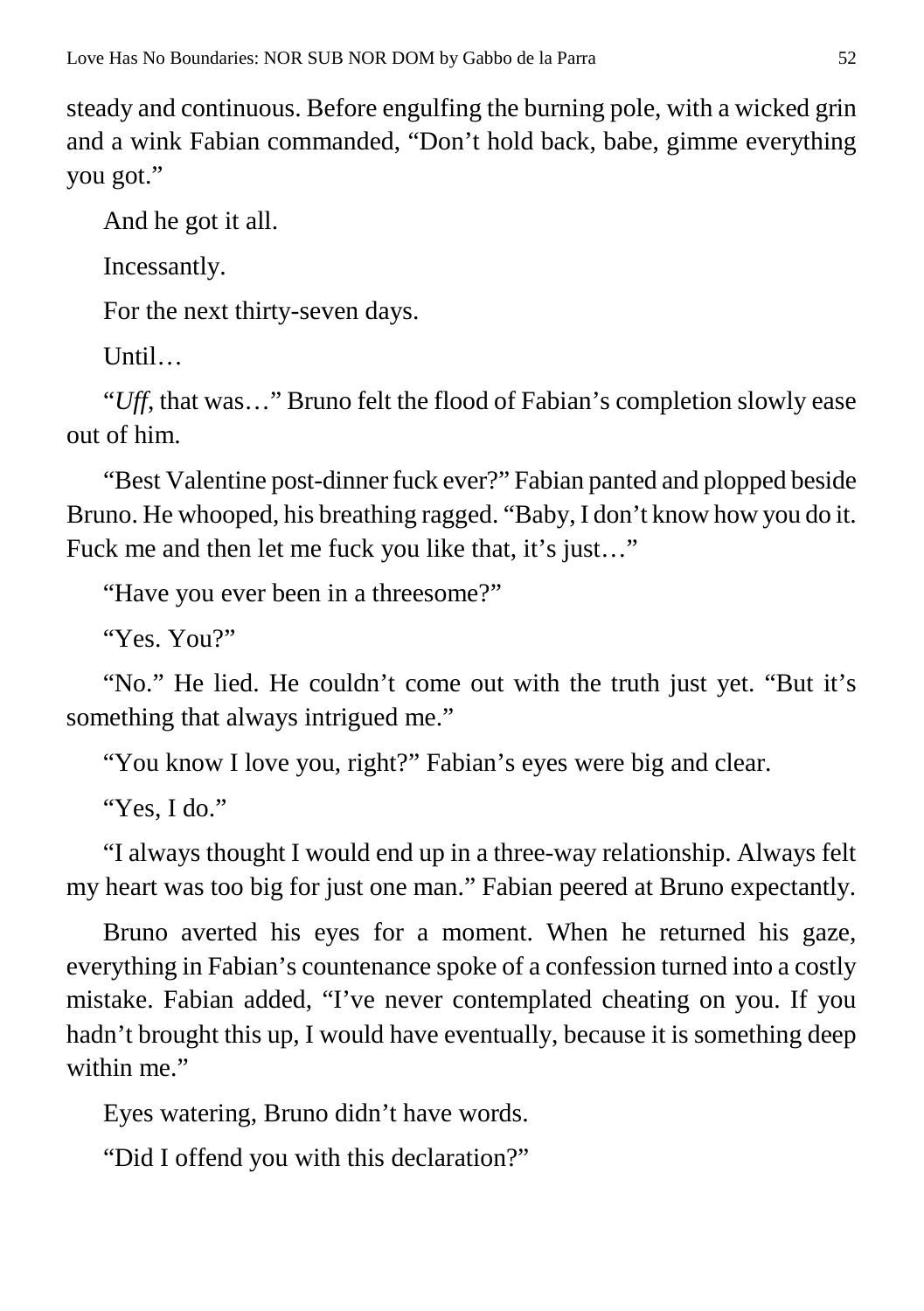steady and continuous. Before engulfing the burning pole, with a wicked grin and a wink Fabian commanded, "Don't hold back, babe, gimme everything you got."

And he got it all.

Incessantly.

For the next thirty-seven days.

Until…

"*Uff*, that was…" Bruno felt the flood of Fabian's completion slowly ease out of him.

"Best Valentine post-dinner fuck ever?" Fabian panted and plopped beside Bruno. He whooped, his breathing ragged. "Baby, I don't know how you do it. Fuck me and then let me fuck you like that, it's just…"

"Have you ever been in a threesome?"

"Yes. You?"

"No." He lied. He couldn't come out with the truth just yet. "But it's something that always intrigued me."

"You know I love you, right?" Fabian's eyes were big and clear.

"Yes, I do."

"I always thought I would end up in a three-way relationship. Always felt my heart was too big for just one man." Fabian peered at Bruno expectantly.

Bruno averted his eyes for a moment. When he returned his gaze, everything in Fabian's countenance spoke of a confession turned into a costly mistake. Fabian added, "I've never contemplated cheating on you. If you hadn't brought this up, I would have eventually, because it is something deep within me."

Eyes watering, Bruno didn't have words.

"Did I offend you with this declaration?"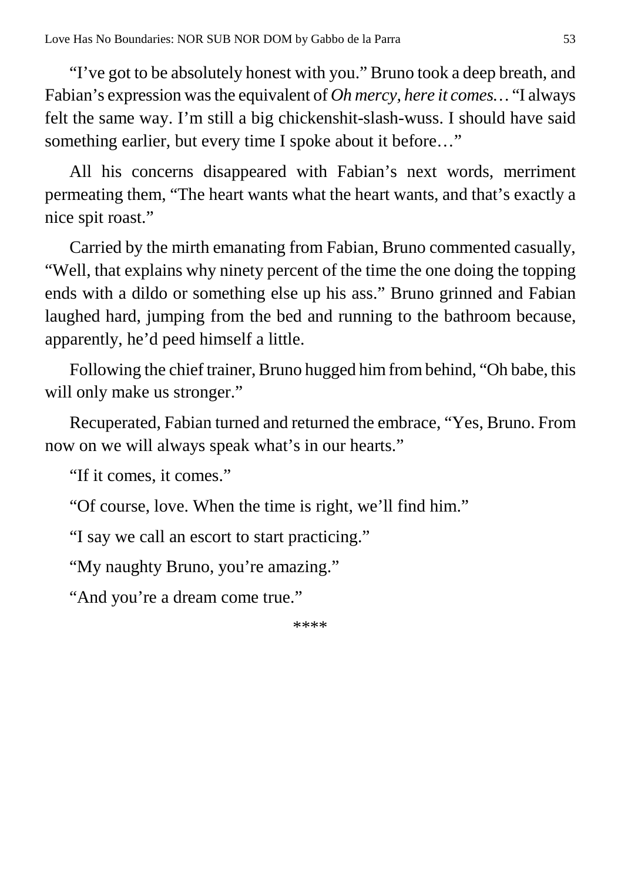"I've got to be absolutely honest with you." Bruno took a deep breath, and Fabian's expression was the equivalent of *Oh mercy, here it comes…* "I always felt the same way. I'm still a big chickenshit-slash-wuss. I should have said something earlier, but every time I spoke about it before…"

All his concerns disappeared with Fabian's next words, merriment permeating them, "The heart wants what the heart wants, and that's exactly a nice spit roast."

Carried by the mirth emanating from Fabian, Bruno commented casually, "Well, that explains why ninety percent of the time the one doing the topping ends with a dildo or something else up his ass." Bruno grinned and Fabian laughed hard, jumping from the bed and running to the bathroom because, apparently, he'd peed himself a little.

Following the chief trainer, Bruno hugged him from behind, "Oh babe, this will only make us stronger."

Recuperated, Fabian turned and returned the embrace, "Yes, Bruno. From now on we will always speak what's in our hearts."

"If it comes, it comes."

"Of course, love. When the time is right, we'll find him."

"I say we call an escort to start practicing."

"My naughty Bruno, you're amazing."

"And you're a dream come true."

****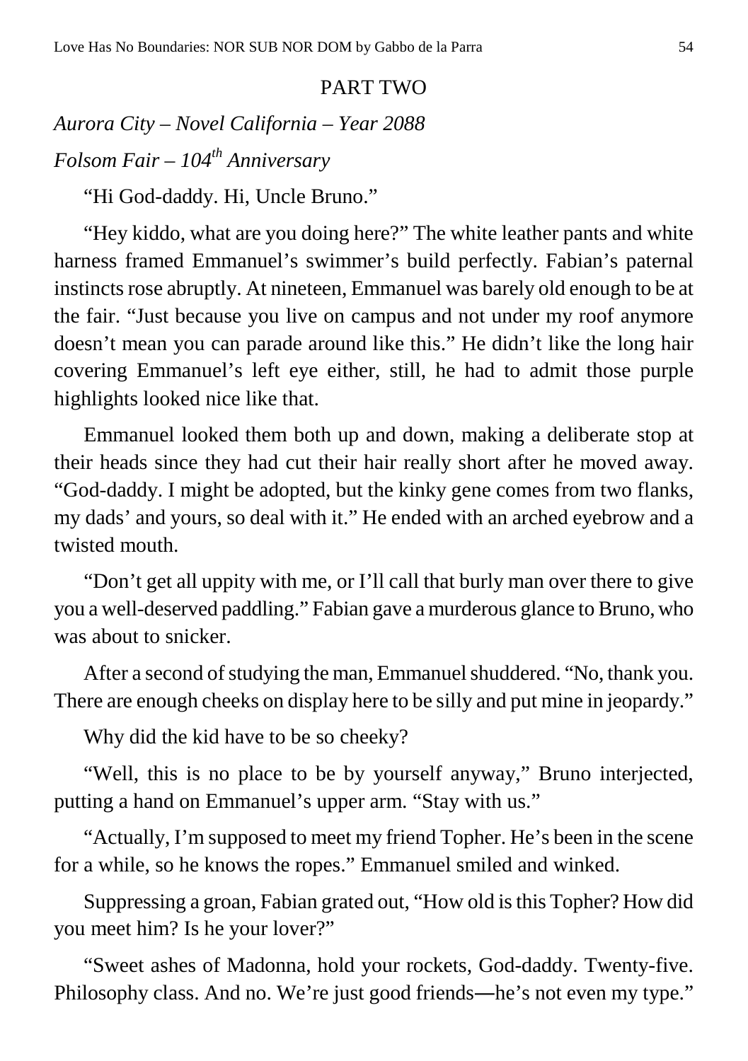## PART TWO

*Aurora City – Novel California – Year 2088*

*Folsom Fair – 104th Anniversary*

"Hi God-daddy. Hi, Uncle Bruno."

"Hey kiddo, what are you doing here?" The white leather pants and white harness framed Emmanuel's swimmer's build perfectly. Fabian's paternal instincts rose abruptly. At nineteen, Emmanuel was barely old enough to be at the fair. "Just because you live on campus and not under my roof anymore doesn't mean you can parade around like this." He didn't like the long hair covering Emmanuel's left eye either, still, he had to admit those purple highlights looked nice like that.

Emmanuel looked them both up and down, making a deliberate stop at their heads since they had cut their hair really short after he moved away. "God-daddy. I might be adopted, but the kinky gene comes from two flanks, my dads' and yours, so deal with it." He ended with an arched eyebrow and a twisted mouth.

"Don't get all uppity with me, or I'll call that burly man over there to give you a well-deserved paddling." Fabian gave a murderous glance to Bruno, who was about to snicker.

After a second of studying the man, Emmanuel shuddered. "No, thank you. There are enough cheeks on display here to be silly and put mine in jeopardy."

Why did the kid have to be so cheeky?

"Well, this is no place to be by yourself anyway," Bruno interjected, putting a hand on Emmanuel's upper arm. "Stay with us."

"Actually, I'm supposed to meet my friend Topher. He's been in the scene for a while, so he knows the ropes." Emmanuel smiled and winked.

Suppressing a groan, Fabian grated out, "How old is this Topher? How did you meet him? Is he your lover?"

"Sweet ashes of Madonna, hold your rockets, God-daddy. Twenty-five. Philosophy class. And no. We're just good friends—he's not even my type."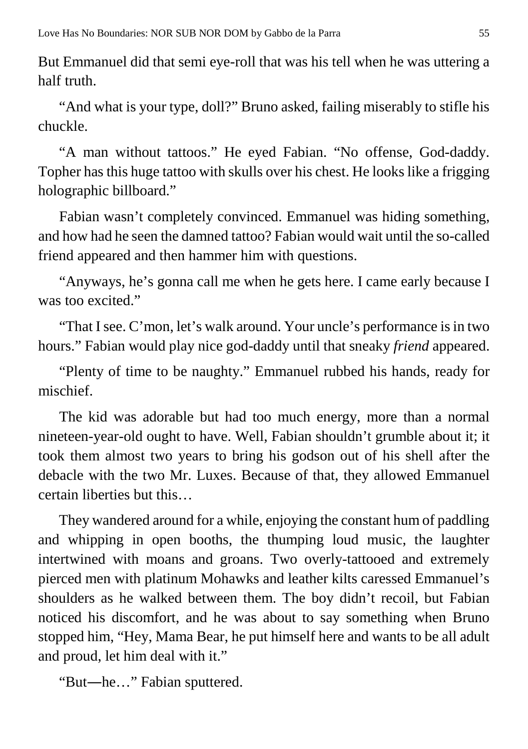But Emmanuel did that semi eye-roll that was his tell when he was uttering a half truth.

"And what is your type, doll?" Bruno asked, failing miserably to stifle his chuckle.

"A man without tattoos." He eyed Fabian. "No offense, God-daddy. Topher has this huge tattoo with skulls over his chest. He looks like a frigging holographic billboard."

Fabian wasn't completely convinced. Emmanuel was hiding something, and how had he seen the damned tattoo? Fabian would wait until the so-called friend appeared and then hammer him with questions.

"Anyways, he's gonna call me when he gets here. I came early because I was too excited."

"That I see. C'mon, let's walk around. Your uncle's performance is in two hours." Fabian would play nice god-daddy until that sneaky *friend* appeared.

"Plenty of time to be naughty." Emmanuel rubbed his hands, ready for mischief.

The kid was adorable but had too much energy, more than a normal nineteen-year-old ought to have. Well, Fabian shouldn't grumble about it; it took them almost two years to bring his godson out of his shell after the debacle with the two Mr. Luxes. Because of that, they allowed Emmanuel certain liberties but this…

They wandered around for a while, enjoying the constant hum of paddling and whipping in open booths, the thumping loud music, the laughter intertwined with moans and groans. Two overly-tattooed and extremely pierced men with platinum Mohawks and leather kilts caressed Emmanuel's shoulders as he walked between them. The boy didn't recoil, but Fabian noticed his discomfort, and he was about to say something when Bruno stopped him, "Hey, Mama Bear, he put himself here and wants to be all adult and proud, let him deal with it."

"But—he…" Fabian sputtered.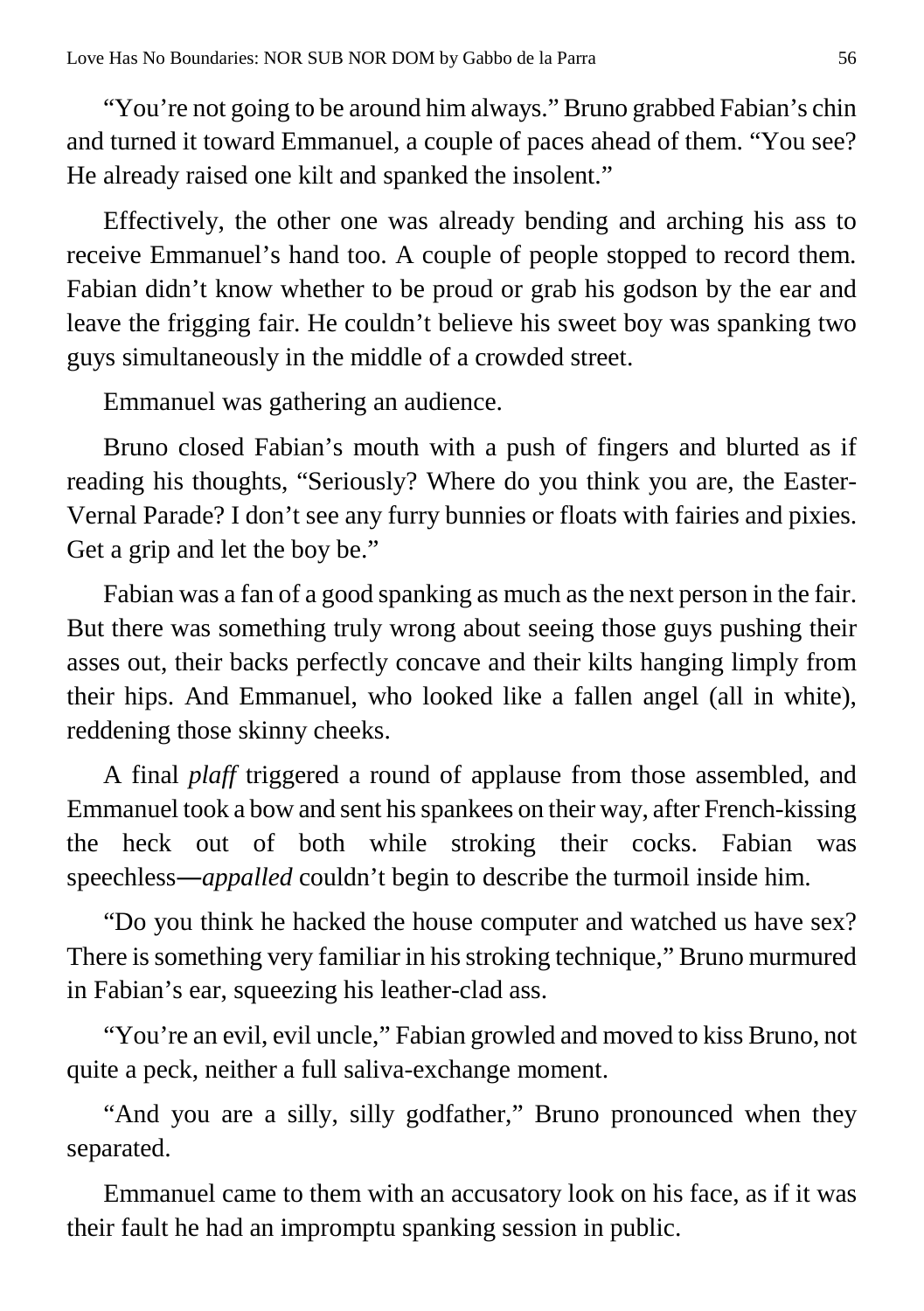"You're not going to be around him always." Bruno grabbed Fabian's chin and turned it toward Emmanuel, a couple of paces ahead of them. "You see? He already raised one kilt and spanked the insolent."

Effectively, the other one was already bending and arching his ass to receive Emmanuel's hand too. A couple of people stopped to record them. Fabian didn't know whether to be proud or grab his godson by the ear and leave the frigging fair. He couldn't believe his sweet boy was spanking two guys simultaneously in the middle of a crowded street.

Emmanuel was gathering an audience.

Bruno closed Fabian's mouth with a push of fingers and blurted as if reading his thoughts, "Seriously? Where do you think you are, the Easter-Vernal Parade? I don't see any furry bunnies or floats with fairies and pixies. Get a grip and let the boy be."

Fabian was a fan of a good spanking as much as the next person in the fair. But there was something truly wrong about seeing those guys pushing their asses out, their backs perfectly concave and their kilts hanging limply from their hips. And Emmanuel, who looked like a fallen angel (all in white), reddening those skinny cheeks.

A final *plaff* triggered a round of applause from those assembled, and Emmanuel took a bow and sent his spankees on their way, after French-kissing the heck out of both while stroking their cocks. Fabian was speechless—*appalled* couldn't begin to describe the turmoil inside him.

"Do you think he hacked the house computer and watched us have sex? There is something very familiar in his stroking technique," Bruno murmured in Fabian's ear, squeezing his leather-clad ass.

"You're an evil, evil uncle," Fabian growled and moved to kiss Bruno, not quite a peck, neither a full saliva-exchange moment.

"And you are a silly, silly godfather," Bruno pronounced when they separated.

Emmanuel came to them with an accusatory look on his face, as if it was their fault he had an impromptu spanking session in public.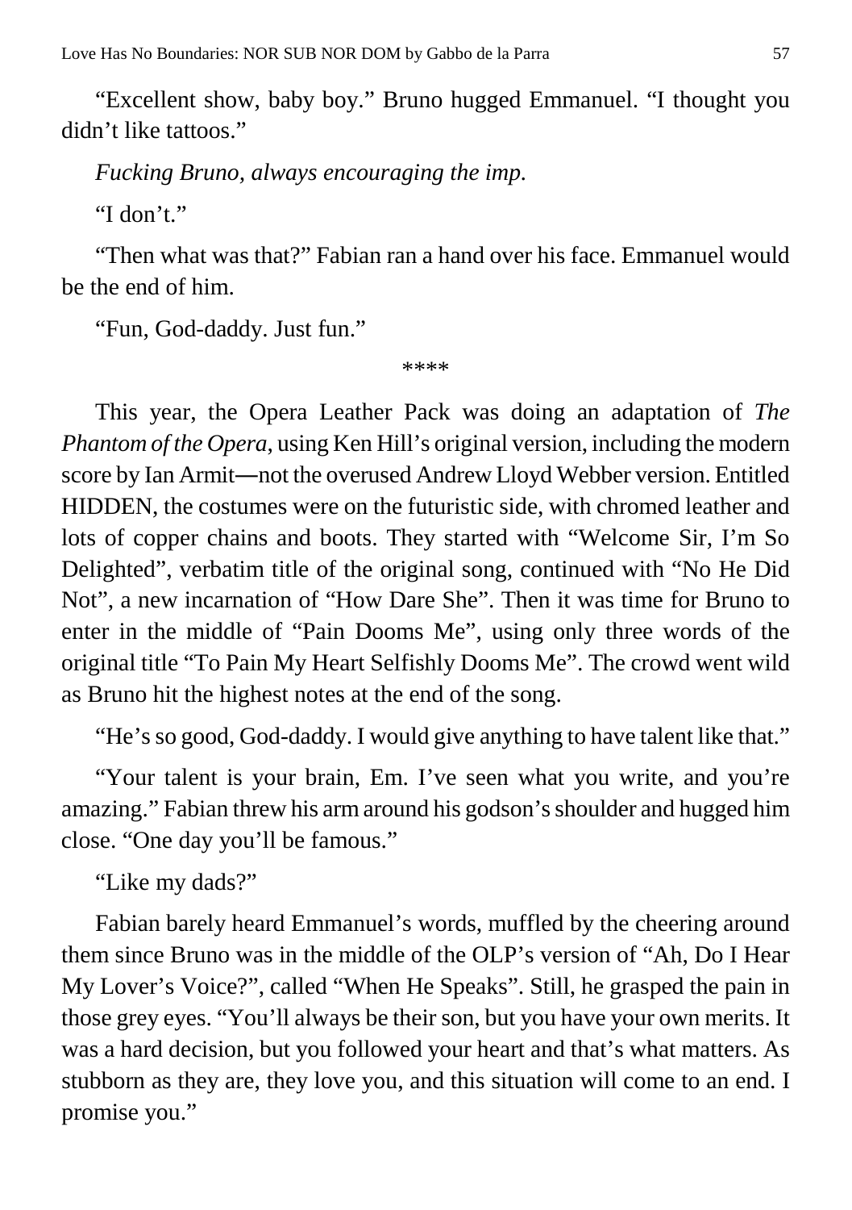"Excellent show, baby boy." Bruno hugged Emmanuel. "I thought you didn't like tattoos."

*Fucking Bruno, always encouraging the imp.*

"I don't."

"Then what was that?" Fabian ran a hand over his face. Emmanuel would be the end of him.

"Fun, God-daddy. Just fun."

****

This year, the Opera Leather Pack was doing an adaptation of *The Phantom of the Opera*, using Ken Hill's original version, including the modern score by Ian Armit—not the overused Andrew Lloyd Webber version. Entitled HIDDEN, the costumes were on the futuristic side, with chromed leather and lots of copper chains and boots. They started with "Welcome Sir, I'm So Delighted", verbatim title of the original song, continued with "No He Did Not", a new incarnation of "How Dare She". Then it was time for Bruno to enter in the middle of "Pain Dooms Me", using only three words of the original title "To Pain My Heart Selfishly Dooms Me". The crowd went wild as Bruno hit the highest notes at the end of the song.

"He's so good, God-daddy. I would give anything to have talent like that."

"Your talent is your brain, Em. I've seen what you write, and you're amazing." Fabian threw his arm around his godson's shoulder and hugged him close. "One day you'll be famous."

"Like my dads?"

Fabian barely heard Emmanuel's words, muffled by the cheering around them since Bruno was in the middle of the OLP's version of "Ah, Do I Hear My Lover's Voice?", called "When He Speaks". Still, he grasped the pain in those grey eyes. "You'll always be their son, but you have your own merits. It was a hard decision, but you followed your heart and that's what matters. As stubborn as they are, they love you, and this situation will come to an end. I promise you."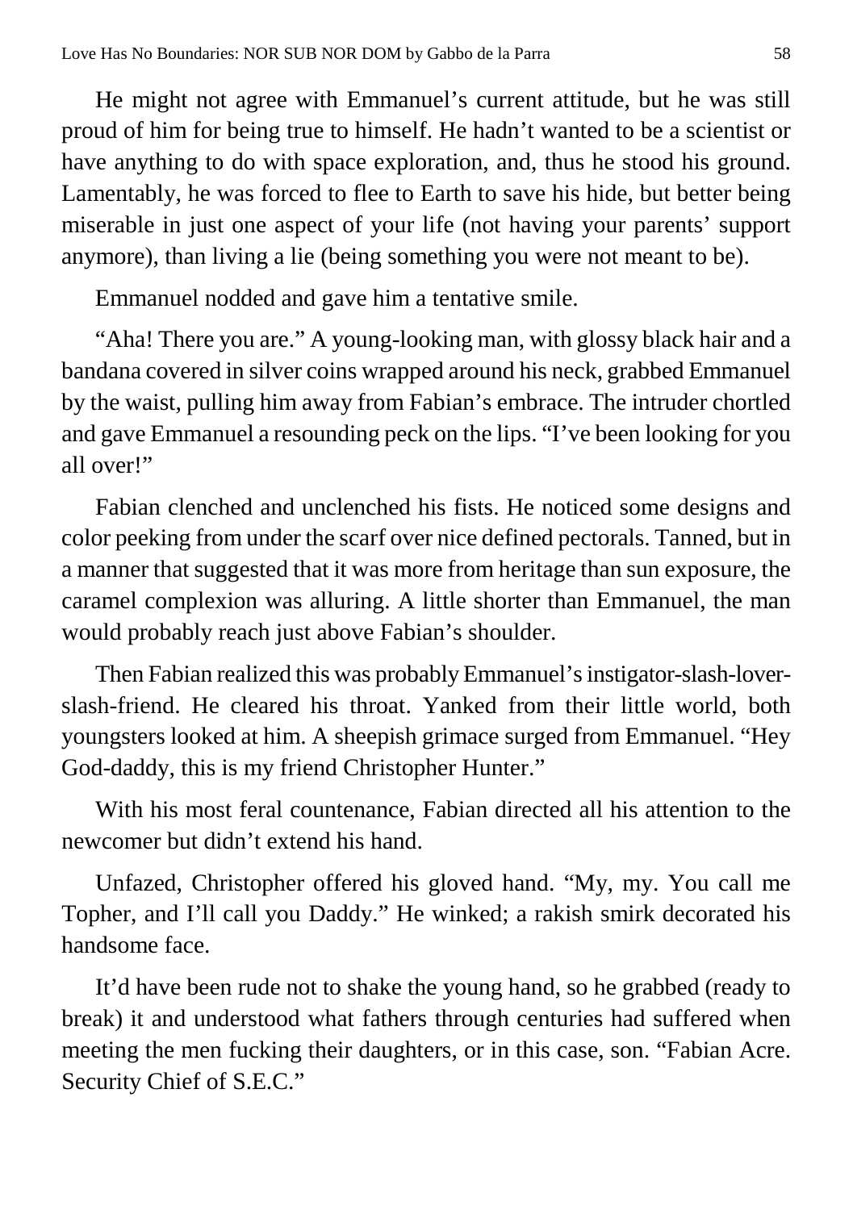He might not agree with Emmanuel's current attitude, but he was still proud of him for being true to himself. He hadn't wanted to be a scientist or have anything to do with space exploration, and, thus he stood his ground. Lamentably, he was forced to flee to Earth to save his hide, but better being miserable in just one aspect of your life (not having your parents' support anymore), than living a lie (being something you were not meant to be).

Emmanuel nodded and gave him a tentative smile.

"Aha! There you are." A young-looking man, with glossy black hair and a bandana covered in silver coins wrapped around his neck, grabbed Emmanuel by the waist, pulling him away from Fabian's embrace. The intruder chortled and gave Emmanuel a resounding peck on the lips. "I've been looking for you all over!"

Fabian clenched and unclenched his fists. He noticed some designs and color peeking from under the scarf over nice defined pectorals. Tanned, but in a manner that suggested that it was more from heritage than sun exposure, the caramel complexion was alluring. A little shorter than Emmanuel, the man would probably reach just above Fabian's shoulder.

Then Fabian realized this was probably Emmanuel's instigator-slash-lover-slash-friend. He cleared his throat. Yanked from their little world, both youngsters looked at him. A sheepish grimace surged from Emmanuel. "Hey God-daddy, this is my friend Christopher Hunter."

With his most feral countenance, Fabian directed all his attention to the newcomer but didn't extend his hand.

Unfazed, Christopher offered his gloved hand. "My, my. You call me Topher, and I'll call you Daddy." He winked; a rakish smirk decorated his handsome face.

It'd have been rude not to shake the young hand, so he grabbed (ready to break) it and understood what fathers through centuries had suffered when meeting the men fucking their daughters, or in this case, son. "Fabian Acre. Security Chief of S.E.C."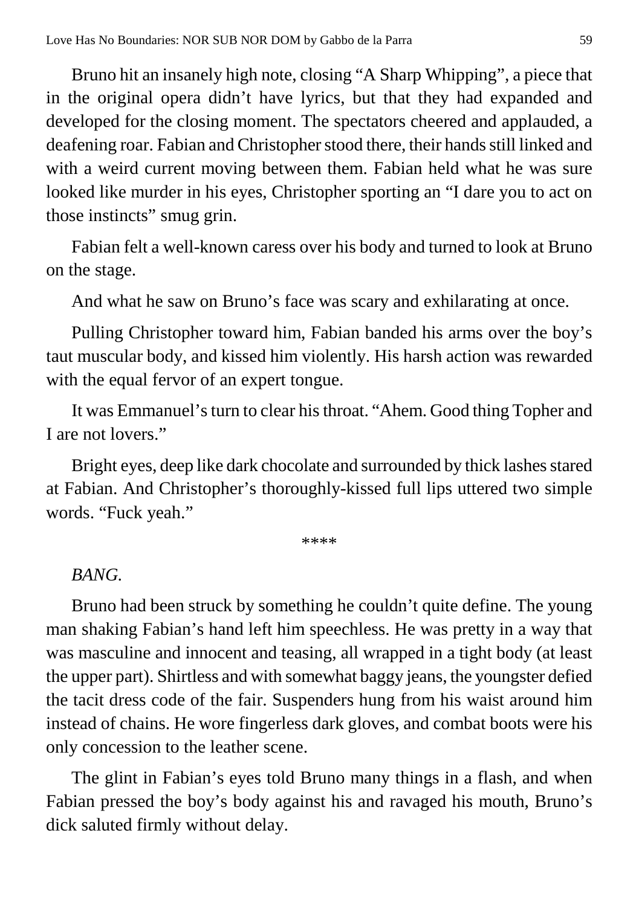Bruno hit an insanely high note, closing "A Sharp Whipping", a piece that in the original opera didn't have lyrics, but that they had expanded and developed for the closing moment. The spectators cheered and applauded, a deafening roar. Fabian and Christopher stood there, their hands still linked and with a weird current moving between them. Fabian held what he was sure looked like murder in his eyes, Christopher sporting an "I dare you to act on those instincts" smug grin.

Fabian felt a well-known caress over his body and turned to look at Bruno on the stage.

And what he saw on Bruno's face was scary and exhilarating at once.

Pulling Christopher toward him, Fabian banded his arms over the boy's taut muscular body, and kissed him violently. His harsh action was rewarded with the equal fervor of an expert tongue.

It was Emmanuel's turn to clear his throat. "Ahem. Good thing Topher and I are not lovers."

Bright eyes, deep like dark chocolate and surrounded by thick lashes stared at Fabian. And Christopher's thoroughly-kissed full lips uttered two simple words. "Fuck yeah."

\*\*\*\*

*BANG.*

Bruno had been struck by something he couldn't quite define. The young man shaking Fabian's hand left him speechless. He was pretty in a way that was masculine and innocent and teasing, all wrapped in a tight body (at least the upper part). Shirtless and with somewhat baggy jeans, the youngster defied the tacit dress code of the fair. Suspenders hung from his waist around him instead of chains. He wore fingerless dark gloves, and combat boots were his only concession to the leather scene.

The glint in Fabian's eyes told Bruno many things in a flash, and when Fabian pressed the boy's body against his and ravaged his mouth, Bruno's dick saluted firmly without delay.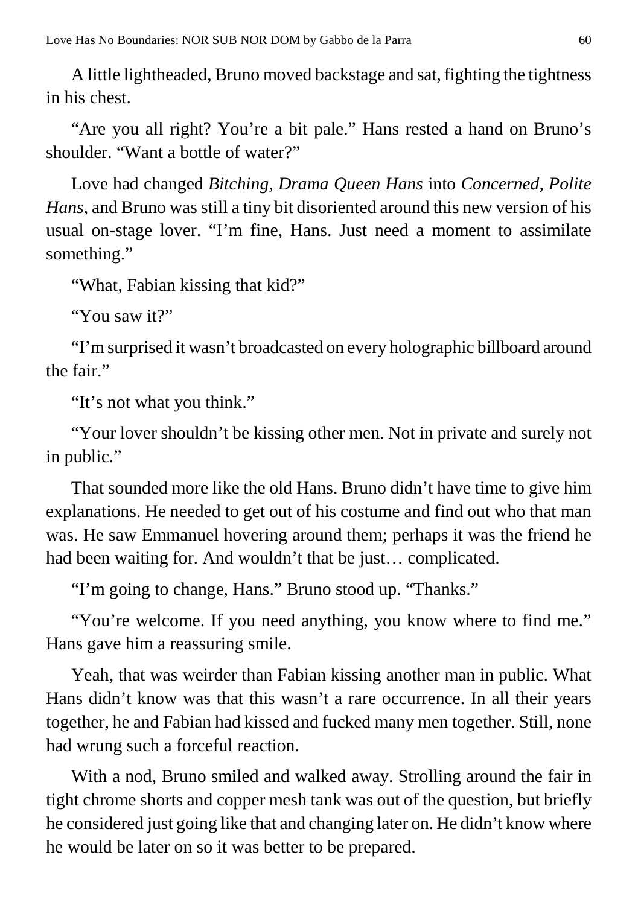A little lightheaded, Bruno moved backstage and sat, fighting the tightness in his chest.

"Are you all right? You're a bit pale." Hans rested a hand on Bruno's shoulder. "Want a bottle of water?"

Love had changed *Bitching, Drama Queen Hans* into *Concerned, Polite Hans*, and Bruno was still a tiny bit disoriented around this new version of his usual on-stage lover. "I'm fine, Hans. Just need a moment to assimilate something."

"What, Fabian kissing that kid?"

"You saw it?"

"I'm surprised it wasn't broadcasted on every holographic billboard around the fair."

"It's not what you think."

"Your lover shouldn't be kissing other men. Not in private and surely not in public."

That sounded more like the old Hans. Bruno didn't have time to give him explanations. He needed to get out of his costume and find out who that man was. He saw Emmanuel hovering around them; perhaps it was the friend he had been waiting for. And wouldn't that be just… complicated.

"I'm going to change, Hans." Bruno stood up. "Thanks."

"You're welcome. If you need anything, you know where to find me." Hans gave him a reassuring smile.

Yeah, that was weirder than Fabian kissing another man in public. What Hans didn't know was that this wasn't a rare occurrence. In all their years together, he and Fabian had kissed and fucked many men together. Still, none had wrung such a forceful reaction.

With a nod, Bruno smiled and walked away. Strolling around the fair in tight chrome shorts and copper mesh tank was out of the question, but briefly he considered just going like that and changing later on. He didn't know where he would be later on so it was better to be prepared.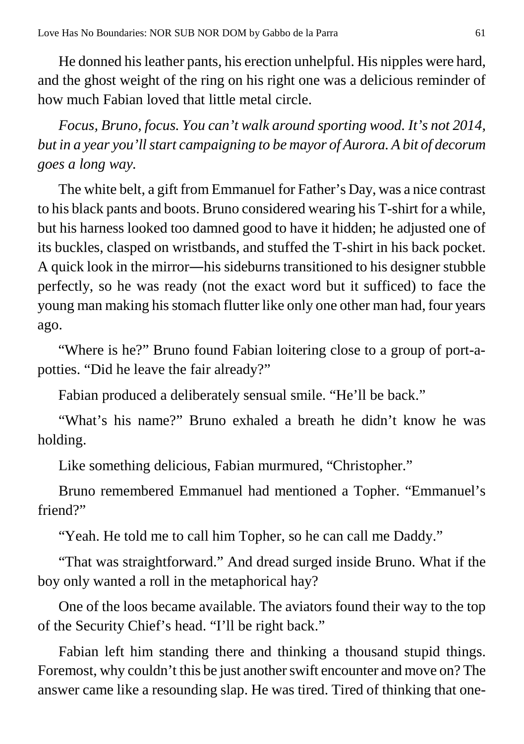He donned his leather pants, his erection unhelpful. His nipples were hard, and the ghost weight of the ring on his right one was a delicious reminder of how much Fabian loved that little metal circle.

*Focus, Bruno, focus. You can't walk around sporting wood. It's not 2014, but in a year you'll start campaigning to be mayor of Aurora. A bit of decorum goes a long way.*

The white belt, a gift from Emmanuel for Father's Day, was a nice contrast to his black pants and boots. Bruno considered wearing his T-shirt for a while, but his harness looked too damned good to have it hidden; he adjusted one of its buckles, clasped on wristbands, and stuffed the T-shirt in his back pocket. A quick look in the mirror—his sideburns transitioned to his designer stubble perfectly, so he was ready (not the exact word but it sufficed) to face the young man making his stomach flutter like only one other man had, four years ago.

"Where is he?" Bruno found Fabian loitering close to a group of port-a-potties. "Did he leave the fair already?"

Fabian produced a deliberately sensual smile. "He'll be back."

"What's his name?" Bruno exhaled a breath he didn't know he was holding.

Like something delicious, Fabian murmured, "Christopher."

Bruno remembered Emmanuel had mentioned a Topher. "Emmanuel's friend?"

"Yeah. He told me to call him Topher, so he can call me Daddy."

"That was straightforward." And dread surged inside Bruno. What if the boy only wanted a roll in the metaphorical hay?

One of the loos became available. The aviators found their way to the top of the Security Chief's head. "I'll be right back."

Fabian left him standing there and thinking a thousand stupid things. Foremost, why couldn't this be just another swift encounter and move on? The answer came like a resounding slap. He was tired. Tired of thinking that one-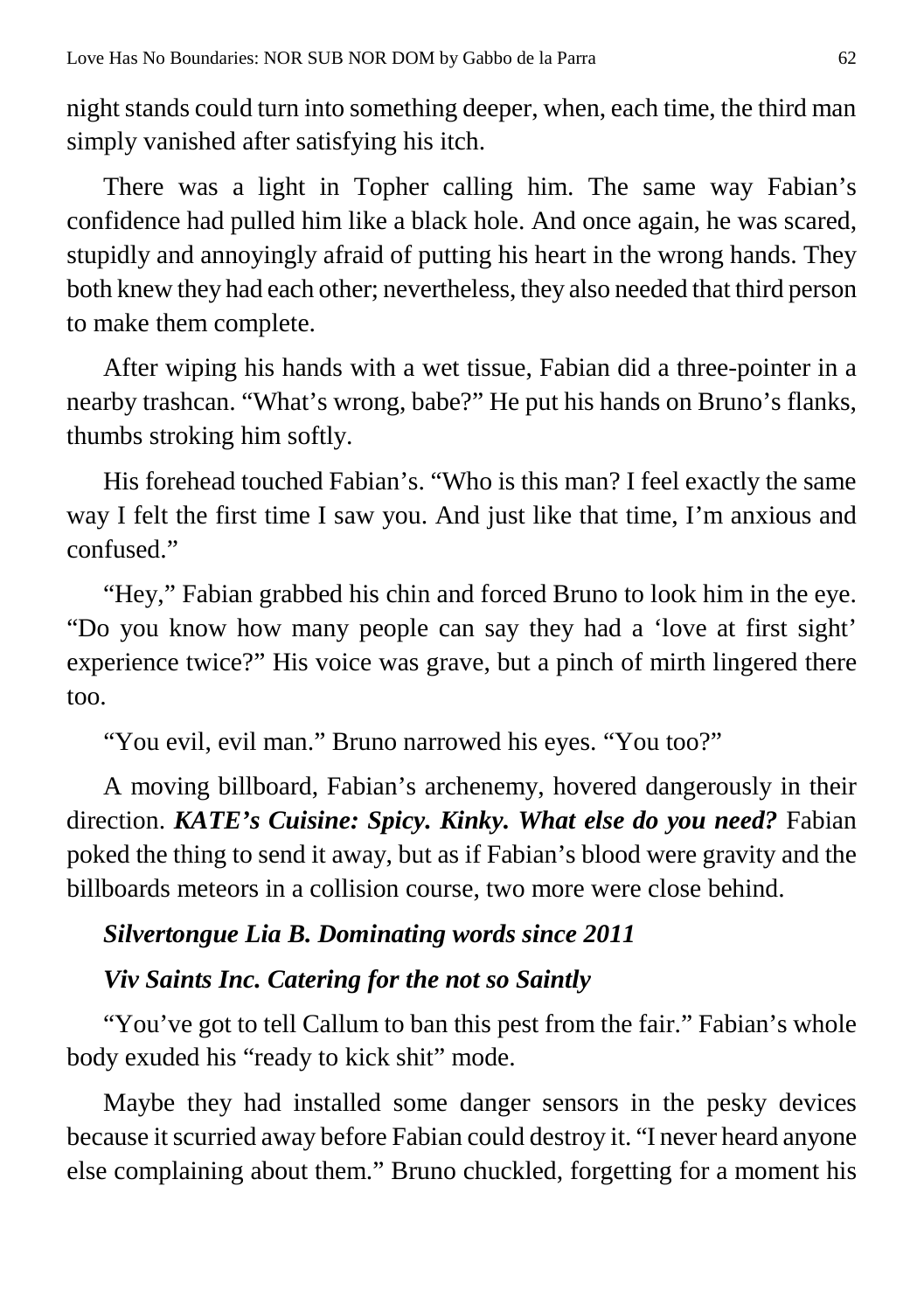night stands could turn into something deeper, when, each time, the third man simply vanished after satisfying his itch.

There was a light in Topher calling him. The same way Fabian's confidence had pulled him like a black hole. And once again, he was scared, stupidly and annoyingly afraid of putting his heart in the wrong hands. They both knew they had each other; nevertheless, they also needed that third person to make them complete.

After wiping his hands with a wet tissue, Fabian did a three-pointer in a nearby trashcan. "What's wrong, babe?" He put his hands on Bruno's flanks, thumbs stroking him softly.

His forehead touched Fabian's. "Who is this man? I feel exactly the same way I felt the first time I saw you. And just like that time, I'm anxious and confused."

"Hey," Fabian grabbed his chin and forced Bruno to look him in the eye. "Do you know how many people can say they had a 'love at first sight' experience twice?" His voice was grave, but a pinch of mirth lingered there too.

"You evil, evil man." Bruno narrowed his eyes. "You too?"

A moving billboard, Fabian's archenemy, hovered dangerously in their direction. ***KATE's Cuisine: Spicy. Kinky. What else do you need?*** Fabian poked the thing to send it away, but as if Fabian's blood were gravity and the billboards meteors in a collision course, two more were close behind.

***Silvertongue Lia B. Dominating words since 2011***

***Viv Saints Inc. Catering for the not so Saintly***

"You've got to tell Callum to ban this pest from the fair." Fabian's whole body exuded his "ready to kick shit" mode.

Maybe they had installed some danger sensors in the pesky devices because it scurried away before Fabian could destroy it. "I never heard anyone else complaining about them." Bruno chuckled, forgetting for a moment his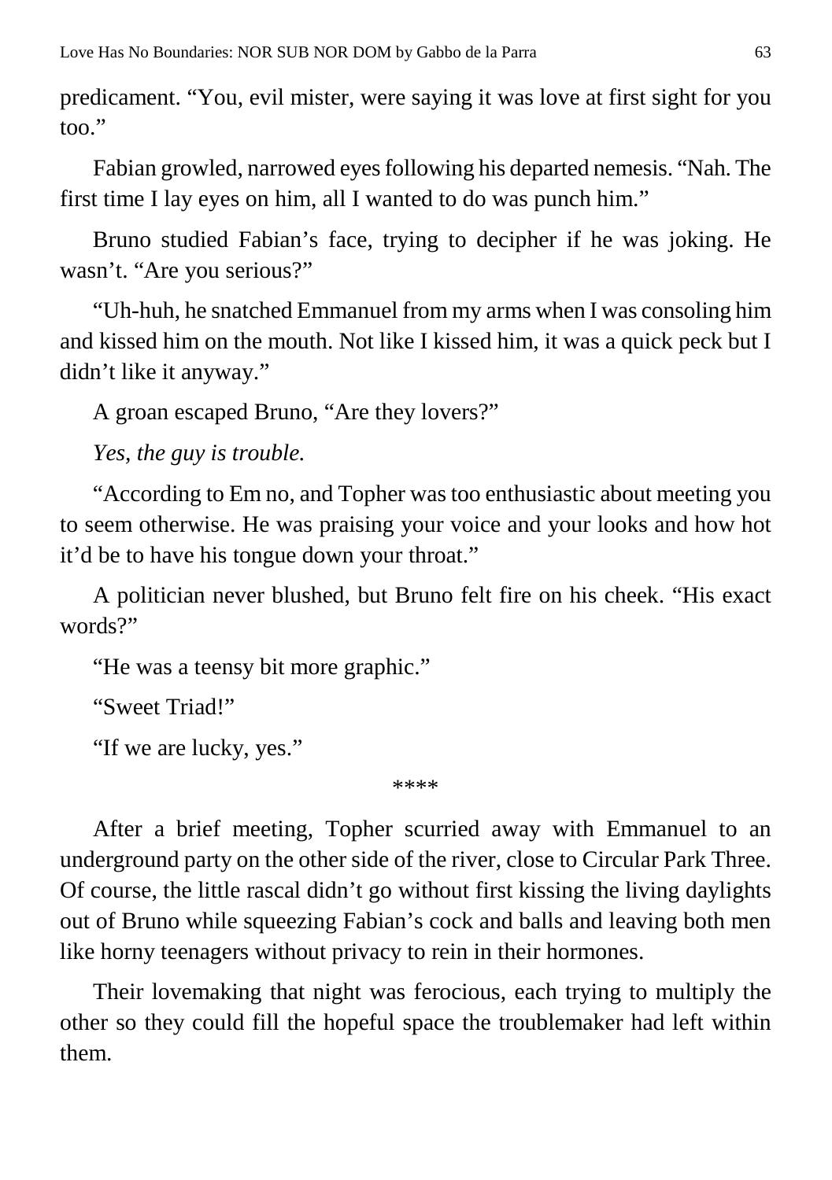predicament. "You, evil mister, were saying it was love at first sight for you too."

Fabian growled, narrowed eyes following his departed nemesis. "Nah. The first time I lay eyes on him, all I wanted to do was punch him."

Bruno studied Fabian's face, trying to decipher if he was joking. He wasn't. "Are you serious?"

"Uh-huh, he snatched Emmanuel from my arms when I was consoling him and kissed him on the mouth. Not like I kissed him, it was a quick peck but I didn't like it anyway."

A groan escaped Bruno, "Are they lovers?"

*Yes, the guy is trouble.*

"According to Em no, and Topher was too enthusiastic about meeting you to seem otherwise. He was praising your voice and your looks and how hot it'd be to have his tongue down your throat."

A politician never blushed, but Bruno felt fire on his cheek. "His exact words?"

"He was a teensy bit more graphic."

"Sweet Triad!"

"If we are lucky, yes."

****

After a brief meeting, Topher scurried away with Emmanuel to an underground party on the other side of the river, close to Circular Park Three. Of course, the little rascal didn't go without first kissing the living daylights out of Bruno while squeezing Fabian's cock and balls and leaving both men like horny teenagers without privacy to rein in their hormones.

Their lovemaking that night was ferocious, each trying to multiply the other so they could fill the hopeful space the troublemaker had left within them.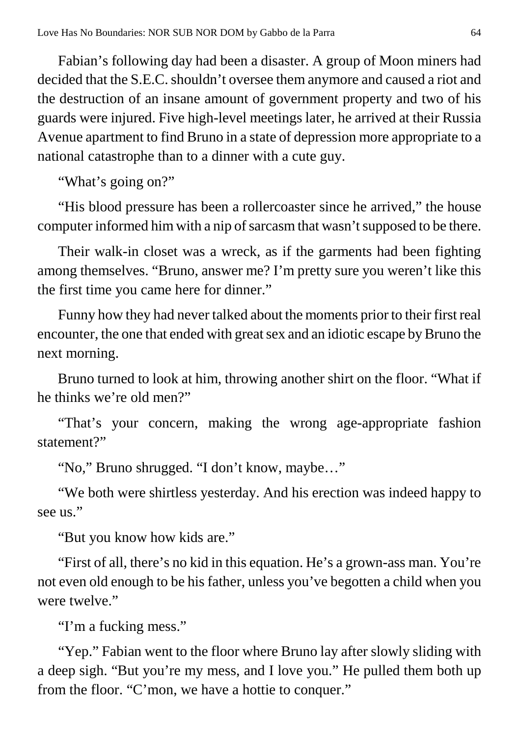Fabian's following day had been a disaster. A group of Moon miners had decided that the S.E.C. shouldn't oversee them anymore and caused a riot and the destruction of an insane amount of government property and two of his guards were injured. Five high-level meetings later, he arrived at their Russia Avenue apartment to find Bruno in a state of depression more appropriate to a national catastrophe than to a dinner with a cute guy.

"What's going on?"

"His blood pressure has been a rollercoaster since he arrived," the house computer informed him with a nip of sarcasm that wasn't supposed to be there.

Their walk-in closet was a wreck, as if the garments had been fighting among themselves. "Bruno, answer me? I'm pretty sure you weren't like this the first time you came here for dinner."

Funny how they had never talked about the moments prior to their first real encounter, the one that ended with great sex and an idiotic escape by Bruno the next morning.

Bruno turned to look at him, throwing another shirt on the floor. "What if he thinks we're old men?"

"That's your concern, making the wrong age-appropriate fashion statement?"

"No," Bruno shrugged. "I don't know, maybe…"

"We both were shirtless yesterday. And his erection was indeed happy to see us."

"But you know how kids are."

"First of all, there's no kid in this equation. He's a grown-ass man. You're not even old enough to be his father, unless you've begotten a child when you were twelve."

"I'm a fucking mess."

"Yep." Fabian went to the floor where Bruno lay after slowly sliding with a deep sigh. "But you're my mess, and I love you." He pulled them both up from the floor. "C'mon, we have a hottie to conquer."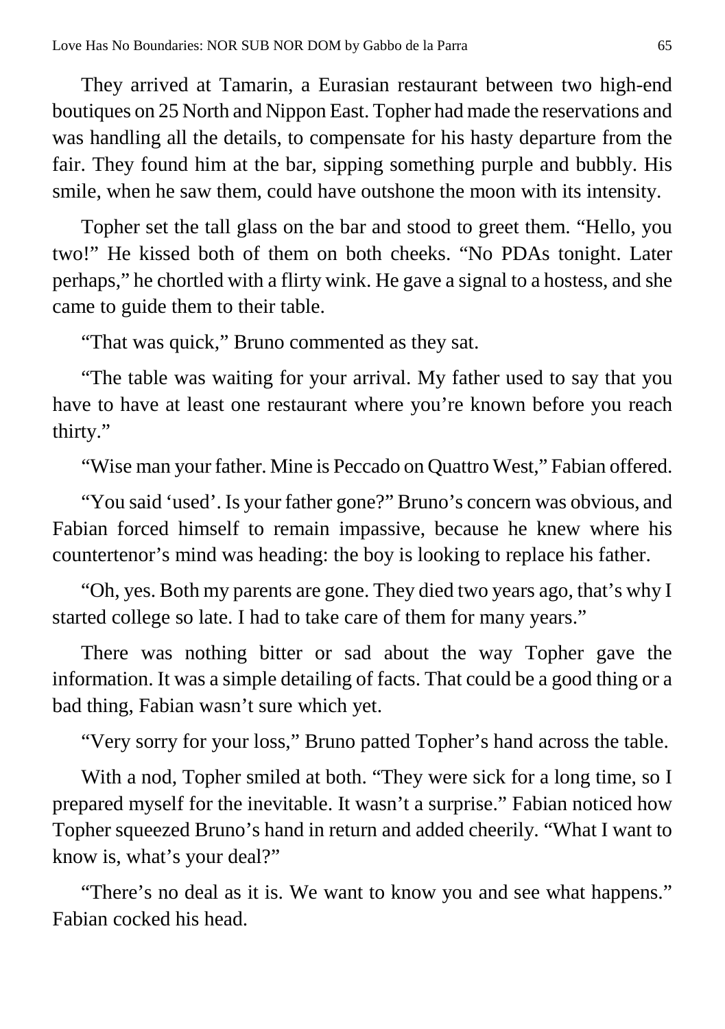They arrived at Tamarin, a Eurasian restaurant between two high-end boutiques on 25 North and Nippon East. Topher had made the reservations and was handling all the details, to compensate for his hasty departure from the fair. They found him at the bar, sipping something purple and bubbly. His smile, when he saw them, could have outshone the moon with its intensity.

Topher set the tall glass on the bar and stood to greet them. "Hello, you two!" He kissed both of them on both cheeks. "No PDAs tonight. Later perhaps," he chortled with a flirty wink. He gave a signal to a hostess, and she came to guide them to their table.

"That was quick," Bruno commented as they sat.

"The table was waiting for your arrival. My father used to say that you have to have at least one restaurant where you're known before you reach thirty."

"Wise man your father. Mine is Peccado on Quattro West," Fabian offered.

"You said 'used'. Is your father gone?" Bruno's concern was obvious, and Fabian forced himself to remain impassive, because he knew where his countertenor's mind was heading: the boy is looking to replace his father.

"Oh, yes. Both my parents are gone. They died two years ago, that's why I started college so late. I had to take care of them for many years."

There was nothing bitter or sad about the way Topher gave the information. It was a simple detailing of facts. That could be a good thing or a bad thing, Fabian wasn't sure which yet.

"Very sorry for your loss," Bruno patted Topher's hand across the table.

With a nod, Topher smiled at both. "They were sick for a long time, so I prepared myself for the inevitable. It wasn't a surprise." Fabian noticed how Topher squeezed Bruno's hand in return and added cheerily. "What I want to know is, what's your deal?"

"There's no deal as it is. We want to know you and see what happens." Fabian cocked his head.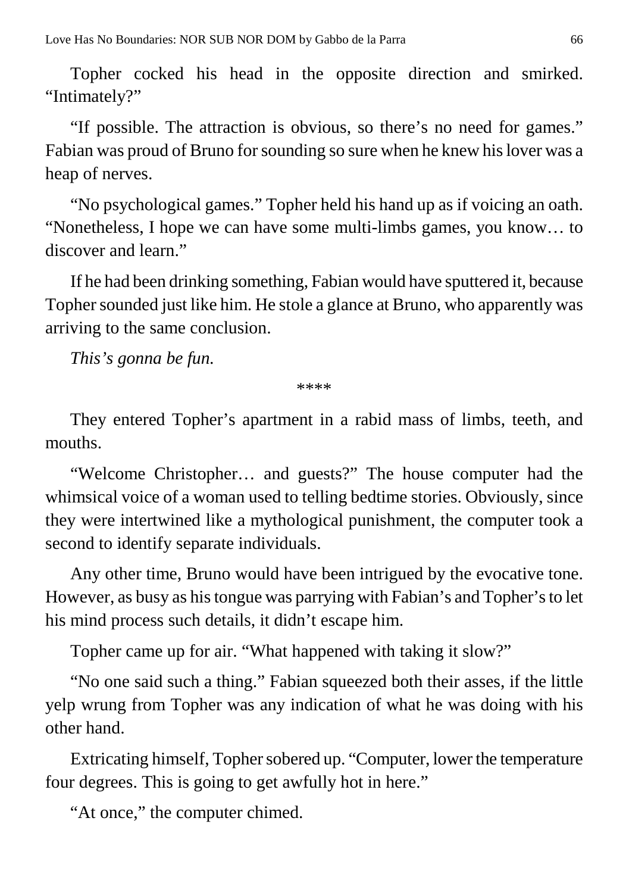Topher cocked his head in the opposite direction and smirked. "Intimately?"

"If possible. The attraction is obvious, so there's no need for games." Fabian was proud of Bruno for sounding so sure when he knew his lover was a heap of nerves.

"No psychological games." Topher held his hand up as if voicing an oath. "Nonetheless, I hope we can have some multi-limbs games, you know… to discover and learn."

If he had been drinking something, Fabian would have sputtered it, because Topher sounded just like him. He stole a glance at Bruno, who apparently was arriving to the same conclusion.

*This's gonna be fun.*

****

They entered Topher's apartment in a rabid mass of limbs, teeth, and mouths.

"Welcome Christopher… and guests?" The house computer had the whimsical voice of a woman used to telling bedtime stories. Obviously, since they were intertwined like a mythological punishment, the computer took a second to identify separate individuals.

Any other time, Bruno would have been intrigued by the evocative tone. However, as busy as his tongue was parrying with Fabian's and Topher's to let his mind process such details, it didn't escape him.

Topher came up for air. "What happened with taking it slow?"

"No one said such a thing." Fabian squeezed both their asses, if the little yelp wrung from Topher was any indication of what he was doing with his other hand.

Extricating himself, Topher sobered up. "Computer, lower the temperature four degrees. This is going to get awfully hot in here."

"At once," the computer chimed.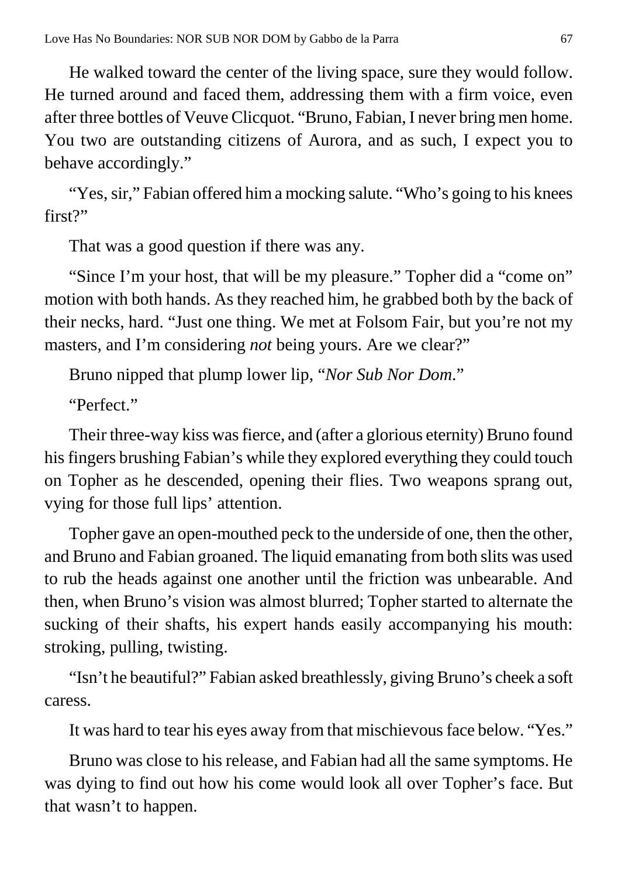He walked toward the center of the living space, sure they would follow. He turned around and faced them, addressing them with a firm voice, even after three bottles of Veuve Clicquot. "Bruno, Fabian, I never bring men home. You two are outstanding citizens of Aurora, and as such, I expect you to behave accordingly."

"Yes, sir," Fabian offered him a mocking salute. "Who's going to his knees first?"

That was a good question if there was any.

"Since I'm your host, that will be my pleasure." Topher did a "come on" motion with both hands. As they reached him, he grabbed both by the back of their necks, hard. "Just one thing. We met at Folsom Fair, but you're not my masters, and I'm considering *not* being yours. Are we clear?"

Bruno nipped that plump lower lip, "*Nor Sub Nor Dom.*"

"Perfect."

Their three-way kiss was fierce, and (after a glorious eternity) Bruno found his fingers brushing Fabian's while they explored everything they could touch on Topher as he descended, opening their flies. Two weapons sprang out, vying for those full lips' attention.

Topher gave an open-mouthed peck to the underside of one, then the other, and Bruno and Fabian groaned. The liquid emanating from both slits was used to rub the heads against one another until the friction was unbearable. And then, when Bruno's vision was almost blurred; Topher started to alternate the sucking of their shafts, his expert hands easily accompanying his mouth: stroking, pulling, twisting.

"Isn't he beautiful?" Fabian asked breathlessly, giving Bruno's cheek a soft caress.

It was hard to tear his eyes away from that mischievous face below. "Yes."

Bruno was close to his release, and Fabian had all the same symptoms. He was dying to find out how his come would look all over Topher's face. But that wasn't to happen.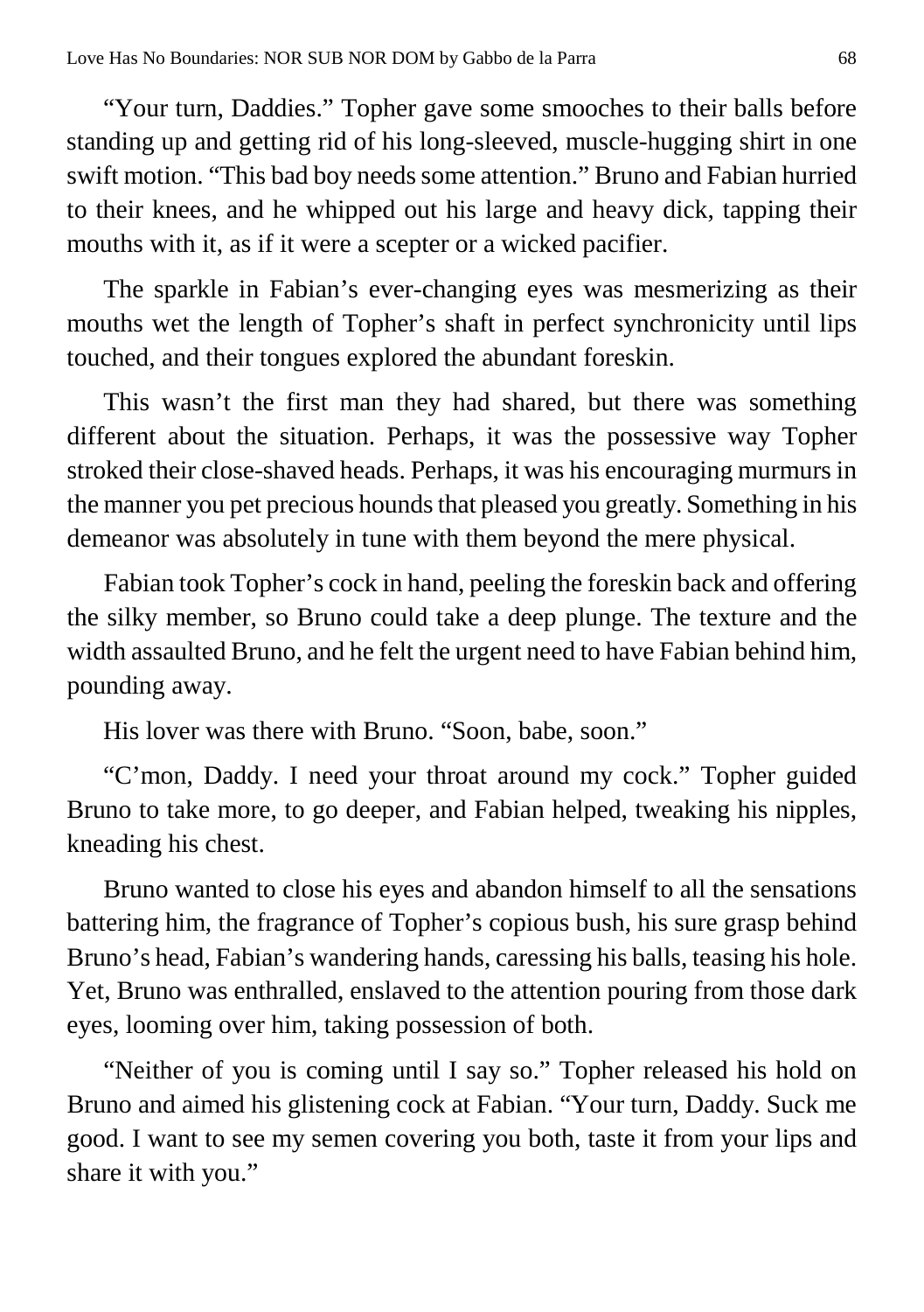"Your turn, Daddies." Topher gave some smooches to their balls before standing up and getting rid of his long-sleeved, muscle-hugging shirt in one swift motion. "This bad boy needs some attention." Bruno and Fabian hurried to their knees, and he whipped out his large and heavy dick, tapping their mouths with it, as if it were a scepter or a wicked pacifier.

The sparkle in Fabian's ever-changing eyes was mesmerizing as their mouths wet the length of Topher's shaft in perfect synchronicity until lips touched, and their tongues explored the abundant foreskin.

This wasn't the first man they had shared, but there was something different about the situation. Perhaps, it was the possessive way Topher stroked their close-shaved heads. Perhaps, it was his encouraging murmurs in the manner you pet precious hounds that pleased you greatly. Something in his demeanor was absolutely in tune with them beyond the mere physical.

Fabian took Topher's cock in hand, peeling the foreskin back and offering the silky member, so Bruno could take a deep plunge. The texture and the width assaulted Bruno, and he felt the urgent need to have Fabian behind him, pounding away.

His lover was there with Bruno. "Soon, babe, soon."

"C'mon, Daddy. I need your throat around my cock." Topher guided Bruno to take more, to go deeper, and Fabian helped, tweaking his nipples, kneading his chest.

Bruno wanted to close his eyes and abandon himself to all the sensations battering him, the fragrance of Topher's copious bush, his sure grasp behind Bruno's head, Fabian's wandering hands, caressing his balls, teasing his hole. Yet, Bruno was enthralled, enslaved to the attention pouring from those dark eyes, looming over him, taking possession of both.

"Neither of you is coming until I say so." Topher released his hold on Bruno and aimed his glistening cock at Fabian. "Your turn, Daddy. Suck me good. I want to see my semen covering you both, taste it from your lips and share it with you."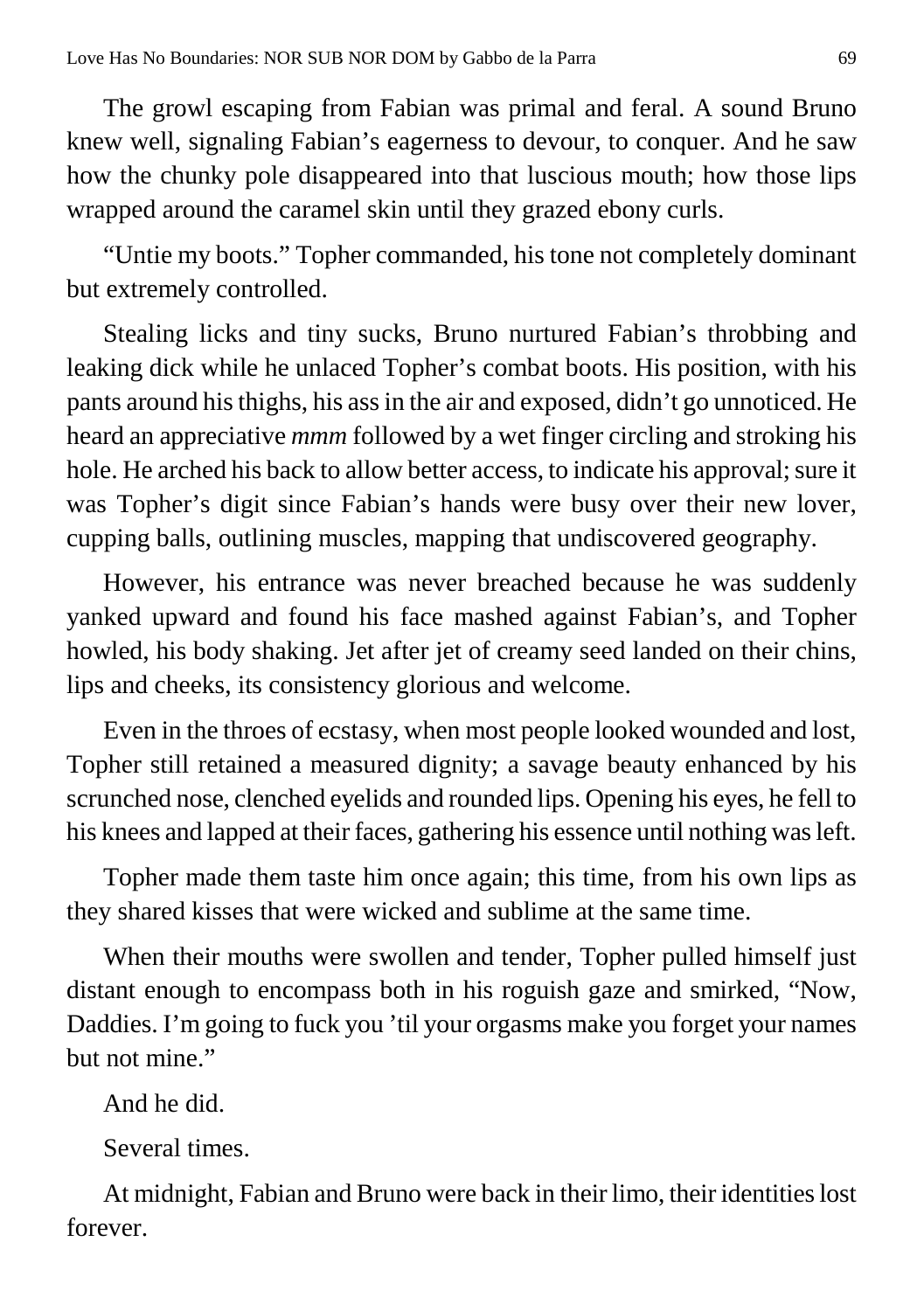The growl escaping from Fabian was primal and feral. A sound Bruno knew well, signaling Fabian's eagerness to devour, to conquer. And he saw how the chunky pole disappeared into that luscious mouth; how those lips wrapped around the caramel skin until they grazed ebony curls.

"Untie my boots." Topher commanded, his tone not completely dominant but extremely controlled.

Stealing licks and tiny sucks, Bruno nurtured Fabian's throbbing and leaking dick while he unlaced Topher's combat boots. His position, with his pants around his thighs, his ass in the air and exposed, didn't go unnoticed. He heard an appreciative *mmm* followed by a wet finger circling and stroking his hole. He arched his back to allow better access, to indicate his approval; sure it was Topher's digit since Fabian's hands were busy over their new lover, cupping balls, outlining muscles, mapping that undiscovered geography.

However, his entrance was never breached because he was suddenly yanked upward and found his face mashed against Fabian's, and Topher howled, his body shaking. Jet after jet of creamy seed landed on their chins, lips and cheeks, its consistency glorious and welcome.

Even in the throes of ecstasy, when most people looked wounded and lost, Topher still retained a measured dignity; a savage beauty enhanced by his scrunched nose, clenched eyelids and rounded lips. Opening his eyes, he fell to his knees and lapped at their faces, gathering his essence until nothing was left.

Topher made them taste him once again; this time, from his own lips as they shared kisses that were wicked and sublime at the same time.

When their mouths were swollen and tender, Topher pulled himself just distant enough to encompass both in his roguish gaze and smirked, "Now, Daddies. I'm going to fuck you 'til your orgasms make you forget your names but not mine."

And he did.

Several times.

At midnight, Fabian and Bruno were back in their limo, their identities lost forever.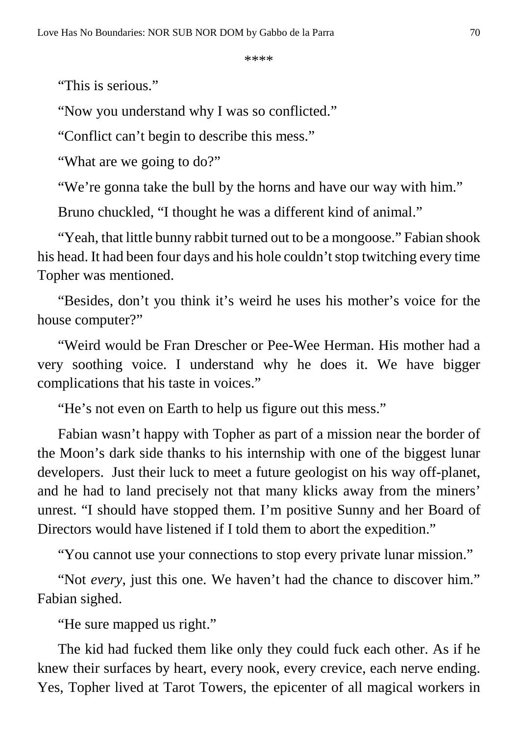\*\*\*\*

“This is serious.”

“Now you understand why I was so conflicted.”

“Conflict can’t begin to describe this mess.”

“What are we going to do?”

“We’re gonna take the bull by the horns and have our way with him.”

Bruno chuckled, “I thought he was a different kind of animal.”

“Yeah, that little bunny rabbit turned out to be a mongoose.” Fabian shook his head. It had been four days and his hole couldn’t stop twitching every time Topher was mentioned.

“Besides, don’t you think it’s weird he uses his mother’s voice for the house computer?”

“Weird would be Fran Drescher or Pee-Wee Herman. His mother had a very soothing voice. I understand why he does it. We have bigger complications that his taste in voices.”

“He’s not even on Earth to help us figure out this mess.”

Fabian wasn’t happy with Topher as part of a mission near the border of the Moon’s dark side thanks to his internship with one of the biggest lunar developers. Just their luck to meet a future geologist on his way off-planet, and he had to land precisely not that many klicks away from the miners’ unrest. “I should have stopped them. I’m positive Sunny and her Board of Directors would have listened if I told them to abort the expedition.”

“You cannot use your connections to stop every private lunar mission.”

“Not *every*, just this one. We haven’t had the chance to discover him.” Fabian sighed.

“He sure mapped us right.”

The kid had fucked them like only they could fuck each other. As if he knew their surfaces by heart, every nook, every crevice, each nerve ending. Yes, Topher lived at Tarot Towers, the epicenter of all magical workers in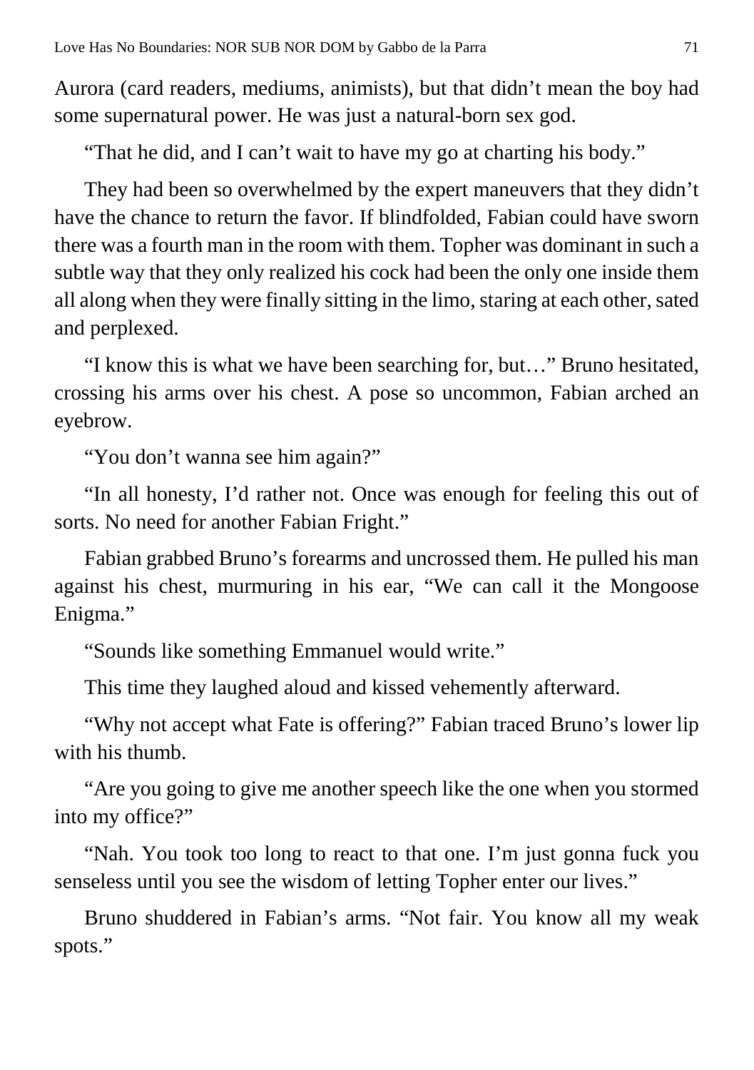Aurora (card readers, mediums, animists), but that didn't mean the boy had some supernatural power. He was just a natural-born sex god.

"That he did, and I can't wait to have my go at charting his body."

They had been so overwhelmed by the expert maneuvers that they didn't have the chance to return the favor. If blindfolded, Fabian could have sworn there was a fourth man in the room with them. Topher was dominant in such a subtle way that they only realized his cock had been the only one inside them all along when they were finally sitting in the limo, staring at each other, sated and perplexed.

"I know this is what we have been searching for, but…" Bruno hesitated, crossing his arms over his chest. A pose so uncommon, Fabian arched an eyebrow.

"You don't wanna see him again?"

"In all honesty, I'd rather not. Once was enough for feeling this out of sorts. No need for another Fabian Fright."

Fabian grabbed Bruno's forearms and uncrossed them. He pulled his man against his chest, murmuring in his ear, "We can call it the Mongoose Enigma."

"Sounds like something Emmanuel would write."

This time they laughed aloud and kissed vehemently afterward.

"Why not accept what Fate is offering?" Fabian traced Bruno's lower lip with his thumb.

"Are you going to give me another speech like the one when you stormed into my office?"

"Nah. You took too long to react to that one. I'm just gonna fuck you senseless until you see the wisdom of letting Topher enter our lives."

Bruno shuddered in Fabian's arms. "Not fair. You know all my weak spots."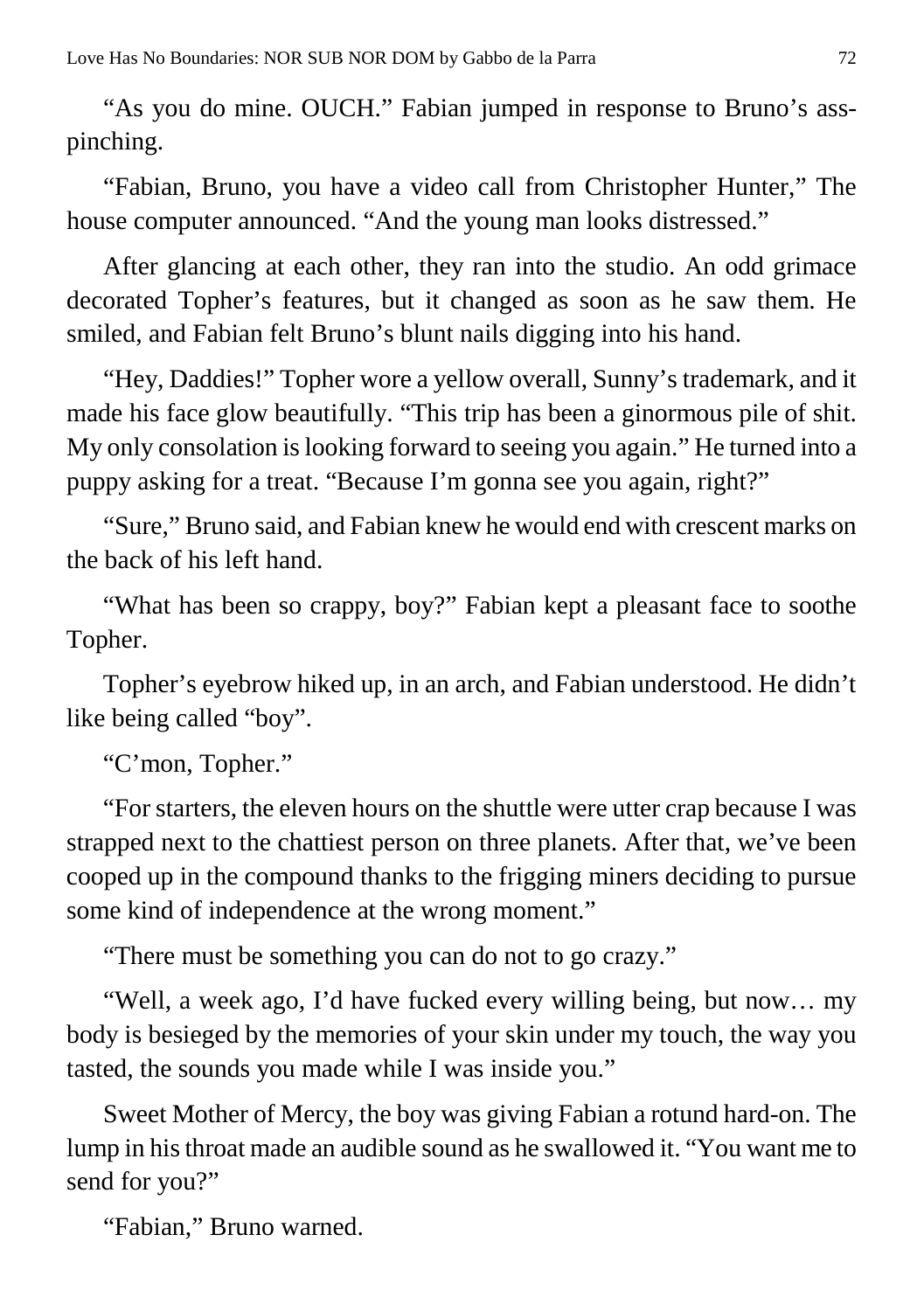"As you do mine. OUCH." Fabian jumped in response to Bruno's ass-pinching.

"Fabian, Bruno, you have a video call from Christopher Hunter," The house computer announced. "And the young man looks distressed."

After glancing at each other, they ran into the studio. An odd grimace decorated Topher's features, but it changed as soon as he saw them. He smiled, and Fabian felt Bruno's blunt nails digging into his hand.

"Hey, Daddies!" Topher wore a yellow overall, Sunny's trademark, and it made his face glow beautifully. "This trip has been a ginormous pile of shit. My only consolation is looking forward to seeing you again." He turned into a puppy asking for a treat. "Because I'm gonna see you again, right?"

"Sure," Bruno said, and Fabian knew he would end with crescent marks on the back of his left hand.

"What has been so crappy, boy?" Fabian kept a pleasant face to soothe Topher.

Topher's eyebrow hiked up, in an arch, and Fabian understood. He didn't like being called "boy".

"C'mon, Topher."

"For starters, the eleven hours on the shuttle were utter crap because I was strapped next to the chattiest person on three planets. After that, we've been cooped up in the compound thanks to the frigging miners deciding to pursue some kind of independence at the wrong moment."

"There must be something you can do not to go crazy."

"Well, a week ago, I'd have fucked every willing being, but now… my body is besieged by the memories of your skin under my touch, the way you tasted, the sounds you made while I was inside you."

Sweet Mother of Mercy, the boy was giving Fabian a rotund hard-on. The lump in his throat made an audible sound as he swallowed it. "You want me to send for you?"

"Fabian," Bruno warned.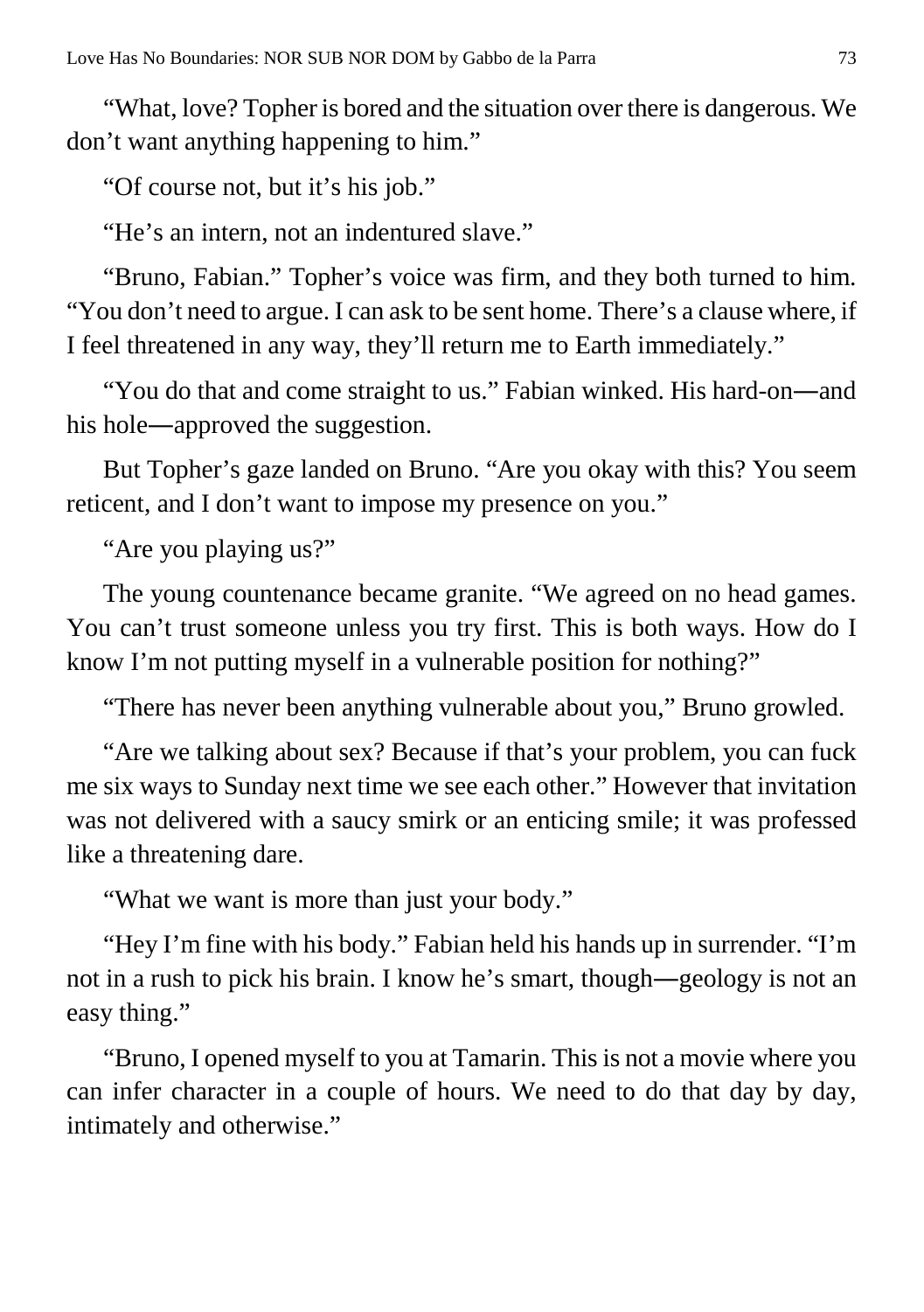"What, love? Topher is bored and the situation over there is dangerous. We don't want anything happening to him."

"Of course not, but it's his job."

"He's an intern, not an indentured slave."

"Bruno, Fabian." Topher's voice was firm, and they both turned to him. "You don't need to argue. I can ask to be sent home. There's a clause where, if I feel threatened in any way, they'll return me to Earth immediately."

"You do that and come straight to us." Fabian winked. His hard-on—and his hole—approved the suggestion.

But Topher's gaze landed on Bruno. "Are you okay with this? You seem reticent, and I don't want to impose my presence on you."

"Are you playing us?"

The young countenance became granite. "We agreed on no head games. You can't trust someone unless you try first. This is both ways. How do I know I'm not putting myself in a vulnerable position for nothing?"

"There has never been anything vulnerable about you," Bruno growled.

"Are we talking about sex? Because if that's your problem, you can fuck me six ways to Sunday next time we see each other." However that invitation was not delivered with a saucy smirk or an enticing smile; it was professed like a threatening dare.

"What we want is more than just your body."

"Hey I'm fine with his body." Fabian held his hands up in surrender. "I'm not in a rush to pick his brain. I know he's smart, though—geology is not an easy thing."

"Bruno, I opened myself to you at Tamarin. This is not a movie where you can infer character in a couple of hours. We need to do that day by day, intimately and otherwise."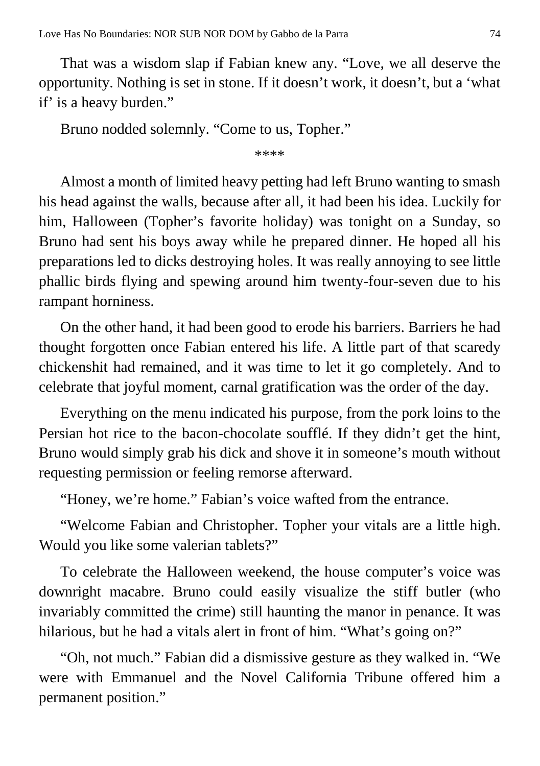That was a wisdom slap if Fabian knew any. “Love, we all deserve the opportunity. Nothing is set in stone. If it doesn’t work, it doesn’t, but a ‘what if’ is a heavy burden.”

Bruno nodded solemnly. “Come to us, Topher.”

****

Almost a month of limited heavy petting had left Bruno wanting to smash his head against the walls, because after all, it had been his idea. Luckily for him, Halloween (Topher’s favorite holiday) was tonight on a Sunday, so Bruno had sent his boys away while he prepared dinner. He hoped all his preparations led to dicks destroying holes. It was really annoying to see little phallic birds flying and spewing around him twenty-four-seven due to his rampant horniness.

On the other hand, it had been good to erode his barriers. Barriers he had thought forgotten once Fabian entered his life. A little part of that scaredy chickenshit had remained, and it was time to let it go completely. And to celebrate that joyful moment, carnal gratification was the order of the day.

Everything on the menu indicated his purpose, from the pork loins to the Persian hot rice to the bacon-chocolate soufflé. If they didn’t get the hint, Bruno would simply grab his dick and shove it in someone’s mouth without requesting permission or feeling remorse afterward.

“Honey, we’re home.” Fabian’s voice wafted from the entrance.

“Welcome Fabian and Christopher. Topher your vitals are a little high. Would you like some valerian tablets?”

To celebrate the Halloween weekend, the house computer’s voice was downright macabre. Bruno could easily visualize the stiff butler (who invariably committed the crime) still haunting the manor in penance. It was hilarious, but he had a vitals alert in front of him. “What’s going on?”

“Oh, not much.” Fabian did a dismissive gesture as they walked in. “We were with Emmanuel and the Novel California Tribune offered him a permanent position.”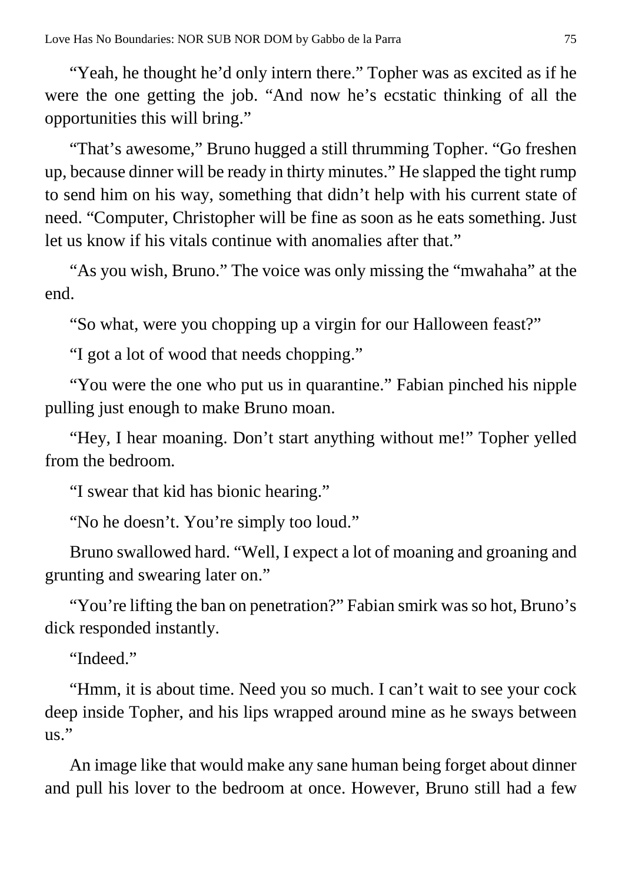"Yeah, he thought he'd only intern there." Topher was as excited as if he were the one getting the job. "And now he's ecstatic thinking of all the opportunities this will bring."

"That's awesome," Bruno hugged a still thrumming Topher. "Go freshen up, because dinner will be ready in thirty minutes." He slapped the tight rump to send him on his way, something that didn't help with his current state of need. "Computer, Christopher will be fine as soon as he eats something. Just let us know if his vitals continue with anomalies after that."

"As you wish, Bruno." The voice was only missing the "mwahaha" at the end.

"So what, were you chopping up a virgin for our Halloween feast?"

"I got a lot of wood that needs chopping."

"You were the one who put us in quarantine." Fabian pinched his nipple pulling just enough to make Bruno moan.

"Hey, I hear moaning. Don't start anything without me!" Topher yelled from the bedroom.

"I swear that kid has bionic hearing."

"No he doesn't. You're simply too loud."

Bruno swallowed hard. "Well, I expect a lot of moaning and groaning and grunting and swearing later on."

"You're lifting the ban on penetration?" Fabian smirk was so hot, Bruno's dick responded instantly.

"Indeed."

"Hmm, it is about time. Need you so much. I can't wait to see your cock deep inside Topher, and his lips wrapped around mine as he sways between us."

An image like that would make any sane human being forget about dinner and pull his lover to the bedroom at once. However, Bruno still had a few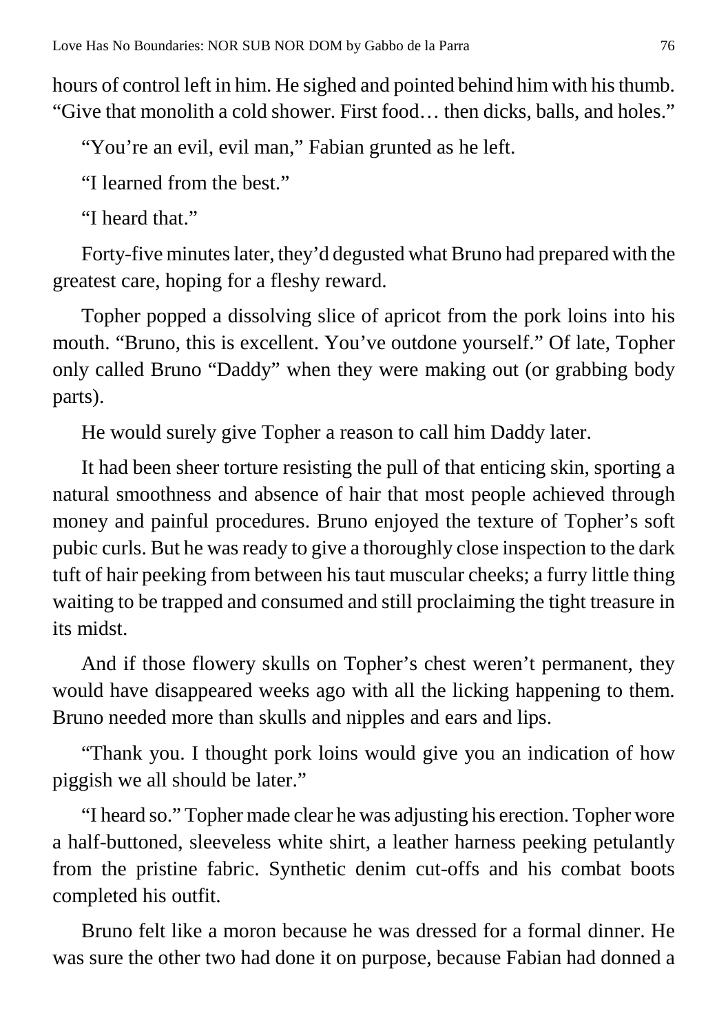hours of control left in him. He sighed and pointed behind him with his thumb. "Give that monolith a cold shower. First food… then dicks, balls, and holes."

"You're an evil, evil man," Fabian grunted as he left.

"I learned from the best."

"I heard that."

Forty-five minutes later, they'd degusted what Bruno had prepared with the greatest care, hoping for a fleshy reward.

Topher popped a dissolving slice of apricot from the pork loins into his mouth. "Bruno, this is excellent. You've outdone yourself." Of late, Topher only called Bruno "Daddy" when they were making out (or grabbing body parts).

He would surely give Topher a reason to call him Daddy later.

It had been sheer torture resisting the pull of that enticing skin, sporting a natural smoothness and absence of hair that most people achieved through money and painful procedures. Bruno enjoyed the texture of Topher's soft pubic curls. But he was ready to give a thoroughly close inspection to the dark tuft of hair peeking from between his taut muscular cheeks; a furry little thing waiting to be trapped and consumed and still proclaiming the tight treasure in its midst.

And if those flowery skulls on Topher's chest weren't permanent, they would have disappeared weeks ago with all the licking happening to them. Bruno needed more than skulls and nipples and ears and lips.

"Thank you. I thought pork loins would give you an indication of how piggish we all should be later."

"I heard so." Topher made clear he was adjusting his erection. Topher wore a half-buttoned, sleeveless white shirt, a leather harness peeking petulantly from the pristine fabric. Synthetic denim cut-offs and his combat boots completed his outfit.

Bruno felt like a moron because he was dressed for a formal dinner. He was sure the other two had done it on purpose, because Fabian had donned a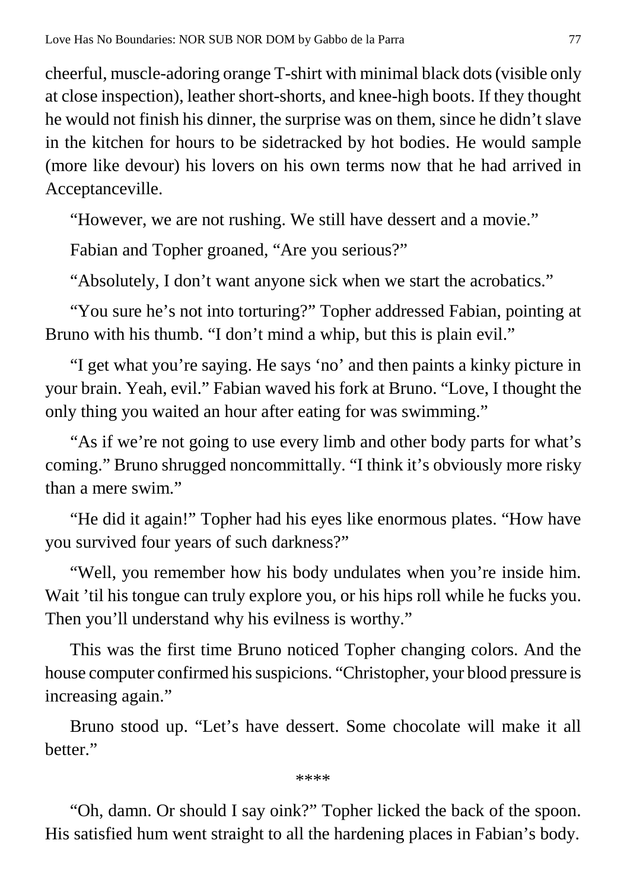cheerful, muscle-adoring orange T-shirt with minimal black dots (visible only at close inspection), leather short-shorts, and knee-high boots. If they thought he would not finish his dinner, the surprise was on them, since he didn't slave in the kitchen for hours to be sidetracked by hot bodies. He would sample (more like devour) his lovers on his own terms now that he had arrived in Acceptanceville.

"However, we are not rushing. We still have dessert and a movie."

Fabian and Topher groaned, "Are you serious?"

"Absolutely, I don't want anyone sick when we start the acrobatics."

"You sure he's not into torturing?" Topher addressed Fabian, pointing at Bruno with his thumb. "I don't mind a whip, but this is plain evil."

"I get what you're saying. He says 'no' and then paints a kinky picture in your brain. Yeah, evil." Fabian waved his fork at Bruno. "Love, I thought the only thing you waited an hour after eating for was swimming."

"As if we're not going to use every limb and other body parts for what's coming." Bruno shrugged noncommittally. "I think it's obviously more risky than a mere swim."

"He did it again!" Topher had his eyes like enormous plates. "How have you survived four years of such darkness?"

"Well, you remember how his body undulates when you're inside him. Wait 'til his tongue can truly explore you, or his hips roll while he fucks you. Then you'll understand why his evilness is worthy."

This was the first time Bruno noticed Topher changing colors. And the house computer confirmed his suspicions. "Christopher, your blood pressure is increasing again."

Bruno stood up. "Let's have dessert. Some chocolate will make it all better."

****

"Oh, damn. Or should I say oink?" Topher licked the back of the spoon. His satisfied hum went straight to all the hardening places in Fabian's body.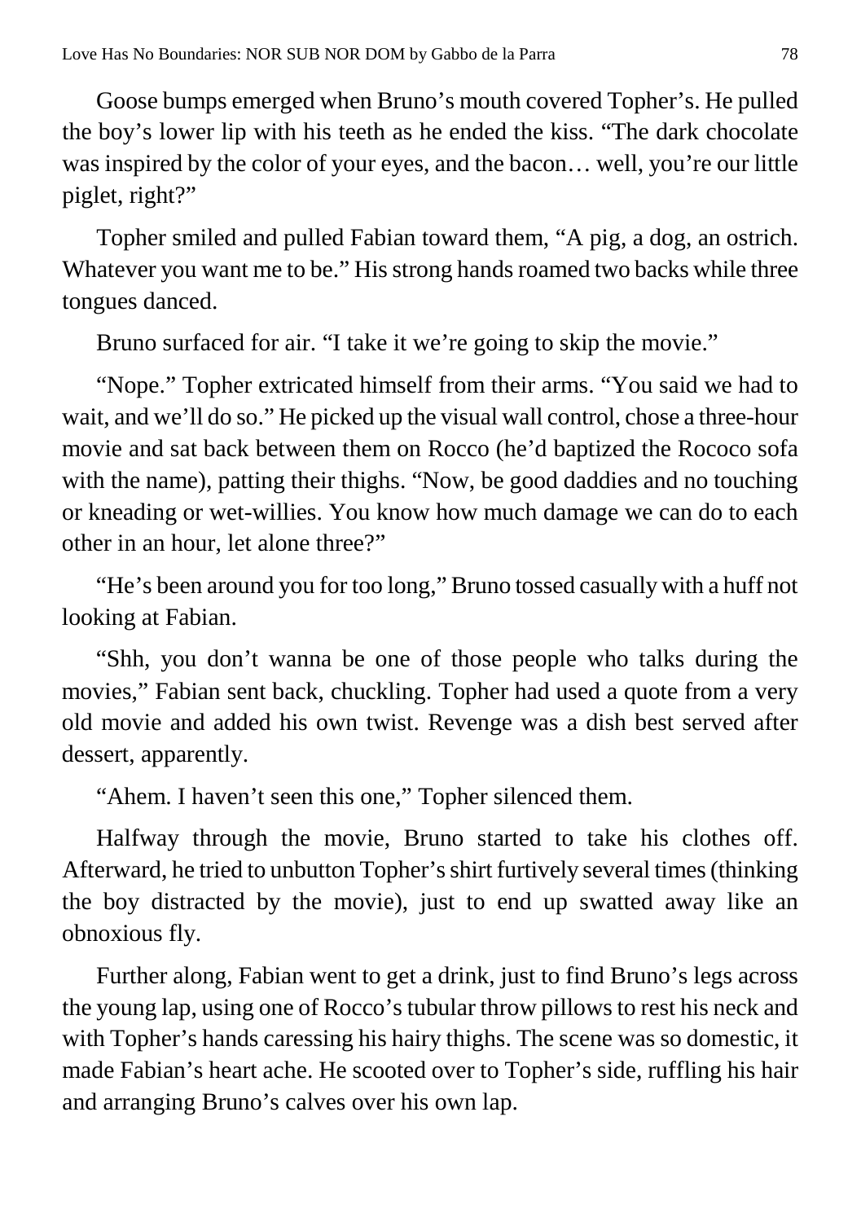Goose bumps emerged when Bruno's mouth covered Topher's. He pulled the boy's lower lip with his teeth as he ended the kiss. "The dark chocolate was inspired by the color of your eyes, and the bacon… well, you're our little piglet, right?"

Topher smiled and pulled Fabian toward them, "A pig, a dog, an ostrich. Whatever you want me to be." His strong hands roamed two backs while three tongues danced.

Bruno surfaced for air. "I take it we're going to skip the movie."

"Nope." Topher extricated himself from their arms. "You said we had to wait, and we'll do so." He picked up the visual wall control, chose a three-hour movie and sat back between them on Rocco (he'd baptized the Rococo sofa with the name), patting their thighs. "Now, be good daddies and no touching or kneading or wet-willies. You know how much damage we can do to each other in an hour, let alone three?"

"He's been around you for too long," Bruno tossed casually with a huff not looking at Fabian.

"Shh, you don't wanna be one of those people who talks during the movies," Fabian sent back, chuckling. Topher had used a quote from a very old movie and added his own twist. Revenge was a dish best served after dessert, apparently.

"Ahem. I haven't seen this one," Topher silenced them.

Halfway through the movie, Bruno started to take his clothes off. Afterward, he tried to unbutton Topher's shirt furtively several times (thinking the boy distracted by the movie), just to end up swatted away like an obnoxious fly.

Further along, Fabian went to get a drink, just to find Bruno's legs across the young lap, using one of Rocco's tubular throw pillows to rest his neck and with Topher's hands caressing his hairy thighs. The scene was so domestic, it made Fabian's heart ache. He scooted over to Topher's side, ruffling his hair and arranging Bruno's calves over his own lap.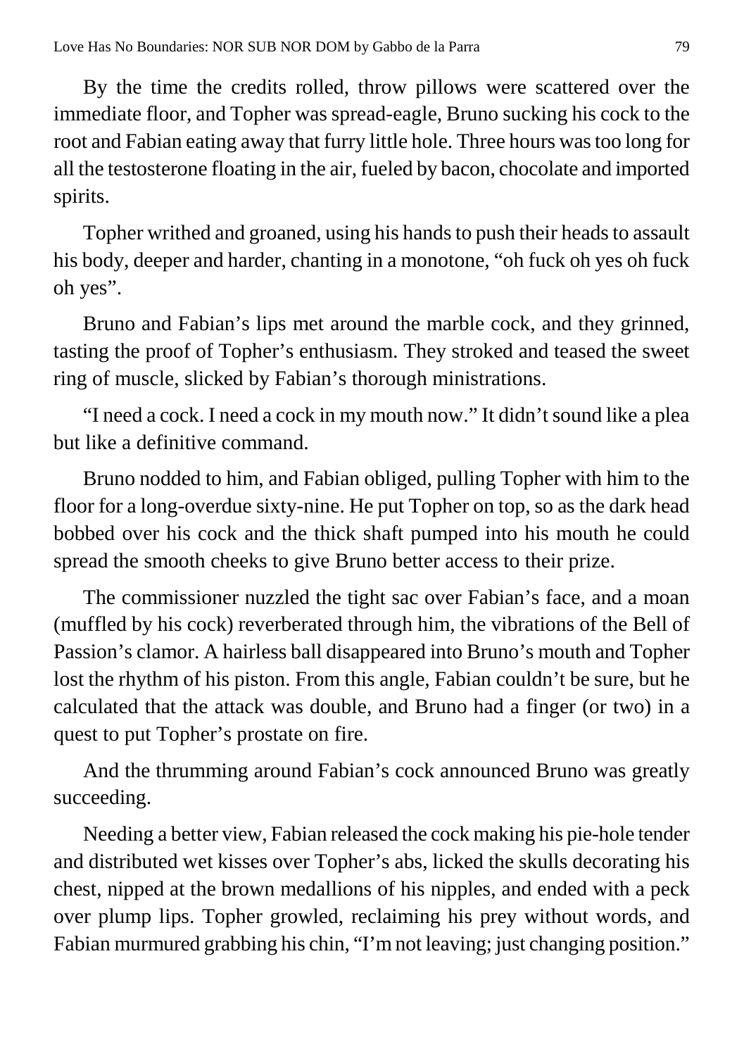By the time the credits rolled, throw pillows were scattered over the immediate floor, and Topher was spread-eagle, Bruno sucking his cock to the root and Fabian eating away that furry little hole. Three hours was too long for all the testosterone floating in the air, fueled by bacon, chocolate and imported spirits.

Topher writhed and groaned, using his hands to push their heads to assault his body, deeper and harder, chanting in a monotone, "oh fuck oh yes oh fuck oh yes".

Bruno and Fabian's lips met around the marble cock, and they grinned, tasting the proof of Topher's enthusiasm. They stroked and teased the sweet ring of muscle, slicked by Fabian's thorough ministrations.

"I need a cock. I need a cock in my mouth now." It didn't sound like a plea but like a definitive command.

Bruno nodded to him, and Fabian obliged, pulling Topher with him to the floor for a long-overdue sixty-nine. He put Topher on top, so as the dark head bobbed over his cock and the thick shaft pumped into his mouth he could spread the smooth cheeks to give Bruno better access to their prize.

The commissioner nuzzled the tight sac over Fabian's face, and a moan (muffled by his cock) reverberated through him, the vibrations of the Bell of Passion's clamor. A hairless ball disappeared into Bruno's mouth and Topher lost the rhythm of his piston. From this angle, Fabian couldn't be sure, but he calculated that the attack was double, and Bruno had a finger (or two) in a quest to put Topher's prostate on fire.

And the thrumming around Fabian's cock announced Bruno was greatly succeeding.

Needing a better view, Fabian released the cock making his pie-hole tender and distributed wet kisses over Topher's abs, licked the skulls decorating his chest, nipped at the brown medallions of his nipples, and ended with a peck over plump lips. Topher growled, reclaiming his prey without words, and Fabian murmured grabbing his chin, "I'm not leaving; just changing position."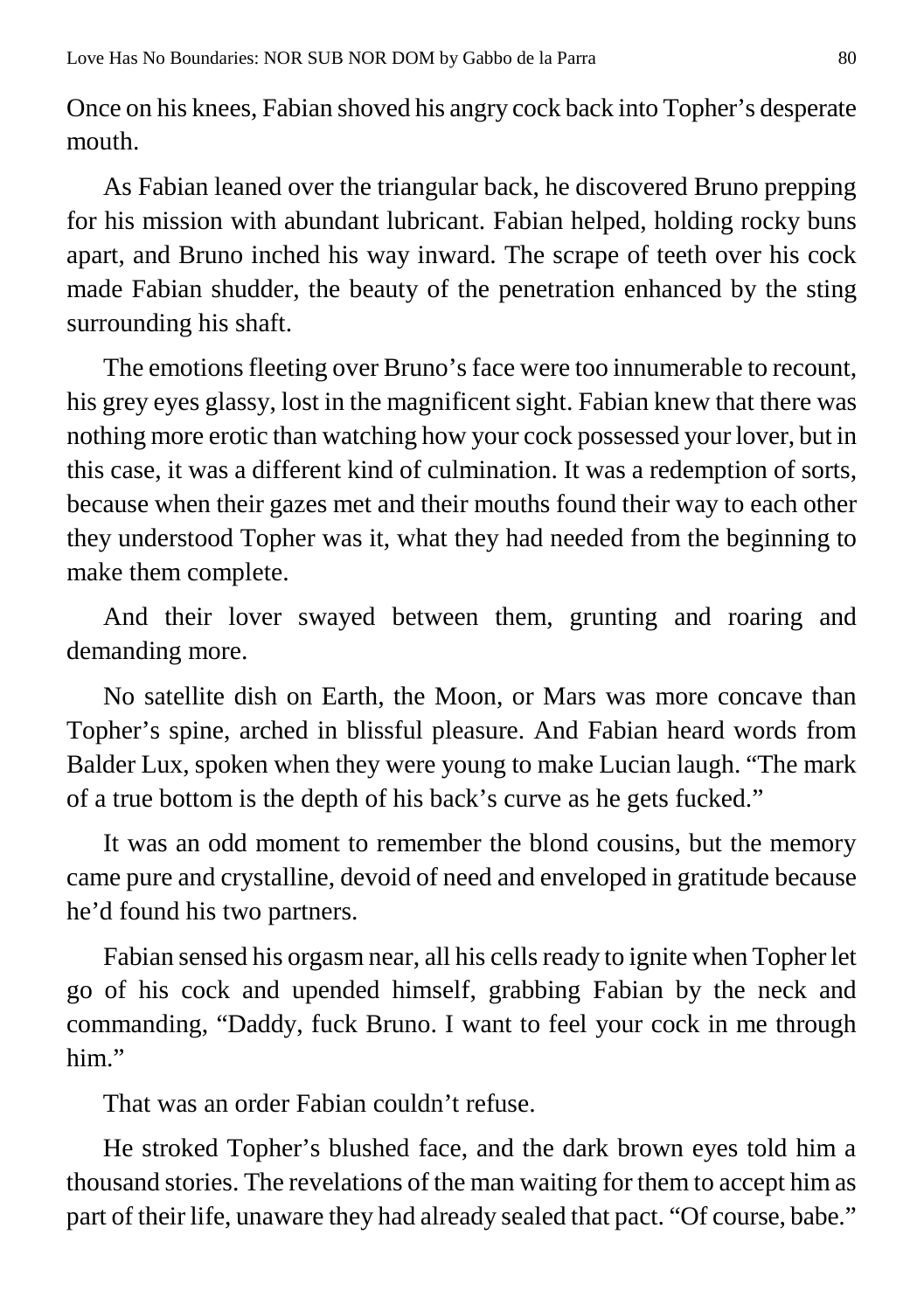Once on his knees, Fabian shoved his angry cock back into Topher's desperate mouth.

As Fabian leaned over the triangular back, he discovered Bruno prepping for his mission with abundant lubricant. Fabian helped, holding rocky buns apart, and Bruno inched his way inward. The scrape of teeth over his cock made Fabian shudder, the beauty of the penetration enhanced by the sting surrounding his shaft.

The emotions fleeting over Bruno's face were too innumerable to recount, his grey eyes glassy, lost in the magnificent sight. Fabian knew that there was nothing more erotic than watching how your cock possessed your lover, but in this case, it was a different kind of culmination. It was a redemption of sorts, because when their gazes met and their mouths found their way to each other they understood Topher was it, what they had needed from the beginning to make them complete.

And their lover swayed between them, grunting and roaring and demanding more.

No satellite dish on Earth, the Moon, or Mars was more concave than Topher's spine, arched in blissful pleasure. And Fabian heard words from Balder Lux, spoken when they were young to make Lucian laugh. "The mark of a true bottom is the depth of his back's curve as he gets fucked."

It was an odd moment to remember the blond cousins, but the memory came pure and crystalline, devoid of need and enveloped in gratitude because he'd found his two partners.

Fabian sensed his orgasm near, all his cells ready to ignite when Topher let go of his cock and upended himself, grabbing Fabian by the neck and commanding, "Daddy, fuck Bruno. I want to feel your cock in me through him."

That was an order Fabian couldn't refuse.

He stroked Topher's blushed face, and the dark brown eyes told him a thousand stories. The revelations of the man waiting for them to accept him as part of their life, unaware they had already sealed that pact. "Of course, babe."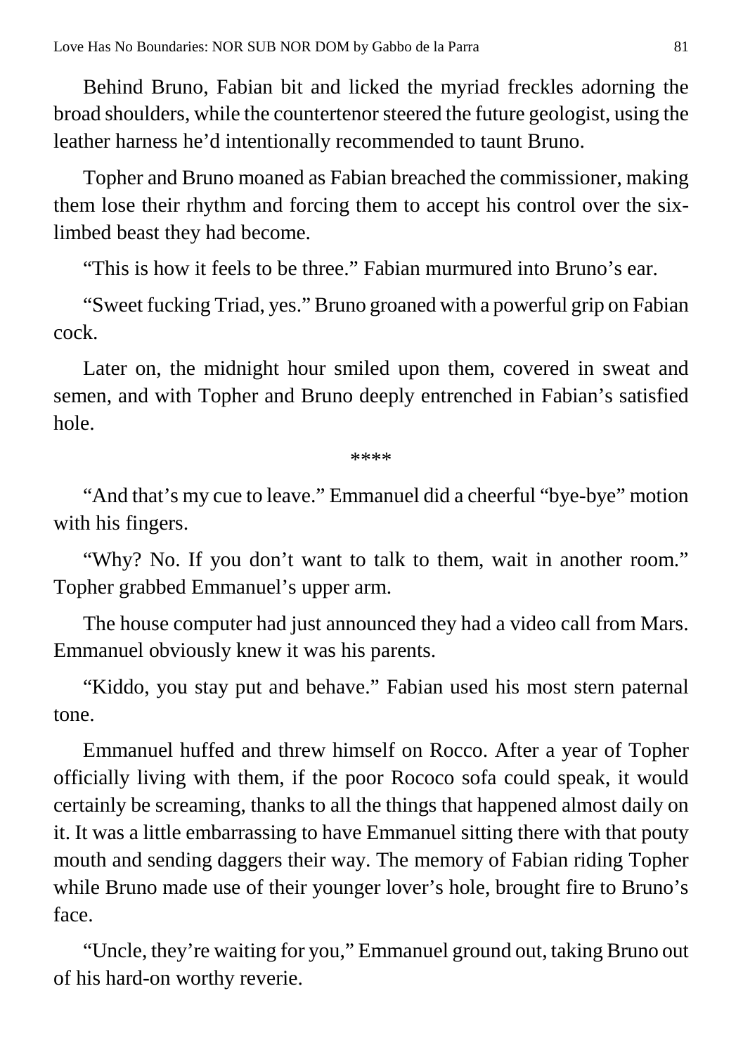Behind Bruno, Fabian bit and licked the myriad freckles adorning the broad shoulders, while the countertenor steered the future geologist, using the leather harness he'd intentionally recommended to taunt Bruno.

Topher and Bruno moaned as Fabian breached the commissioner, making them lose their rhythm and forcing them to accept his control over the six-limbed beast they had become.

"This is how it feels to be three." Fabian murmured into Bruno's ear.

"Sweet fucking Triad, yes." Bruno groaned with a powerful grip on Fabian cock.

Later on, the midnight hour smiled upon them, covered in sweat and semen, and with Topher and Bruno deeply entrenched in Fabian's satisfied hole.

****

"And that's my cue to leave." Emmanuel did a cheerful "bye-bye" motion with his fingers.

"Why? No. If you don't want to talk to them, wait in another room." Topher grabbed Emmanuel's upper arm.

The house computer had just announced they had a video call from Mars. Emmanuel obviously knew it was his parents.

"Kiddo, you stay put and behave." Fabian used his most stern paternal tone.

Emmanuel huffed and threw himself on Rocco. After a year of Topher officially living with them, if the poor Rococo sofa could speak, it would certainly be screaming, thanks to all the things that happened almost daily on it. It was a little embarrassing to have Emmanuel sitting there with that pouty mouth and sending daggers their way. The memory of Fabian riding Topher while Bruno made use of their younger lover's hole, brought fire to Bruno's face.

"Uncle, they're waiting for you," Emmanuel ground out, taking Bruno out of his hard-on worthy reverie.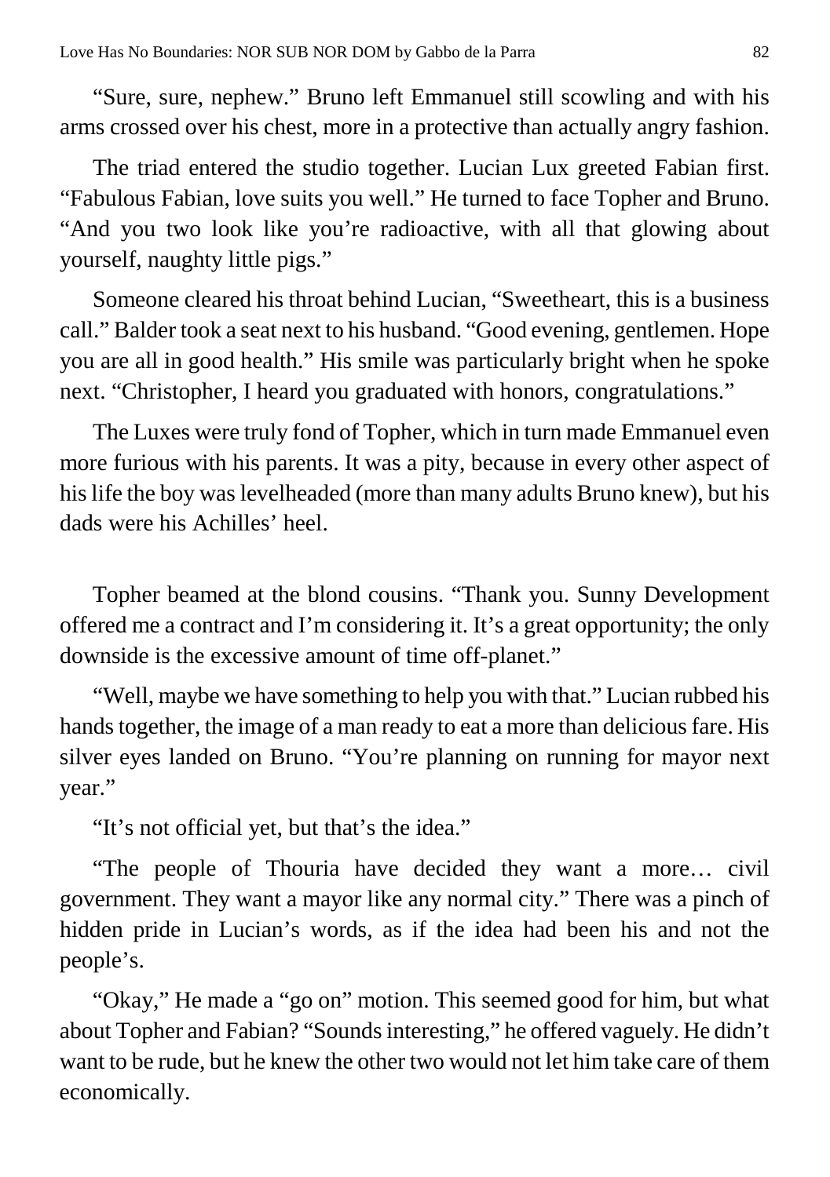"Sure, sure, nephew." Bruno left Emmanuel still scowling and with his arms crossed over his chest, more in a protective than actually angry fashion.

The triad entered the studio together. Lucian Lux greeted Fabian first. "Fabulous Fabian, love suits you well." He turned to face Topher and Bruno. "And you two look like you're radioactive, with all that glowing about yourself, naughty little pigs."

Someone cleared his throat behind Lucian, "Sweetheart, this is a business call." Balder took a seat next to his husband. "Good evening, gentlemen. Hope you are all in good health." His smile was particularly bright when he spoke next. "Christopher, I heard you graduated with honors, congratulations."

The Luxes were truly fond of Topher, which in turn made Emmanuel even more furious with his parents. It was a pity, because in every other aspect of his life the boy was levelheaded (more than many adults Bruno knew), but his dads were his Achilles' heel.

Topher beamed at the blond cousins. "Thank you. Sunny Development offered me a contract and I'm considering it. It's a great opportunity; the only downside is the excessive amount of time off-planet."

"Well, maybe we have something to help you with that." Lucian rubbed his hands together, the image of a man ready to eat a more than delicious fare. His silver eyes landed on Bruno. "You're planning on running for mayor next year."

"It's not official yet, but that's the idea."

"The people of Thouria have decided they want a more… civil government. They want a mayor like any normal city." There was a pinch of hidden pride in Lucian's words, as if the idea had been his and not the people's.

"Okay," He made a "go on" motion. This seemed good for him, but what about Topher and Fabian? "Sounds interesting," he offered vaguely. He didn't want to be rude, but he knew the other two would not let him take care of them economically.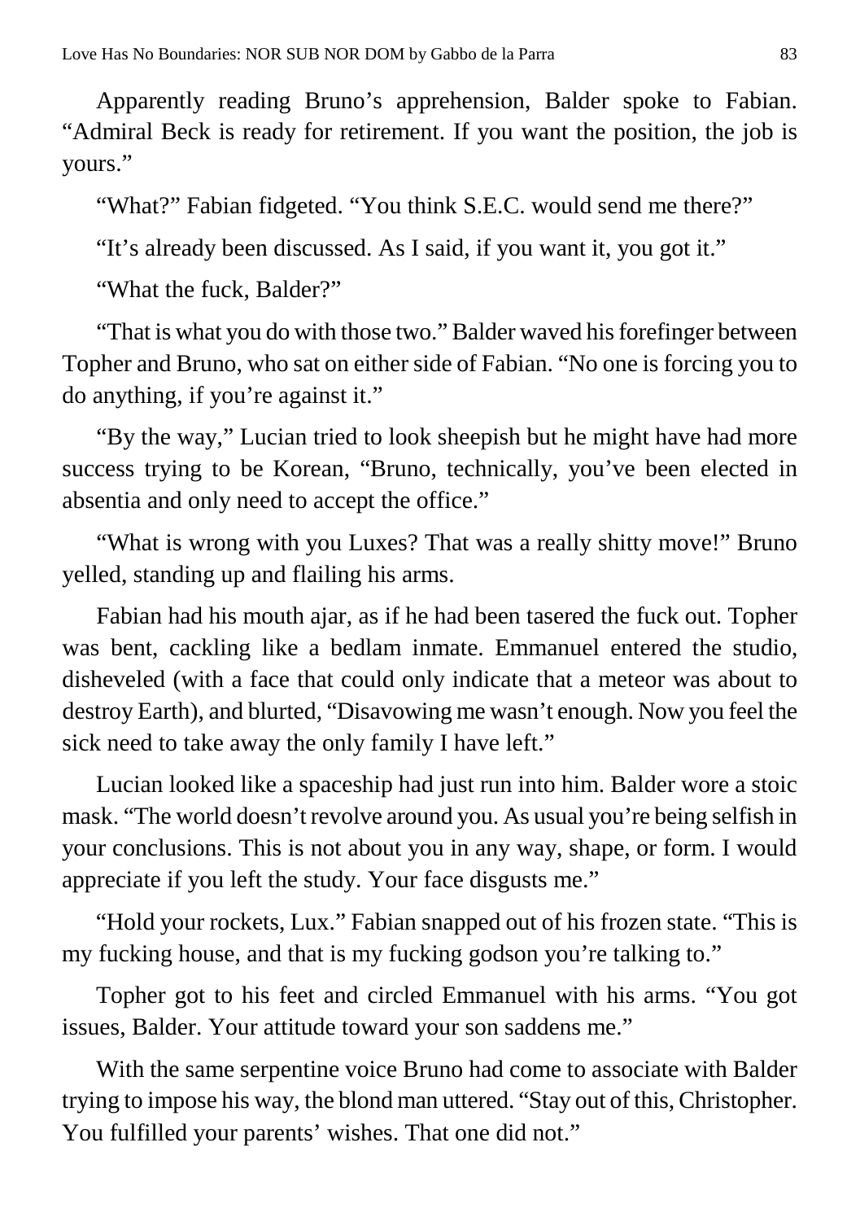Apparently reading Bruno's apprehension, Balder spoke to Fabian. "Admiral Beck is ready for retirement. If you want the position, the job is yours."

"What?" Fabian fidgeted. "You think S.E.C. would send me there?"

"It's already been discussed. As I said, if you want it, you got it."

"What the fuck, Balder?"

"That is what you do with those two." Balder waved his forefinger between Topher and Bruno, who sat on either side of Fabian. "No one is forcing you to do anything, if you're against it."

"By the way," Lucian tried to look sheepish but he might have had more success trying to be Korean, "Bruno, technically, you've been elected in absentia and only need to accept the office."

"What is wrong with you Luxes? That was a really shitty move!" Bruno yelled, standing up and flailing his arms.

Fabian had his mouth ajar, as if he had been tasered the fuck out. Topher was bent, cackling like a bedlam inmate. Emmanuel entered the studio, disheveled (with a face that could only indicate that a meteor was about to destroy Earth), and blurted, "Disavowing me wasn't enough. Now you feel the sick need to take away the only family I have left."

Lucian looked like a spaceship had just run into him. Balder wore a stoic mask. "The world doesn't revolve around you. As usual you're being selfish in your conclusions. This is not about you in any way, shape, or form. I would appreciate if you left the study. Your face disgusts me."

"Hold your rockets, Lux." Fabian snapped out of his frozen state. "This is my fucking house, and that is my fucking godson you're talking to."

Topher got to his feet and circled Emmanuel with his arms. "You got issues, Balder. Your attitude toward your son saddens me."

With the same serpentine voice Bruno had come to associate with Balder trying to impose his way, the blond man uttered. "Stay out of this, Christopher. You fulfilled your parents' wishes. That one did not."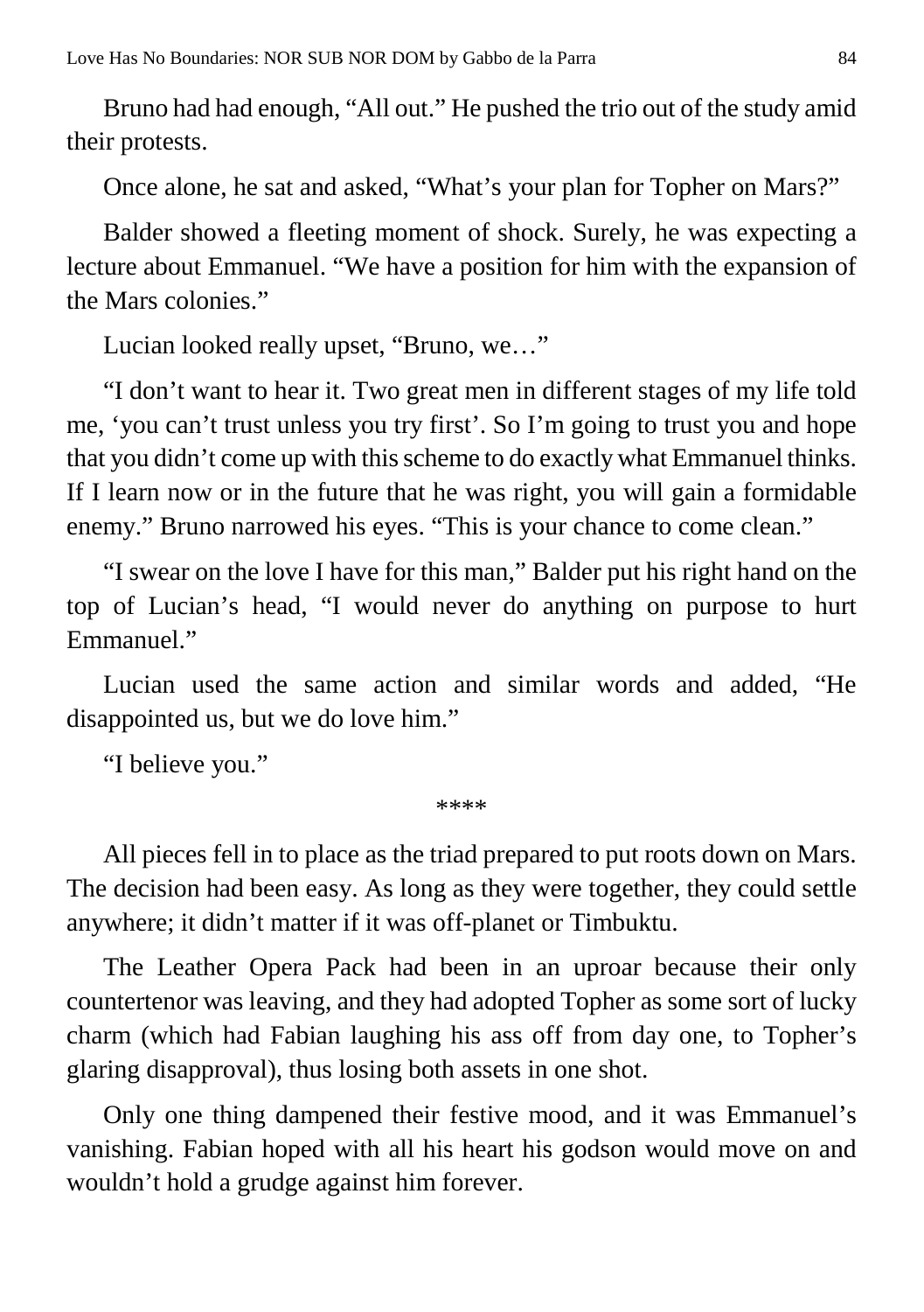Bruno had had enough, "All out." He pushed the trio out of the study amid their protests.

Once alone, he sat and asked, "What's your plan for Topher on Mars?"

Balder showed a fleeting moment of shock. Surely, he was expecting a lecture about Emmanuel. "We have a position for him with the expansion of the Mars colonies."

Lucian looked really upset, "Bruno, we…"

"I don't want to hear it. Two great men in different stages of my life told me, 'you can't trust unless you try first'. So I'm going to trust you and hope that you didn't come up with this scheme to do exactly what Emmanuel thinks. If I learn now or in the future that he was right, you will gain a formidable enemy." Bruno narrowed his eyes. "This is your chance to come clean."

"I swear on the love I have for this man," Balder put his right hand on the top of Lucian's head, "I would never do anything on purpose to hurt Emmanuel."

Lucian used the same action and similar words and added, "He disappointed us, but we do love him."

"I believe you."

****

All pieces fell in to place as the triad prepared to put roots down on Mars. The decision had been easy. As long as they were together, they could settle anywhere; it didn't matter if it was off-planet or Timbuktu.

The Leather Opera Pack had been in an uproar because their only countertenor was leaving, and they had adopted Topher as some sort of lucky charm (which had Fabian laughing his ass off from day one, to Topher's glaring disapproval), thus losing both assets in one shot.

Only one thing dampened their festive mood, and it was Emmanuel's vanishing. Fabian hoped with all his heart his godson would move on and wouldn't hold a grudge against him forever.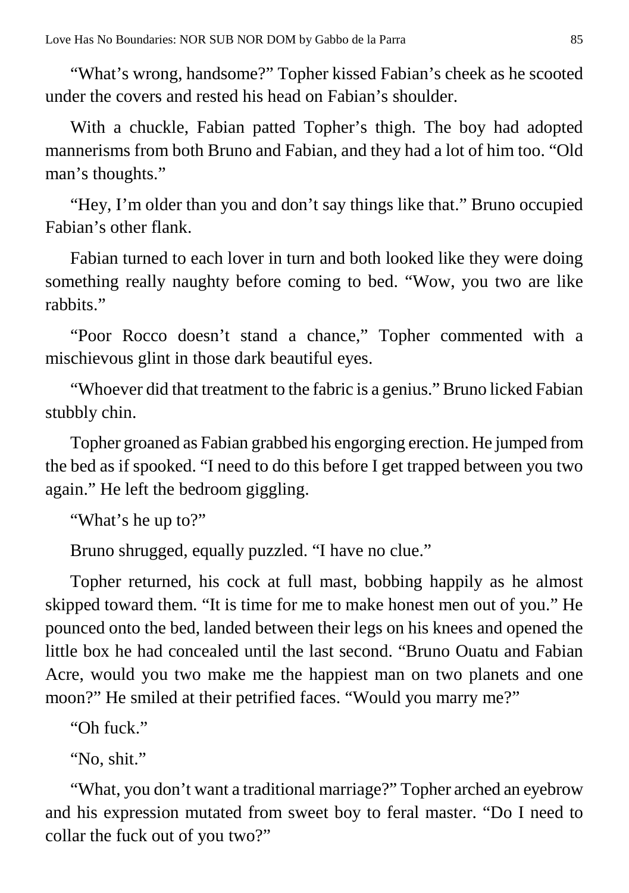"What's wrong, handsome?" Topher kissed Fabian's cheek as he scooted under the covers and rested his head on Fabian's shoulder.

With a chuckle, Fabian patted Topher's thigh. The boy had adopted mannerisms from both Bruno and Fabian, and they had a lot of him too. "Old man's thoughts."

"Hey, I'm older than you and don't say things like that." Bruno occupied Fabian's other flank.

Fabian turned to each lover in turn and both looked like they were doing something really naughty before coming to bed. "Wow, you two are like rabbits."

"Poor Rocco doesn't stand a chance," Topher commented with a mischievous glint in those dark beautiful eyes.

"Whoever did that treatment to the fabric is a genius." Bruno licked Fabian stubbly chin.

Topher groaned as Fabian grabbed his engorging erection. He jumped from the bed as if spooked. "I need to do this before I get trapped between you two again." He left the bedroom giggling.

"What's he up to?"

Bruno shrugged, equally puzzled. "I have no clue."

Topher returned, his cock at full mast, bobbing happily as he almost skipped toward them. "It is time for me to make honest men out of you." He pounced onto the bed, landed between their legs on his knees and opened the little box he had concealed until the last second. "Bruno Ouatu and Fabian Acre, would you two make me the happiest man on two planets and one moon?" He smiled at their petrified faces. "Would you marry me?"

"Oh fuck."

"No, shit."

"What, you don't want a traditional marriage?" Topher arched an eyebrow and his expression mutated from sweet boy to feral master. "Do I need to collar the fuck out of you two?"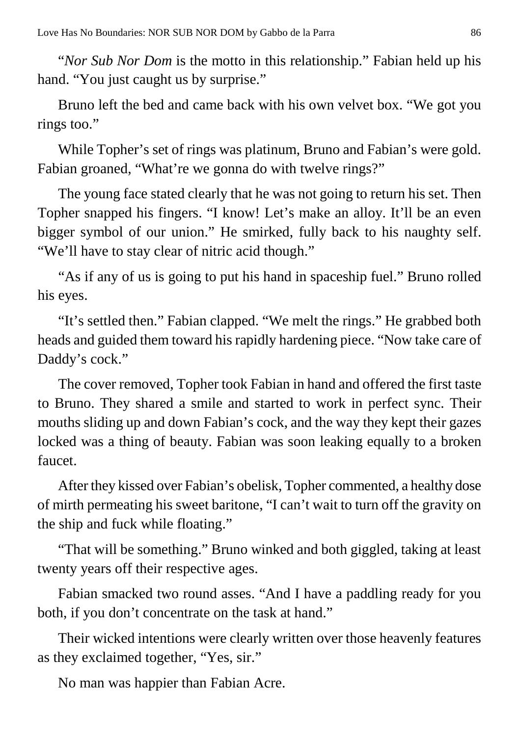"*Nor Sub Nor Dom* is the motto in this relationship." Fabian held up his hand. "You just caught us by surprise."

Bruno left the bed and came back with his own velvet box. "We got you rings too."

While Topher's set of rings was platinum, Bruno and Fabian's were gold. Fabian groaned, "What're we gonna do with twelve rings?"

The young face stated clearly that he was not going to return his set. Then Topher snapped his fingers. "I know! Let's make an alloy. It'll be an even bigger symbol of our union." He smirked, fully back to his naughty self. "We'll have to stay clear of nitric acid though."

"As if any of us is going to put his hand in spaceship fuel." Bruno rolled his eyes.

"It's settled then." Fabian clapped. "We melt the rings." He grabbed both heads and guided them toward his rapidly hardening piece. "Now take care of Daddy's cock."

The cover removed, Topher took Fabian in hand and offered the first taste to Bruno. They shared a smile and started to work in perfect sync. Their mouths sliding up and down Fabian's cock, and the way they kept their gazes locked was a thing of beauty. Fabian was soon leaking equally to a broken faucet.

After they kissed over Fabian's obelisk, Topher commented, a healthy dose of mirth permeating his sweet baritone, "I can't wait to turn off the gravity on the ship and fuck while floating."

"That will be something." Bruno winked and both giggled, taking at least twenty years off their respective ages.

Fabian smacked two round asses. "And I have a paddling ready for you both, if you don't concentrate on the task at hand."

Their wicked intentions were clearly written over those heavenly features as they exclaimed together, "Yes, sir."

No man was happier than Fabian Acre.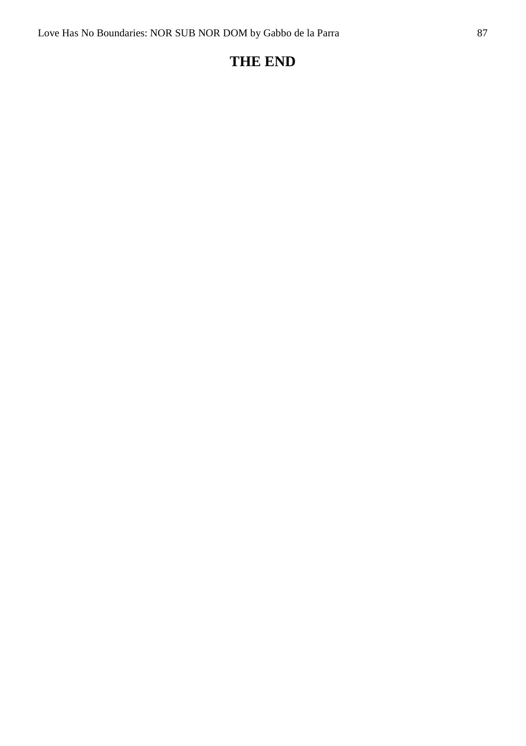# THE END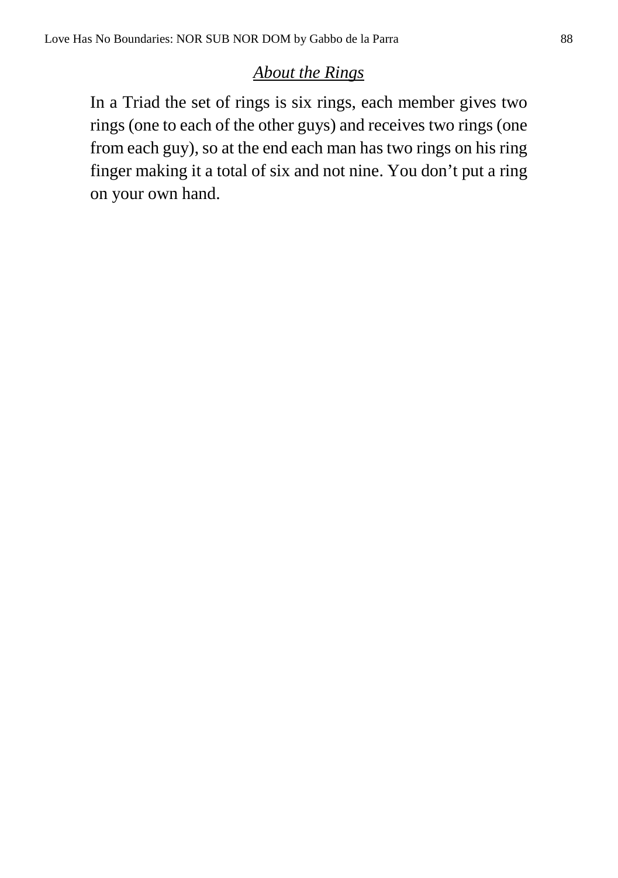## *About the Rings*

In a Triad the set of rings is six rings, each member gives two rings (one to each of the other guys) and receives two rings (one from each guy), so at the end each man has two rings on his ring finger making it a total of six and not nine. You don't put a ring on your own hand.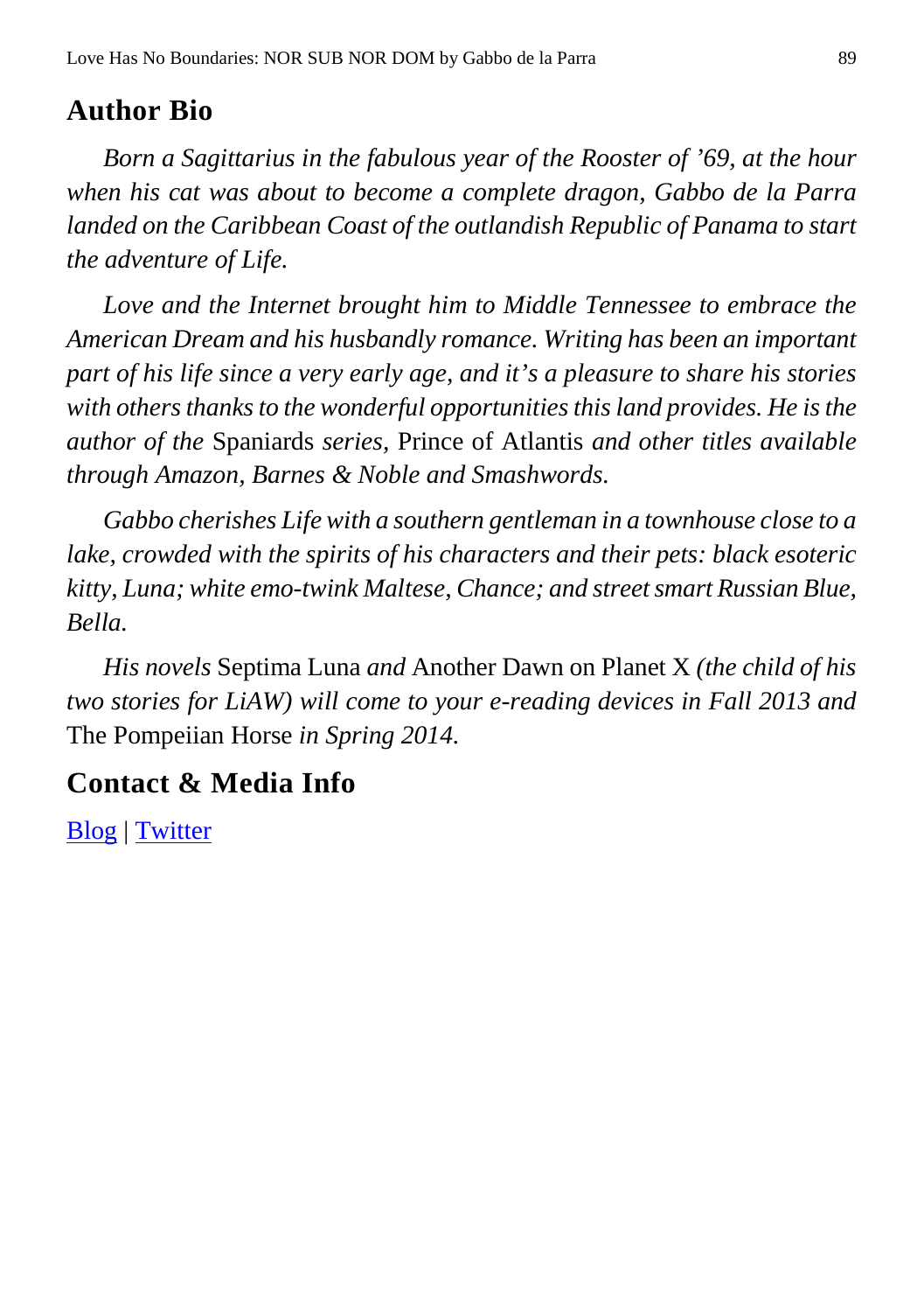## Author Bio

*Born a Sagittarius in the fabulous year of the Rooster of '69, at the hour when his cat was about to become a complete dragon, Gabbo de la Parra landed on the Caribbean Coast of the outlandish Republic of Panama to start the adventure of Life.*

*Love and the Internet brought him to Middle Tennessee to embrace the American Dream and his husbandly romance. Writing has been an important part of his life since a very early age, and it's a pleasure to share his stories with others thanks to the wonderful opportunities this land provides. He is the author of the* Spaniards *series,* Prince of Atlantis *and other titles available through Amazon, Barnes & Noble and Smashwords.*

*Gabbo cherishes Life with a southern gentleman in a townhouse close to a lake, crowded with the spirits of his characters and their pets: black esoteric kitty, Luna; white emo-twink Maltese, Chance; and street smart Russian Blue, Bella.*

*His novels* Septima Luna *and* Another Dawn on Planet X *(the child of his two stories for LiAW) will come to your e-reading devices in Fall 2013 and* The Pompeiian Horse *in Spring 2014.*

## Contact & Media Info

Blog | Twitter